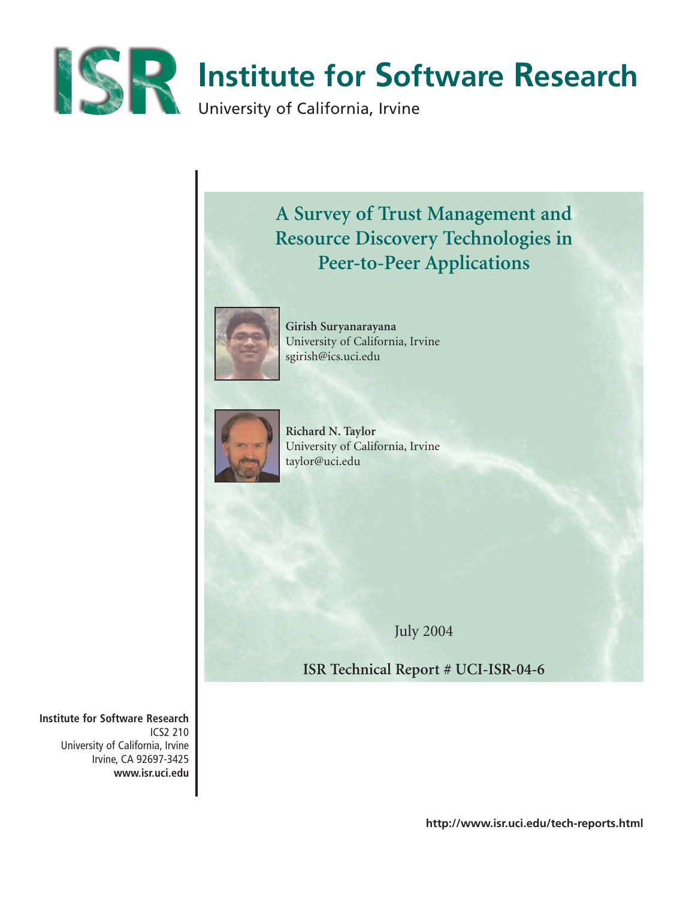# ISR Institute for Software Research

University of California, Irvine

## A Survey of Trust Management and Resource Discovery Technologies in Peer-to-Peer Applications

**Girish Suryanarayana**
University of California, Irvine
sgirish@ics.uci.edu

**Richard N. Taylor**
University of California, Irvine
taylor@uci.edu

July 2004

**ISR Technical Report # UCI-ISR-04-6**

**Institute for Software Research**
ICS2 210
University of California, Irvine
Irvine, CA 92697-3425
**www.isr.uci.edu**

**http://www.isr.uci.edu/tech-reports.html**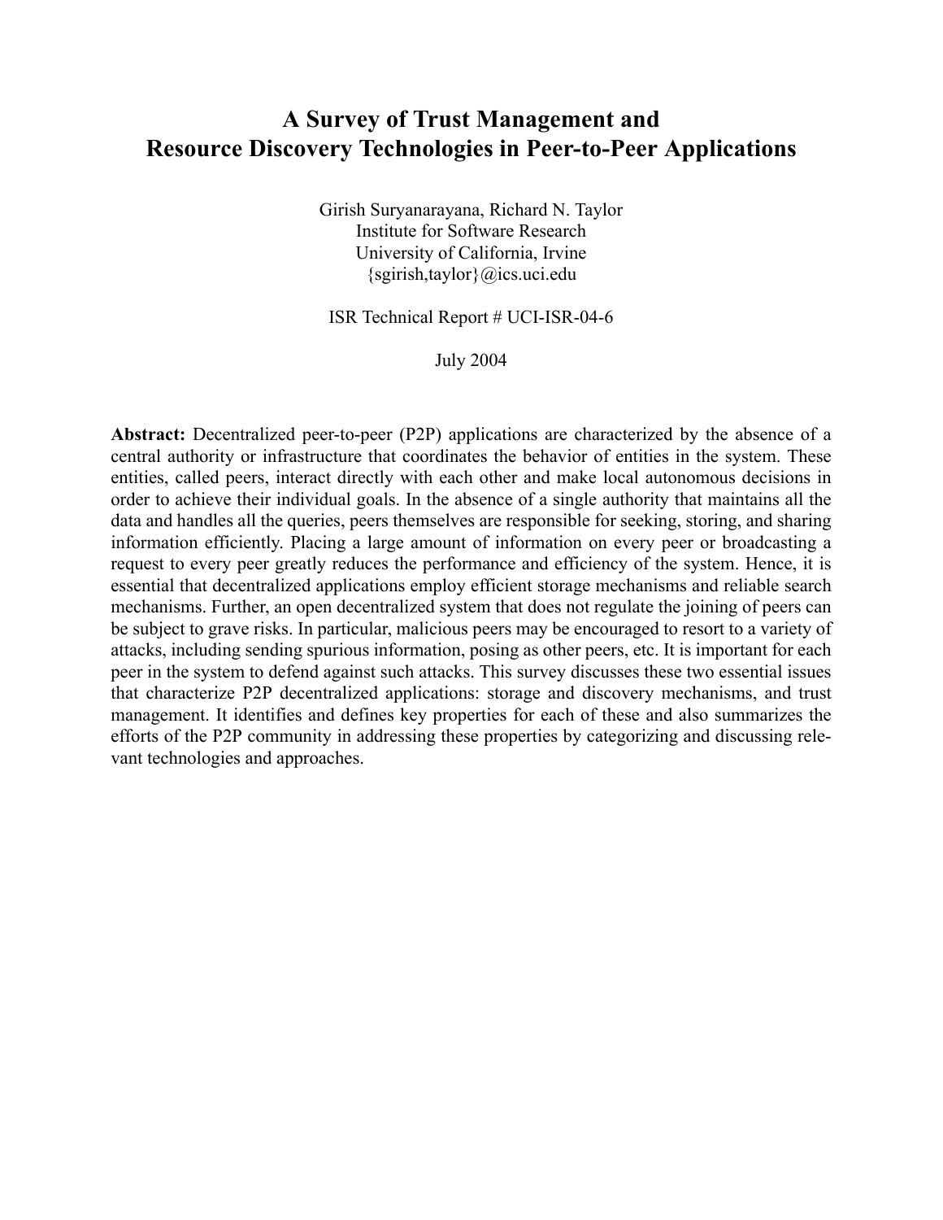# A Survey of Trust Management and Resource Discovery Technologies in Peer-to-Peer Applications

Girish Suryanarayana, Richard N. Taylor
Institute for Software Research
University of California, Irvine
{sgirish,taylor}@ics.uci.edu

ISR Technical Report # UCI-ISR-04-6

July 2004

**Abstract:** Decentralized peer-to-peer (P2P) applications are characterized by the absence of a central authority or infrastructure that coordinates the behavior of entities in the system. These entities, called peers, interact directly with each other and make local autonomous decisions in order to achieve their individual goals. In the absence of a single authority that maintains all the data and handles all the queries, peers themselves are responsible for seeking, storing, and sharing information efficiently. Placing a large amount of information on every peer or broadcasting a request to every peer greatly reduces the performance and efficiency of the system. Hence, it is essential that decentralized applications employ efficient storage mechanisms and reliable search mechanisms. Further, an open decentralized system that does not regulate the joining of peers can be subject to grave risks. In particular, malicious peers may be encouraged to resort to a variety of attacks, including sending spurious information, posing as other peers, etc. It is important for each peer in the system to defend against such attacks. This survey discusses these two essential issues that characterize P2P decentralized applications: storage and discovery mechanisms, and trust management. It identifies and defines key properties for each of these and also summarizes the efforts of the P2P community in addressing these properties by categorizing and discussing relevant technologies and approaches.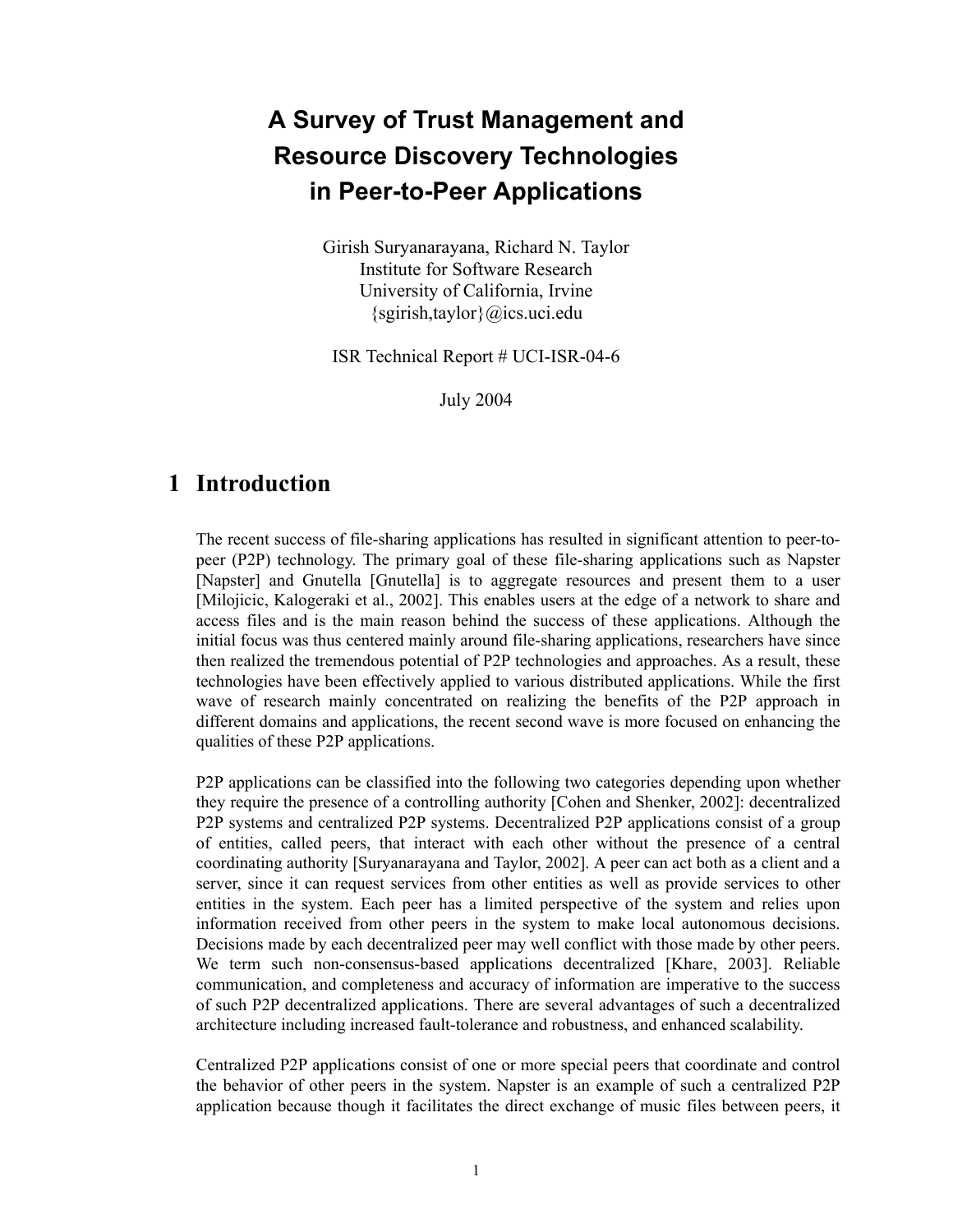# A Survey of Trust Management and Resource Discovery Technologies in Peer-to-Peer Applications

Girish Suryanarayana, Richard N. Taylor
Institute for Software Research
University of California, Irvine
{sgirish,taylor}@ics.uci.edu

ISR Technical Report # UCI-ISR-04-6

July 2004

## 1 Introduction

The recent success of file-sharing applications has resulted in significant attention to peer-to-peer (P2P) technology. The primary goal of these file-sharing applications such as Napster [Napster] and Gnutella [Gnutella] is to aggregate resources and present them to a user [Milojicic, Kalogeraki et al., 2002]. This enables users at the edge of a network to share and access files and is the main reason behind the success of these applications. Although the initial focus was thus centered mainly around file-sharing applications, researchers have since then realized the tremendous potential of P2P technologies and approaches. As a result, these technologies have been effectively applied to various distributed applications. While the first wave of research mainly concentrated on realizing the benefits of the P2P approach in different domains and applications, the recent second wave is more focused on enhancing the qualities of these P2P applications.

P2P applications can be classified into the following two categories depending upon whether they require the presence of a controlling authority [Cohen and Shenker, 2002]: decentralized P2P systems and centralized P2P systems. Decentralized P2P applications consist of a group of entities, called peers, that interact with each other without the presence of a central coordinating authority [Suryanarayana and Taylor, 2002]. A peer can act both as a client and a server, since it can request services from other entities as well as provide services to other entities in the system. Each peer has a limited perspective of the system and relies upon information received from other peers in the system to make local autonomous decisions. Decisions made by each decentralized peer may well conflict with those made by other peers. We term such non-consensus-based applications decentralized [Khare, 2003]. Reliable communication, and completeness and accuracy of information are imperative to the success of such P2P decentralized applications. There are several advantages of such a decentralized architecture including increased fault-tolerance and robustness, and enhanced scalability.

Centralized P2P applications consist of one or more special peers that coordinate and control the behavior of other peers in the system. Napster is an example of such a centralized P2P application because though it facilitates the direct exchange of music files between peers, it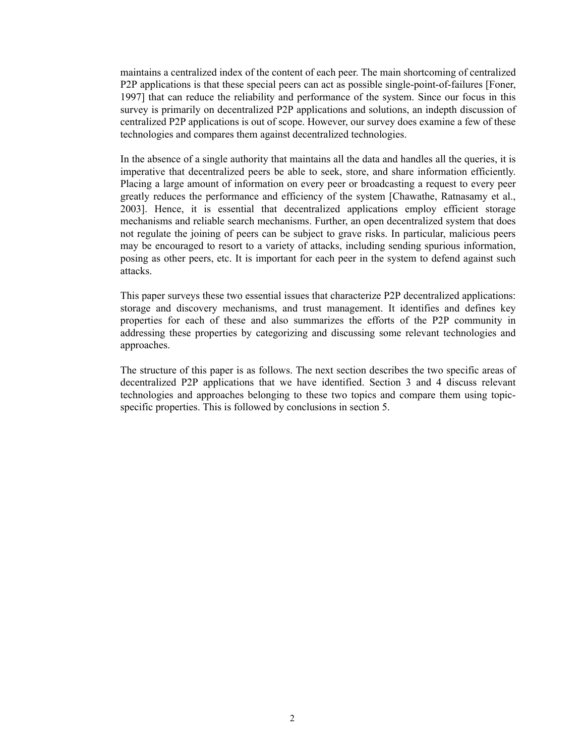maintains a centralized index of the content of each peer. The main shortcoming of centralized P2P applications is that these special peers can act as possible single-point-of-failures [Foner, 1997] that can reduce the reliability and performance of the system. Since our focus in this survey is primarily on decentralized P2P applications and solutions, an indepth discussion of centralized P2P applications is out of scope. However, our survey does examine a few of these technologies and compares them against decentralized technologies.

In the absence of a single authority that maintains all the data and handles all the queries, it is imperative that decentralized peers be able to seek, store, and share information efficiently. Placing a large amount of information on every peer or broadcasting a request to every peer greatly reduces the performance and efficiency of the system [Chawathe, Ratnasamy et al., 2003]. Hence, it is essential that decentralized applications employ efficient storage mechanisms and reliable search mechanisms. Further, an open decentralized system that does not regulate the joining of peers can be subject to grave risks. In particular, malicious peers may be encouraged to resort to a variety of attacks, including sending spurious information, posing as other peers, etc. It is important for each peer in the system to defend against such attacks.

This paper surveys these two essential issues that characterize P2P decentralized applications: storage and discovery mechanisms, and trust management. It identifies and defines key properties for each of these and also summarizes the efforts of the P2P community in addressing these properties by categorizing and discussing some relevant technologies and approaches.

The structure of this paper is as follows. The next section describes the two specific areas of decentralized P2P applications that we have identified. Section 3 and 4 discuss relevant technologies and approaches belonging to these two topics and compare them using topic-specific properties. This is followed by conclusions in section 5.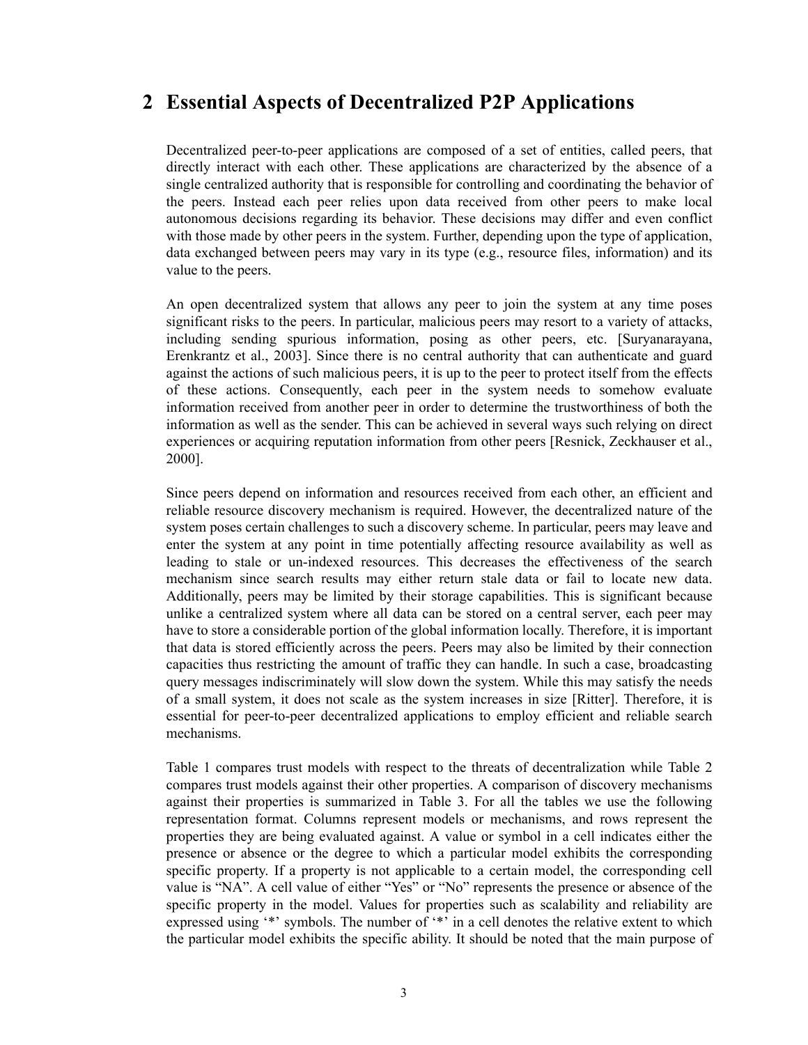# 2 Essential Aspects of Decentralized P2P Applications

Decentralized peer-to-peer applications are composed of a set of entities, called peers, that directly interact with each other. These applications are characterized by the absence of a single centralized authority that is responsible for controlling and coordinating the behavior of the peers. Instead each peer relies upon data received from other peers to make local autonomous decisions regarding its behavior. These decisions may differ and even conflict with those made by other peers in the system. Further, depending upon the type of application, data exchanged between peers may vary in its type (e.g., resource files, information) and its value to the peers.

An open decentralized system that allows any peer to join the system at any time poses significant risks to the peers. In particular, malicious peers may resort to a variety of attacks, including sending spurious information, posing as other peers, etc. [Suryanarayana, Erenkrantz et al., 2003]. Since there is no central authority that can authenticate and guard against the actions of such malicious peers, it is up to the peer to protect itself from the effects of these actions. Consequently, each peer in the system needs to somehow evaluate information received from another peer in order to determine the trustworthiness of both the information as well as the sender. This can be achieved in several ways such relying on direct experiences or acquiring reputation information from other peers [Resnick, Zeckhauser et al., 2000].

Since peers depend on information and resources received from each other, an efficient and reliable resource discovery mechanism is required. However, the decentralized nature of the system poses certain challenges to such a discovery scheme. In particular, peers may leave and enter the system at any point in time potentially affecting resource availability as well as leading to stale or un-indexed resources. This decreases the effectiveness of the search mechanism since search results may either return stale data or fail to locate new data. Additionally, peers may be limited by their storage capabilities. This is significant because unlike a centralized system where all data can be stored on a central server, each peer may have to store a considerable portion of the global information locally. Therefore, it is important that data is stored efficiently across the peers. Peers may also be limited by their connection capacities thus restricting the amount of traffic they can handle. In such a case, broadcasting query messages indiscriminately will slow down the system. While this may satisfy the needs of a small system, it does not scale as the system increases in size [Ritter]. Therefore, it is essential for peer-to-peer decentralized applications to employ efficient and reliable search mechanisms.

Table 1 compares trust models with respect to the threats of decentralization while Table 2 compares trust models against their other properties. A comparison of discovery mechanisms against their properties is summarized in Table 3. For all the tables we use the following representation format. Columns represent models or mechanisms, and rows represent the properties they are being evaluated against. A value or symbol in a cell indicates either the presence or absence or the degree to which a particular model exhibits the corresponding specific property. If a property is not applicable to a certain model, the corresponding cell value is "NA". A cell value of either "Yes" or "No" represents the presence or absence of the specific property in the model. Values for properties such as scalability and reliability are expressed using '*' symbols. The number of '*' in a cell denotes the relative extent to which the particular model exhibits the specific ability. It should be noted that the main purpose of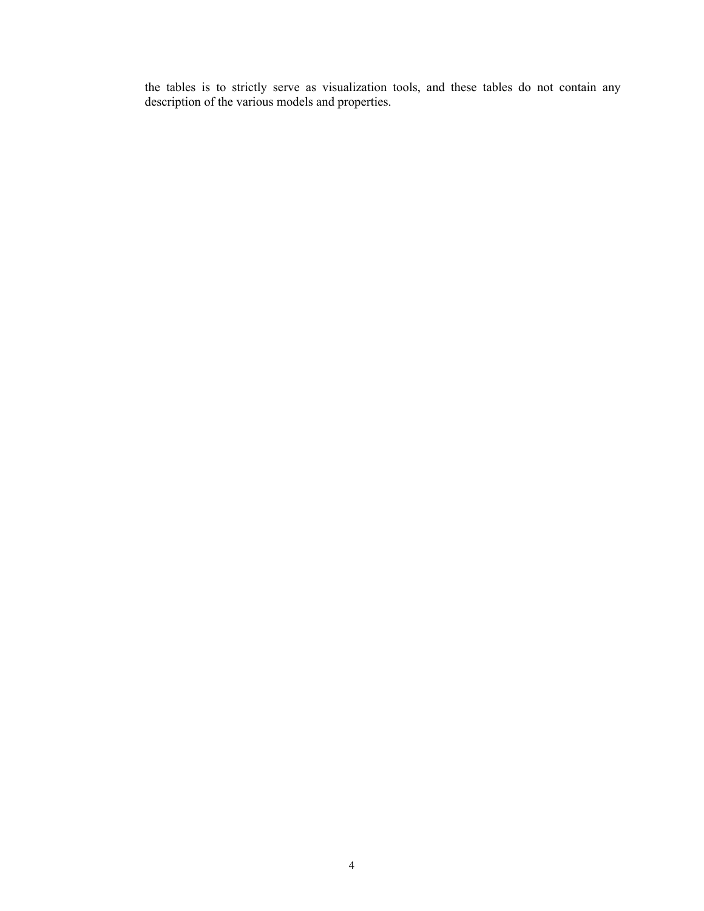the tables is to strictly serve as visualization tools, and these tables do not contain any description of the various models and properties.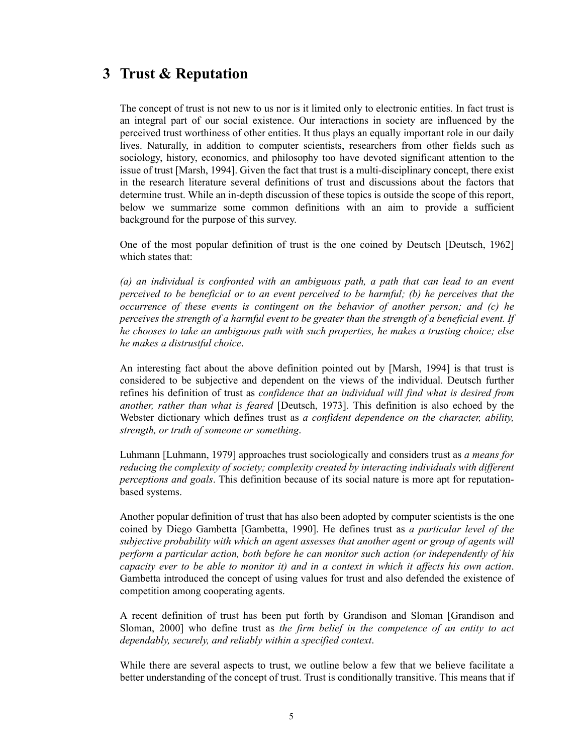# 3 Trust & Reputation

The concept of trust is not new to us nor is it limited only to electronic entities. In fact trust is an integral part of our social existence. Our interactions in society are influenced by the perceived trust worthiness of other entities. It thus plays an equally important role in our daily lives. Naturally, in addition to computer scientists, researchers from other fields such as sociology, history, economics, and philosophy too have devoted significant attention to the issue of trust [Marsh, 1994]. Given the fact that trust is a multi-disciplinary concept, there exist in the research literature several definitions of trust and discussions about the factors that determine trust. While an in-depth discussion of these topics is outside the scope of this report, below we summarize some common definitions with an aim to provide a sufficient background for the purpose of this survey.

One of the most popular definition of trust is the one coined by Deutsch [Deutsch, 1962] which states that:

*(a) an individual is confronted with an ambiguous path, a path that can lead to an event perceived to be beneficial or to an event perceived to be harmful; (b) he perceives that the occurrence of these events is contingent on the behavior of another person; and (c) he perceives the strength of a harmful event to be greater than the strength of a beneficial event. If he chooses to take an ambiguous path with such properties, he makes a trusting choice; else he makes a distrustful choice*.

An interesting fact about the above definition pointed out by [Marsh, 1994] is that trust is considered to be subjective and dependent on the views of the individual. Deutsch further refines his definition of trust as *confidence that an individual will find what is desired from another, rather than what is feared* [Deutsch, 1973]. This definition is also echoed by the Webster dictionary which defines trust as *a confident dependence on the character, ability, strength, or truth of someone or something*.

Luhmann [Luhmann, 1979] approaches trust sociologically and considers trust as *a means for reducing the complexity of society; complexity created by interacting individuals with different perceptions and goals*. This definition because of its social nature is more apt for reputation-based systems.

Another popular definition of trust that has also been adopted by computer scientists is the one coined by Diego Gambetta [Gambetta, 1990]. He defines trust as *a particular level of the subjective probability with which an agent assesses that another agent or group of agents will perform a particular action, both before he can monitor such action (or independently of his capacity ever to be able to monitor it) and in a context in which it affects his own action*. Gambetta introduced the concept of using values for trust and also defended the existence of competition among cooperating agents.

A recent definition of trust has been put forth by Grandison and Sloman [Grandison and Sloman, 2000] who define trust as *the firm belief in the competence of an entity to act dependably, securely, and reliably within a specified context*.

While there are several aspects to trust, we outline below a few that we believe facilitate a better understanding of the concept of trust. Trust is conditionally transitive. This means that if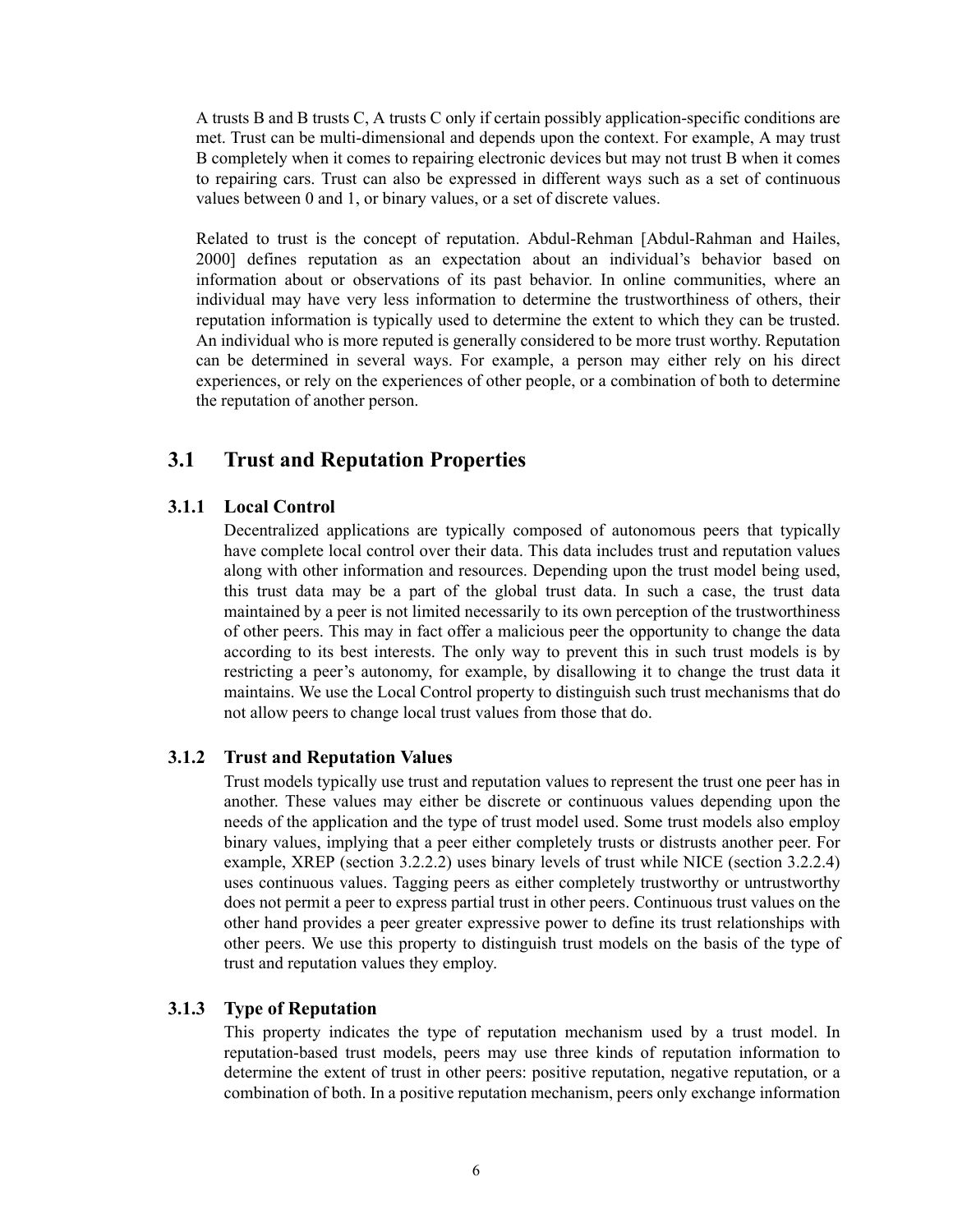A trusts B and B trusts C, A trusts C only if certain possibly application-specific conditions are met. Trust can be multi-dimensional and depends upon the context. For example, A may trust B completely when it comes to repairing electronic devices but may not trust B when it comes to repairing cars. Trust can also be expressed in different ways such as a set of continuous values between 0 and 1, or binary values, or a set of discrete values.

Related to trust is the concept of reputation. Abdul-Rehman [Abdul-Rahman and Hailes, 2000] defines reputation as an expectation about an individual's behavior based on information about or observations of its past behavior. In online communities, where an individual may have very less information to determine the trustworthiness of others, their reputation information is typically used to determine the extent to which they can be trusted. An individual who is more reputed is generally considered to be more trust worthy. Reputation can be determined in several ways. For example, a person may either rely on his direct experiences, or rely on the experiences of other people, or a combination of both to determine the reputation of another person.

## 3.1 Trust and Reputation Properties

### 3.1.1 Local Control

Decentralized applications are typically composed of autonomous peers that typically have complete local control over their data. This data includes trust and reputation values along with other information and resources. Depending upon the trust model being used, this trust data may be a part of the global trust data. In such a case, the trust data maintained by a peer is not limited necessarily to its own perception of the trustworthiness of other peers. This may in fact offer a malicious peer the opportunity to change the data according to its best interests. The only way to prevent this in such trust models is by restricting a peer's autonomy, for example, by disallowing it to change the trust data it maintains. We use the Local Control property to distinguish such trust mechanisms that do not allow peers to change local trust values from those that do.

### 3.1.2 Trust and Reputation Values

Trust models typically use trust and reputation values to represent the trust one peer has in another. These values may either be discrete or continuous values depending upon the needs of the application and the type of trust model used. Some trust models also employ binary values, implying that a peer either completely trusts or distrusts another peer. For example, XREP (section 3.2.2.2) uses binary levels of trust while NICE (section 3.2.2.4) uses continuous values. Tagging peers as either completely trustworthy or untrustworthy does not permit a peer to express partial trust in other peers. Continuous trust values on the other hand provides a peer greater expressive power to define its trust relationships with other peers. We use this property to distinguish trust models on the basis of the type of trust and reputation values they employ.

### 3.1.3 Type of Reputation

This property indicates the type of reputation mechanism used by a trust model. In reputation-based trust models, peers may use three kinds of reputation information to determine the extent of trust in other peers: positive reputation, negative reputation, or a combination of both. In a positive reputation mechanism, peers only exchange information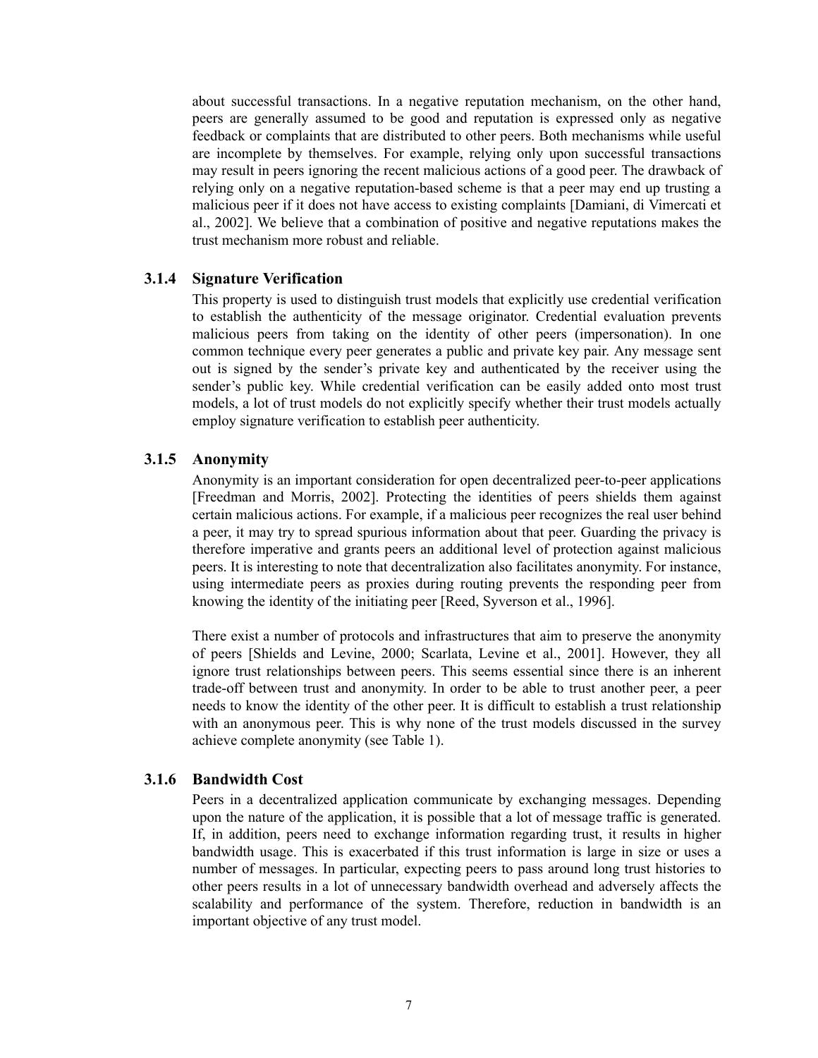about successful transactions. In a negative reputation mechanism, on the other hand, peers are generally assumed to be good and reputation is expressed only as negative feedback or complaints that are distributed to other peers. Both mechanisms while useful are incomplete by themselves. For example, relying only upon successful transactions may result in peers ignoring the recent malicious actions of a good peer. The drawback of relying only on a negative reputation-based scheme is that a peer may end up trusting a malicious peer if it does not have access to existing complaints [Damiani, di Vimercati et al., 2002]. We believe that a combination of positive and negative reputations makes the trust mechanism more robust and reliable.

### 3.1.4 Signature Verification

This property is used to distinguish trust models that explicitly use credential verification to establish the authenticity of the message originator. Credential evaluation prevents malicious peers from taking on the identity of other peers (impersonation). In one common technique every peer generates a public and private key pair. Any message sent out is signed by the sender's private key and authenticated by the receiver using the sender's public key. While credential verification can be easily added onto most trust models, a lot of trust models do not explicitly specify whether their trust models actually employ signature verification to establish peer authenticity.

### 3.1.5 Anonymity

Anonymity is an important consideration for open decentralized peer-to-peer applications [Freedman and Morris, 2002]. Protecting the identities of peers shields them against certain malicious actions. For example, if a malicious peer recognizes the real user behind a peer, it may try to spread spurious information about that peer. Guarding the privacy is therefore imperative and grants peers an additional level of protection against malicious peers. It is interesting to note that decentralization also facilitates anonymity. For instance, using intermediate peers as proxies during routing prevents the responding peer from knowing the identity of the initiating peer [Reed, Syverson et al., 1996].

There exist a number of protocols and infrastructures that aim to preserve the anonymity of peers [Shields and Levine, 2000; Scarlata, Levine et al., 2001]. However, they all ignore trust relationships between peers. This seems essential since there is an inherent trade-off between trust and anonymity. In order to be able to trust another peer, a peer needs to know the identity of the other peer. It is difficult to establish a trust relationship with an anonymous peer. This is why none of the trust models discussed in the survey achieve complete anonymity (see Table 1).

### 3.1.6 Bandwidth Cost

Peers in a decentralized application communicate by exchanging messages. Depending upon the nature of the application, it is possible that a lot of message traffic is generated. If, in addition, peers need to exchange information regarding trust, it results in higher bandwidth usage. This is exacerbated if this trust information is large in size or uses a number of messages. In particular, expecting peers to pass around long trust histories to other peers results in a lot of unnecessary bandwidth overhead and adversely affects the scalability and performance of the system. Therefore, reduction in bandwidth is an important objective of any trust model.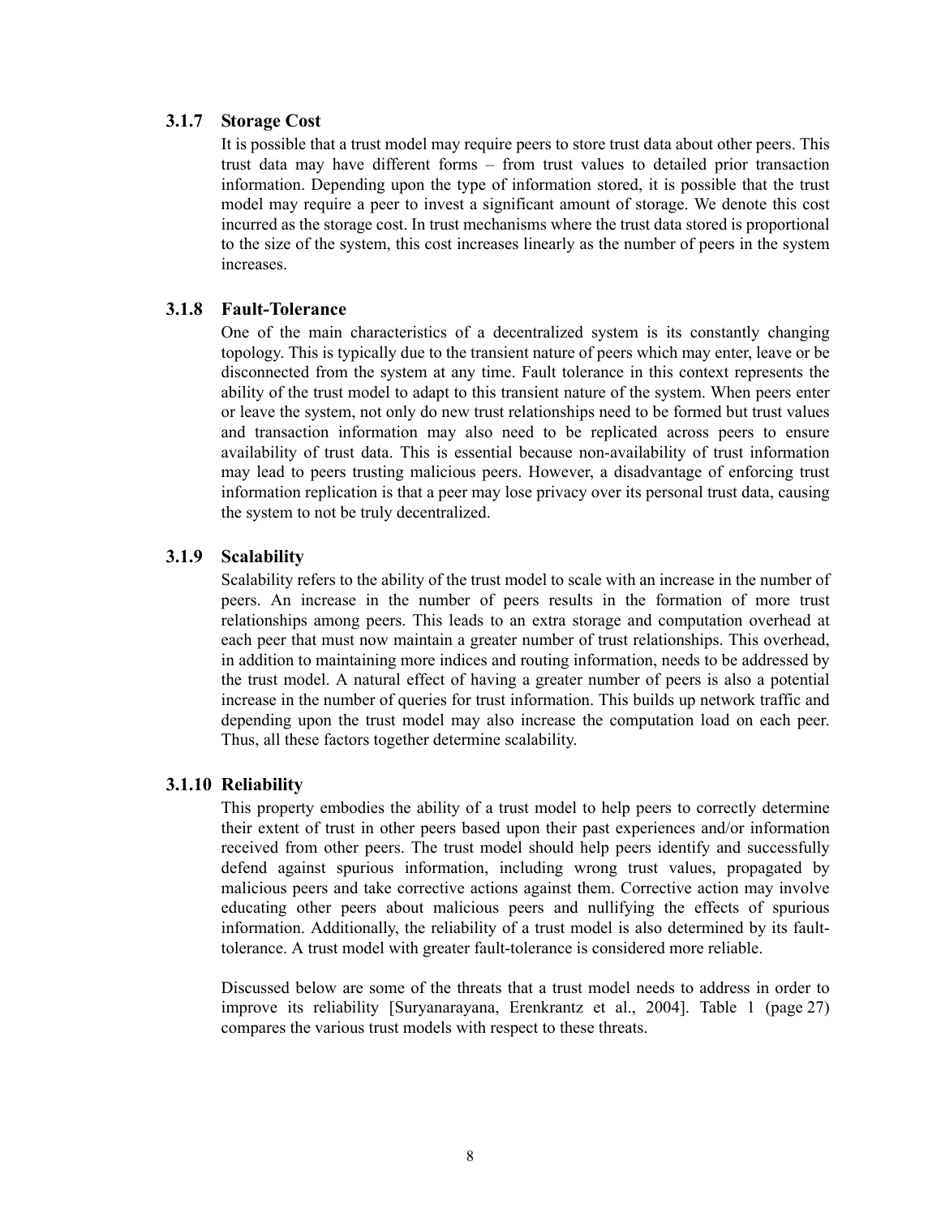### 3.1.7 Storage Cost

It is possible that a trust model may require peers to store trust data about other peers. This trust data may have different forms – from trust values to detailed prior transaction information. Depending upon the type of information stored, it is possible that the trust model may require a peer to invest a significant amount of storage. We denote this cost incurred as the storage cost. In trust mechanisms where the trust data stored is proportional to the size of the system, this cost increases linearly as the number of peers in the system increases.

### 3.1.8 Fault-Tolerance

One of the main characteristics of a decentralized system is its constantly changing topology. This is typically due to the transient nature of peers which may enter, leave or be disconnected from the system at any time. Fault tolerance in this context represents the ability of the trust model to adapt to this transient nature of the system. When peers enter or leave the system, not only do new trust relationships need to be formed but trust values and transaction information may also need to be replicated across peers to ensure availability of trust data. This is essential because non-availability of trust information may lead to peers trusting malicious peers. However, a disadvantage of enforcing trust information replication is that a peer may lose privacy over its personal trust data, causing the system to not be truly decentralized.

### 3.1.9 Scalability

Scalability refers to the ability of the trust model to scale with an increase in the number of peers. An increase in the number of peers results in the formation of more trust relationships among peers. This leads to an extra storage and computation overhead at each peer that must now maintain a greater number of trust relationships. This overhead, in addition to maintaining more indices and routing information, needs to be addressed by the trust model. A natural effect of having a greater number of peers is also a potential increase in the number of queries for trust information. This builds up network traffic and depending upon the trust model may also increase the computation load on each peer. Thus, all these factors together determine scalability.

### 3.1.10 Reliability

This property embodies the ability of a trust model to help peers to correctly determine their extent of trust in other peers based upon their past experiences and/or information received from other peers. The trust model should help peers identify and successfully defend against spurious information, including wrong trust values, propagated by malicious peers and take corrective actions against them. Corrective action may involve educating other peers about malicious peers and nullifying the effects of spurious information. Additionally, the reliability of a trust model is also determined by its fault-tolerance. A trust model with greater fault-tolerance is considered more reliable.

Discussed below are some of the threats that a trust model needs to address in order to improve its reliability [Suryanarayana, Erenkrantz et al., 2004]. Table 1 (page 27) compares the various trust models with respect to these threats.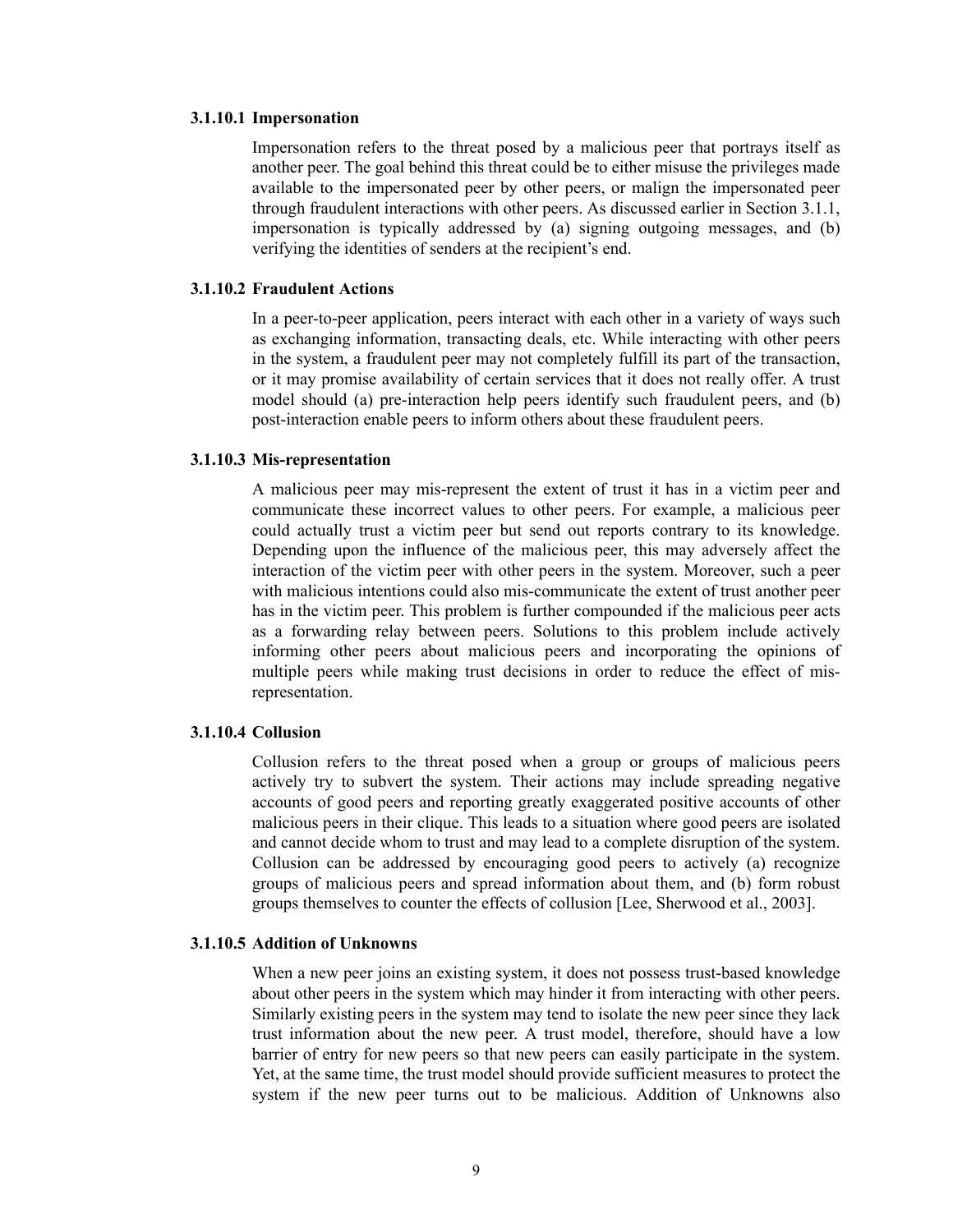#### 3.1.10.1 Impersonation

Impersonation refers to the threat posed by a malicious peer that portrays itself as another peer. The goal behind this threat could be to either misuse the privileges made available to the impersonated peer by other peers, or malign the impersonated peer through fraudulent interactions with other peers. As discussed earlier in Section 3.1.1, impersonation is typically addressed by (a) signing outgoing messages, and (b) verifying the identities of senders at the recipient's end.

#### 3.1.10.2 Fraudulent Actions

In a peer-to-peer application, peers interact with each other in a variety of ways such as exchanging information, transacting deals, etc. While interacting with other peers in the system, a fraudulent peer may not completely fulfill its part of the transaction, or it may promise availability of certain services that it does not really offer. A trust model should (a) pre-interaction help peers identify such fraudulent peers, and (b) post-interaction enable peers to inform others about these fraudulent peers.

#### 3.1.10.3 Mis-representation

A malicious peer may mis-represent the extent of trust it has in a victim peer and communicate these incorrect values to other peers. For example, a malicious peer could actually trust a victim peer but send out reports contrary to its knowledge. Depending upon the influence of the malicious peer, this may adversely affect the interaction of the victim peer with other peers in the system. Moreover, such a peer with malicious intentions could also mis-communicate the extent of trust another peer has in the victim peer. This problem is further compounded if the malicious peer acts as a forwarding relay between peers. Solutions to this problem include actively informing other peers about malicious peers and incorporating the opinions of multiple peers while making trust decisions in order to reduce the effect of mis-representation.

#### 3.1.10.4 Collusion

Collusion refers to the threat posed when a group or groups of malicious peers actively try to subvert the system. Their actions may include spreading negative accounts of good peers and reporting greatly exaggerated positive accounts of other malicious peers in their clique. This leads to a situation where good peers are isolated and cannot decide whom to trust and may lead to a complete disruption of the system. Collusion can be addressed by encouraging good peers to actively (a) recognize groups of malicious peers and spread information about them, and (b) form robust groups themselves to counter the effects of collusion [Lee, Sherwood et al., 2003].

#### 3.1.10.5 Addition of Unknowns

When a new peer joins an existing system, it does not possess trust-based knowledge about other peers in the system which may hinder it from interacting with other peers. Similarly existing peers in the system may tend to isolate the new peer since they lack trust information about the new peer. A trust model, therefore, should have a low barrier of entry for new peers so that new peers can easily participate in the system. Yet, at the same time, the trust model should provide sufficient measures to protect the system if the new peer turns out to be malicious. Addition of Unknowns also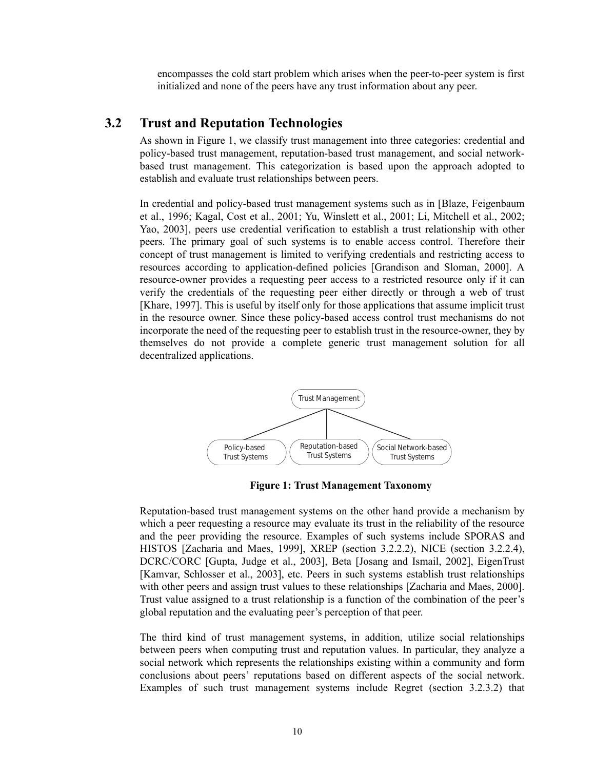encompasses the cold start problem which arises when the peer-to-peer system is first initialized and none of the peers have any trust information about any peer.

## 3.2 Trust and Reputation Technologies

As shown in Figure 1, we classify trust management into three categories: credential and policy-based trust management, reputation-based trust management, and social network-based trust management. This categorization is based upon the approach adopted to establish and evaluate trust relationships between peers.

In credential and policy-based trust management systems such as in [Blaze, Feigenbaum et al., 1996; Kagal, Cost et al., 2001; Yu, Winslett et al., 2001; Li, Mitchell et al., 2002; Yao, 2003], peers use credential verification to establish a trust relationship with other peers. The primary goal of such systems is to enable access control. Therefore their concept of trust management is limited to verifying credentials and restricting access to resources according to application-defined policies [Grandison and Sloman, 2000]. A resource-owner provides a requesting peer access to a restricted resource only if it can verify the credentials of the requesting peer either directly or through a web of trust [Khare, 1997]. This is useful by itself only for those applications that assume implicit trust in the resource owner. Since these policy-based access control trust mechanisms do not incorporate the need of the requesting peer to establish trust in the resource-owner, they by themselves do not provide a complete generic trust management solution for all decentralized applications.

Trust Management

Policy-based Trust Systems

Reputation-based Trust Systems

Social Network-based Trust Systems

**Figure 1: Trust Management Taxonomy**

Reputation-based trust management systems on the other hand provide a mechanism by which a peer requesting a resource may evaluate its trust in the reliability of the resource and the peer providing the resource. Examples of such systems include SPORAS and HISTOS [Zacharia and Maes, 1999], XREP (section 3.2.2.2), NICE (section 3.2.2.4), DCRC/CORC [Gupta, Judge et al., 2003], Beta [Josang and Ismail, 2002], EigenTrust [Kamvar, Schlosser et al., 2003], etc. Peers in such systems establish trust relationships with other peers and assign trust values to these relationships [Zacharia and Maes, 2000]. Trust value assigned to a trust relationship is a function of the combination of the peer's global reputation and the evaluating peer's perception of that peer.

The third kind of trust management systems, in addition, utilize social relationships between peers when computing trust and reputation values. In particular, they analyze a social network which represents the relationships existing within a community and form conclusions about peers' reputations based on different aspects of the social network. Examples of such trust management systems include Regret (section 3.2.3.2) that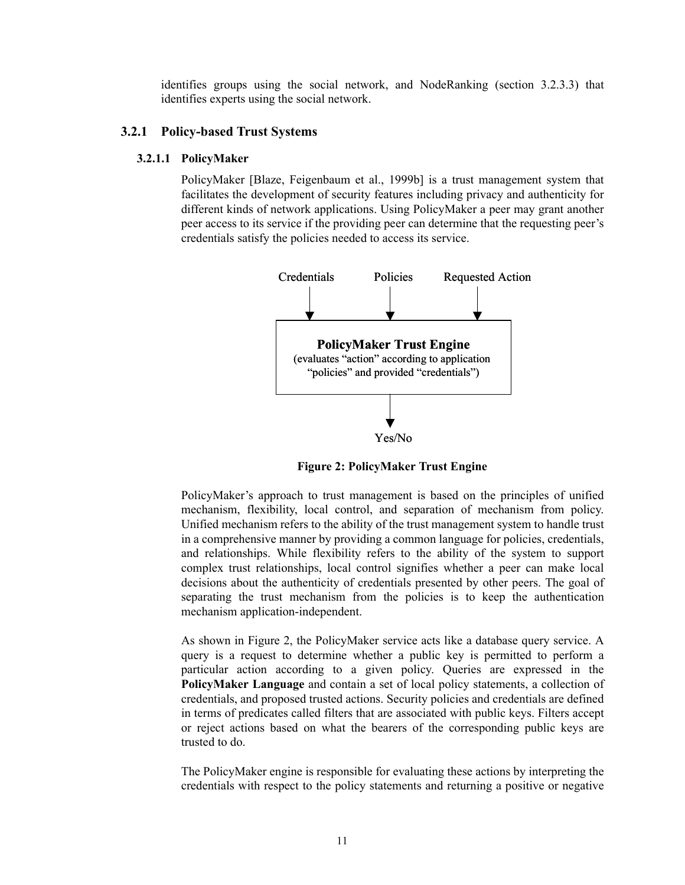identifies groups using the social network, and NodeRanking (section 3.2.3.3) that identifies experts using the social network.

## 3.2.1 Policy-based Trust Systems

### 3.2.1.1 PolicyMaker

PolicyMaker [Blaze, Feigenbaum et al., 1999b] is a trust management system that facilitates the development of security features including privacy and authenticity for different kinds of network applications. Using PolicyMaker a peer may grant another peer access to its service if the providing peer can determine that the requesting peer's credentials satisfy the policies needed to access its service.

Credentials

Policies

Requested Action

**PolicyMaker Trust Engine**

(evaluates "action" according to application "policies" and provided "credentials")

Yes/No

**Figure 2: PolicyMaker Trust Engine**

PolicyMaker's approach to trust management is based on the principles of unified mechanism, flexibility, local control, and separation of mechanism from policy. Unified mechanism refers to the ability of the trust management system to handle trust in a comprehensive manner by providing a common language for policies, credentials, and relationships. While flexibility refers to the ability of the system to support complex trust relationships, local control signifies whether a peer can make local decisions about the authenticity of credentials presented by other peers. The goal of separating the trust mechanism from the policies is to keep the authentication mechanism application-independent.

As shown in Figure 2, the PolicyMaker service acts like a database query service. A query is a request to determine whether a public key is permitted to perform a particular action according to a given policy. Queries are expressed in the **PolicyMaker Language** and contain a set of local policy statements, a collection of credentials, and proposed trusted actions. Security policies and credentials are defined in terms of predicates called filters that are associated with public keys. Filters accept or reject actions based on what the bearers of the corresponding public keys are trusted to do.

The PolicyMaker engine is responsible for evaluating these actions by interpreting the credentials with respect to the policy statements and returning a positive or negative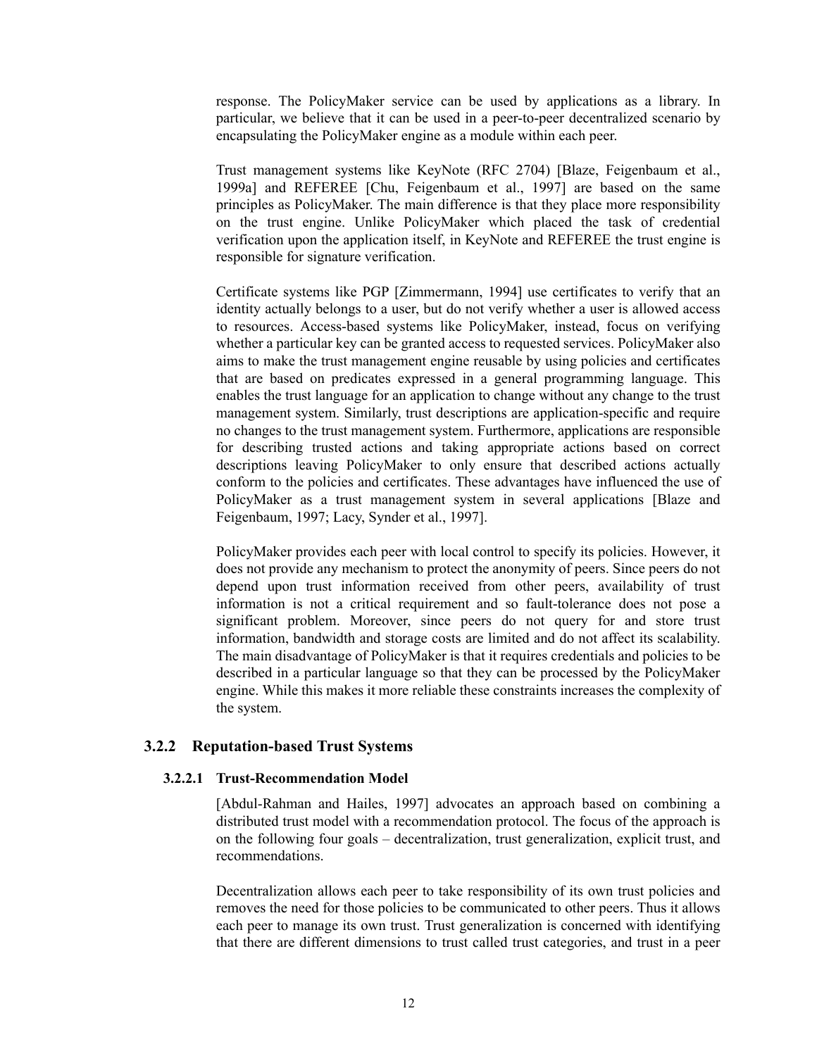response. The PolicyMaker service can be used by applications as a library. In particular, we believe that it can be used in a peer-to-peer decentralized scenario by encapsulating the PolicyMaker engine as a module within each peer.

Trust management systems like KeyNote (RFC 2704) [Blaze, Feigenbaum et al., 1999a] and REFEREE [Chu, Feigenbaum et al., 1997] are based on the same principles as PolicyMaker. The main difference is that they place more responsibility on the trust engine. Unlike PolicyMaker which placed the task of credential verification upon the application itself, in KeyNote and REFEREE the trust engine is responsible for signature verification.

Certificate systems like PGP [Zimmermann, 1994] use certificates to verify that an identity actually belongs to a user, but do not verify whether a user is allowed access to resources. Access-based systems like PolicyMaker, instead, focus on verifying whether a particular key can be granted access to requested services. PolicyMaker also aims to make the trust management engine reusable by using policies and certificates that are based on predicates expressed in a general programming language. This enables the trust language for an application to change without any change to the trust management system. Similarly, trust descriptions are application-specific and require no changes to the trust management system. Furthermore, applications are responsible for describing trusted actions and taking appropriate actions based on correct descriptions leaving PolicyMaker to only ensure that described actions actually conform to the policies and certificates. These advantages have influenced the use of PolicyMaker as a trust management system in several applications [Blaze and Feigenbaum, 1997; Lacy, Synder et al., 1997].

PolicyMaker provides each peer with local control to specify its policies. However, it does not provide any mechanism to protect the anonymity of peers. Since peers do not depend upon trust information received from other peers, availability of trust information is not a critical requirement and so fault-tolerance does not pose a significant problem. Moreover, since peers do not query for and store trust information, bandwidth and storage costs are limited and do not affect its scalability. The main disadvantage of PolicyMaker is that it requires credentials and policies to be described in a particular language so that they can be processed by the PolicyMaker engine. While this makes it more reliable these constraints increases the complexity of the system.

### 3.2.2 Reputation-based Trust Systems

#### 3.2.2.1 Trust-Recommendation Model

[Abdul-Rahman and Hailes, 1997] advocates an approach based on combining a distributed trust model with a recommendation protocol. The focus of the approach is on the following four goals – decentralization, trust generalization, explicit trust, and recommendations.

Decentralization allows each peer to take responsibility of its own trust policies and removes the need for those policies to be communicated to other peers. Thus it allows each peer to manage its own trust. Trust generalization is concerned with identifying that there are different dimensions to trust called trust categories, and trust in a peer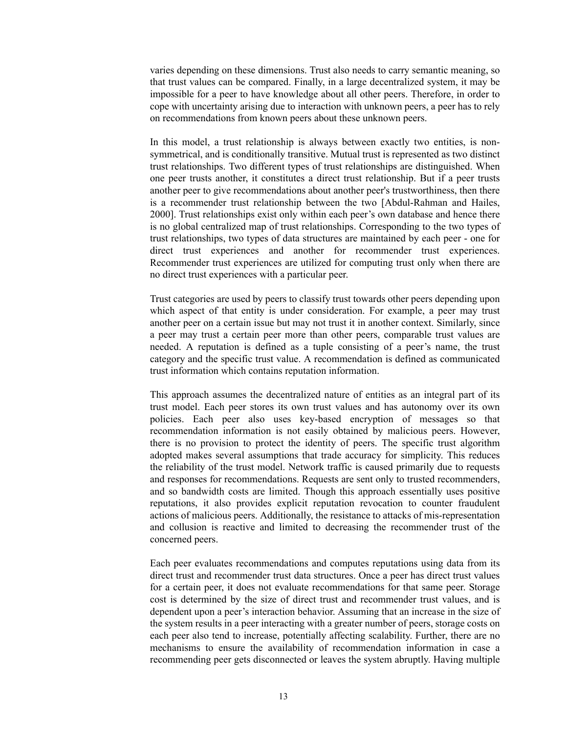varies depending on these dimensions. Trust also needs to carry semantic meaning, so that trust values can be compared. Finally, in a large decentralized system, it may be impossible for a peer to have knowledge about all other peers. Therefore, in order to cope with uncertainty arising due to interaction with unknown peers, a peer has to rely on recommendations from known peers about these unknown peers.

In this model, a trust relationship is always between exactly two entities, is non-symmetrical, and is conditionally transitive. Mutual trust is represented as two distinct trust relationships. Two different types of trust relationships are distinguished. When one peer trusts another, it constitutes a direct trust relationship. But if a peer trusts another peer to give recommendations about another peer's trustworthiness, then there is a recommender trust relationship between the two [Abdul-Rahman and Hailes, 2000]. Trust relationships exist only within each peer's own database and hence there is no global centralized map of trust relationships. Corresponding to the two types of trust relationships, two types of data structures are maintained by each peer - one for direct trust experiences and another for recommender trust experiences. Recommender trust experiences are utilized for computing trust only when there are no direct trust experiences with a particular peer.

Trust categories are used by peers to classify trust towards other peers depending upon which aspect of that entity is under consideration. For example, a peer may trust another peer on a certain issue but may not trust it in another context. Similarly, since a peer may trust a certain peer more than other peers, comparable trust values are needed. A reputation is defined as a tuple consisting of a peer's name, the trust category and the specific trust value. A recommendation is defined as communicated trust information which contains reputation information.

This approach assumes the decentralized nature of entities as an integral part of its trust model. Each peer stores its own trust values and has autonomy over its own policies. Each peer also uses key-based encryption of messages so that recommendation information is not easily obtained by malicious peers. However, there is no provision to protect the identity of peers. The specific trust algorithm adopted makes several assumptions that trade accuracy for simplicity. This reduces the reliability of the trust model. Network traffic is caused primarily due to requests and responses for recommendations. Requests are sent only to trusted recommenders, and so bandwidth costs are limited. Though this approach essentially uses positive reputations, it also provides explicit reputation revocation to counter fraudulent actions of malicious peers. Additionally, the resistance to attacks of mis-representation and collusion is reactive and limited to decreasing the recommender trust of the concerned peers.

Each peer evaluates recommendations and computes reputations using data from its direct trust and recommender trust data structures. Once a peer has direct trust values for a certain peer, it does not evaluate recommendations for that same peer. Storage cost is determined by the size of direct trust and recommender trust values, and is dependent upon a peer's interaction behavior. Assuming that an increase in the size of the system results in a peer interacting with a greater number of peers, storage costs on each peer also tend to increase, potentially affecting scalability. Further, there are no mechanisms to ensure the availability of recommendation information in case a recommending peer gets disconnected or leaves the system abruptly. Having multiple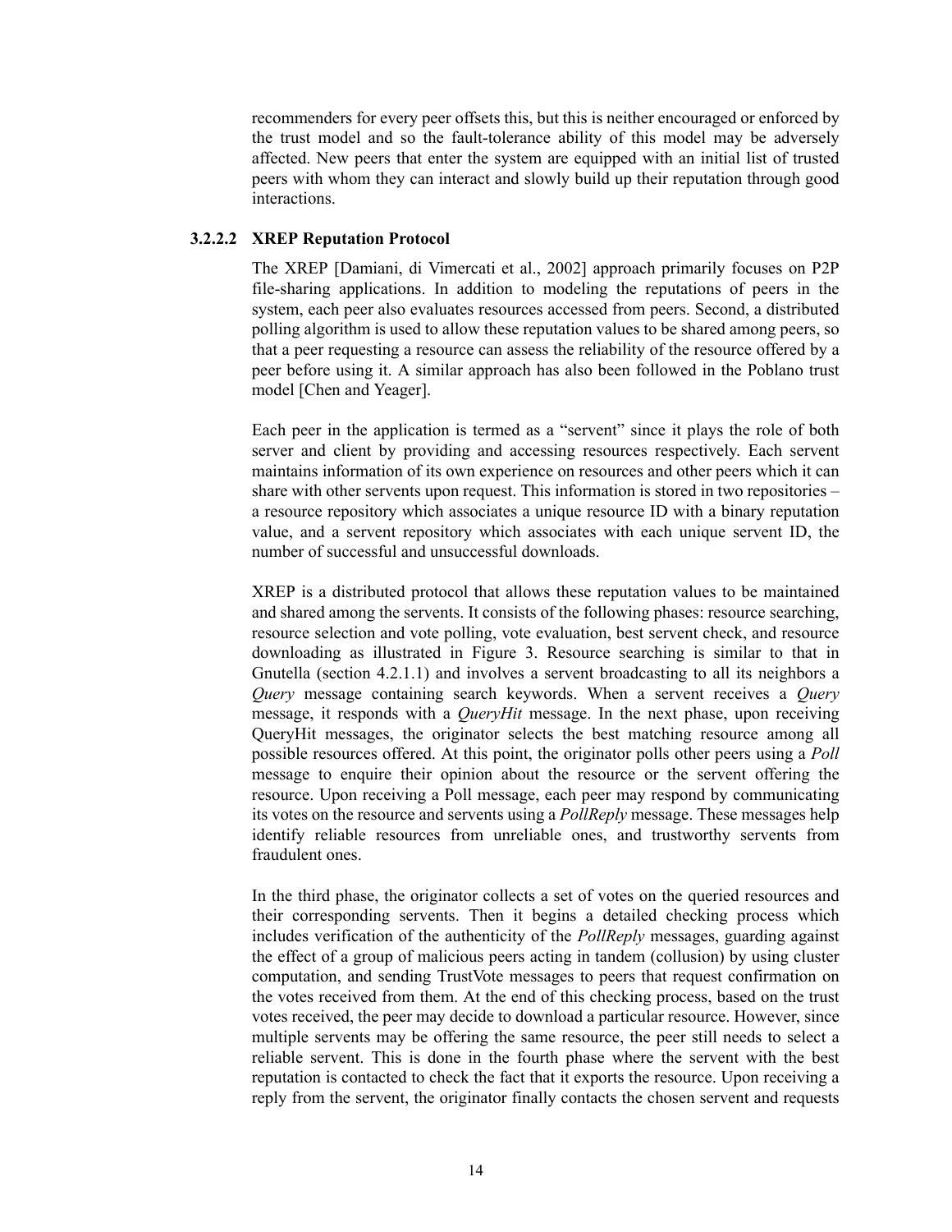recommenders for every peer offsets this, but this is neither encouraged or enforced by the trust model and so the fault-tolerance ability of this model may be adversely affected. New peers that enter the system are equipped with an initial list of trusted peers with whom they can interact and slowly build up their reputation through good interactions.

#### 3.2.2.2 XREP Reputation Protocol

The XREP [Damiani, di Vimercati et al., 2002] approach primarily focuses on P2P file-sharing applications. In addition to modeling the reputations of peers in the system, each peer also evaluates resources accessed from peers. Second, a distributed polling algorithm is used to allow these reputation values to be shared among peers, so that a peer requesting a resource can assess the reliability of the resource offered by a peer before using it. A similar approach has also been followed in the Poblano trust model [Chen and Yeager].

Each peer in the application is termed as a "servent" since it plays the role of both server and client by providing and accessing resources respectively. Each servent maintains information of its own experience on resources and other peers which it can share with other servents upon request. This information is stored in two repositories – a resource repository which associates a unique resource ID with a binary reputation value, and a servent repository which associates with each unique servent ID, the number of successful and unsuccessful downloads.

XREP is a distributed protocol that allows these reputation values to be maintained and shared among the servents. It consists of the following phases: resource searching, resource selection and vote polling, vote evaluation, best servent check, and resource downloading as illustrated in Figure 3. Resource searching is similar to that in Gnutella (section 4.2.1.1) and involves a servent broadcasting to all its neighbors a *Query* message containing search keywords. When a servent receives a *Query* message, it responds with a *QueryHit* message. In the next phase, upon receiving QueryHit messages, the originator selects the best matching resource among all possible resources offered. At this point, the originator polls other peers using a *Poll* message to enquire their opinion about the resource or the servent offering the resource. Upon receiving a Poll message, each peer may respond by communicating its votes on the resource and servents using a *PollReply* message. These messages help identify reliable resources from unreliable ones, and trustworthy servents from fraudulent ones.

In the third phase, the originator collects a set of votes on the queried resources and their corresponding servents. Then it begins a detailed checking process which includes verification of the authenticity of the *PollReply* messages, guarding against the effect of a group of malicious peers acting in tandem (collusion) by using cluster computation, and sending TrustVote messages to peers that request confirmation on the votes received from them. At the end of this checking process, based on the trust votes received, the peer may decide to download a particular resource. However, since multiple servents may be offering the same resource, the peer still needs to select a reliable servent. This is done in the fourth phase where the servent with the best reputation is contacted to check the fact that it exports the resource. Upon receiving a reply from the servent, the originator finally contacts the chosen servent and requests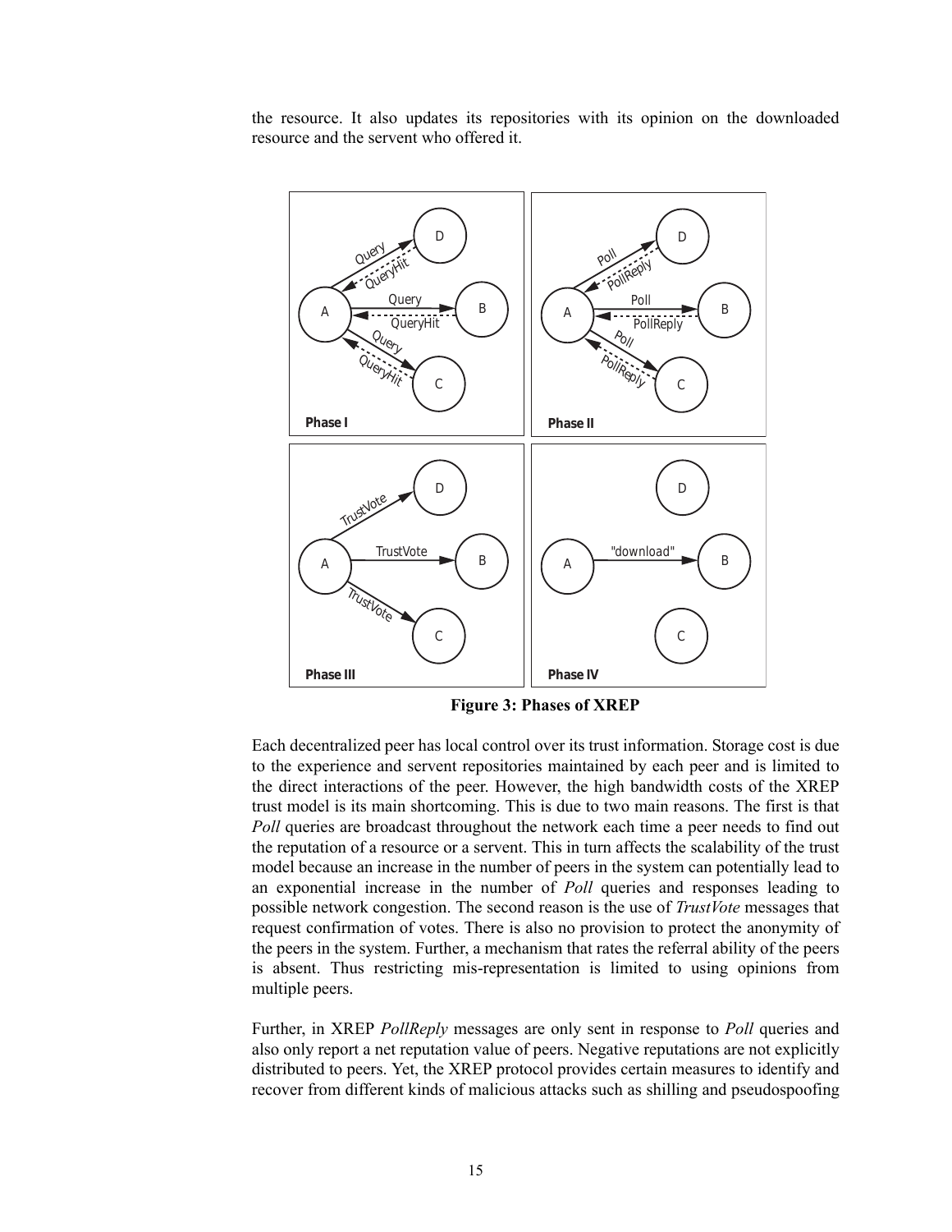the resource. It also updates its repositories with its opinion on the downloaded resource and the servent who offered it.

Phase I
Query
QueryHit
Query
QueryHit
Query
QueryHit
A
B
C
D

Phase II
Poll
PollReply
Poll
PollReply
Poll
PollReply
A
B
C
D

Phase III
TrustVote
TrustVote
TrustVote
A
B
C
D

Phase IV
"download"
A
B
C
D

**Figure 3: Phases of XREP**

Each decentralized peer has local control over its trust information. Storage cost is due to the experience and servent repositories maintained by each peer and is limited to the direct interactions of the peer. However, the high bandwidth costs of the XREP trust model is its main shortcoming. This is due to two main reasons. The first is that *Poll* queries are broadcast throughout the network each time a peer needs to find out the reputation of a resource or a servent. This in turn affects the scalability of the trust model because an increase in the number of peers in the system can potentially lead to an exponential increase in the number of *Poll* queries and responses leading to possible network congestion. The second reason is the use of *TrustVote* messages that request confirmation of votes. There is also no provision to protect the anonymity of the peers in the system. Further, a mechanism that rates the referral ability of the peers is absent. Thus restricting mis-representation is limited to using opinions from multiple peers.

Further, in XREP *PollReply* messages are only sent in response to *Poll* queries and also only report a net reputation value of peers. Negative reputations are not explicitly distributed to peers. Yet, the XREP protocol provides certain measures to identify and recover from different kinds of malicious attacks such as shilling and pseudospoofing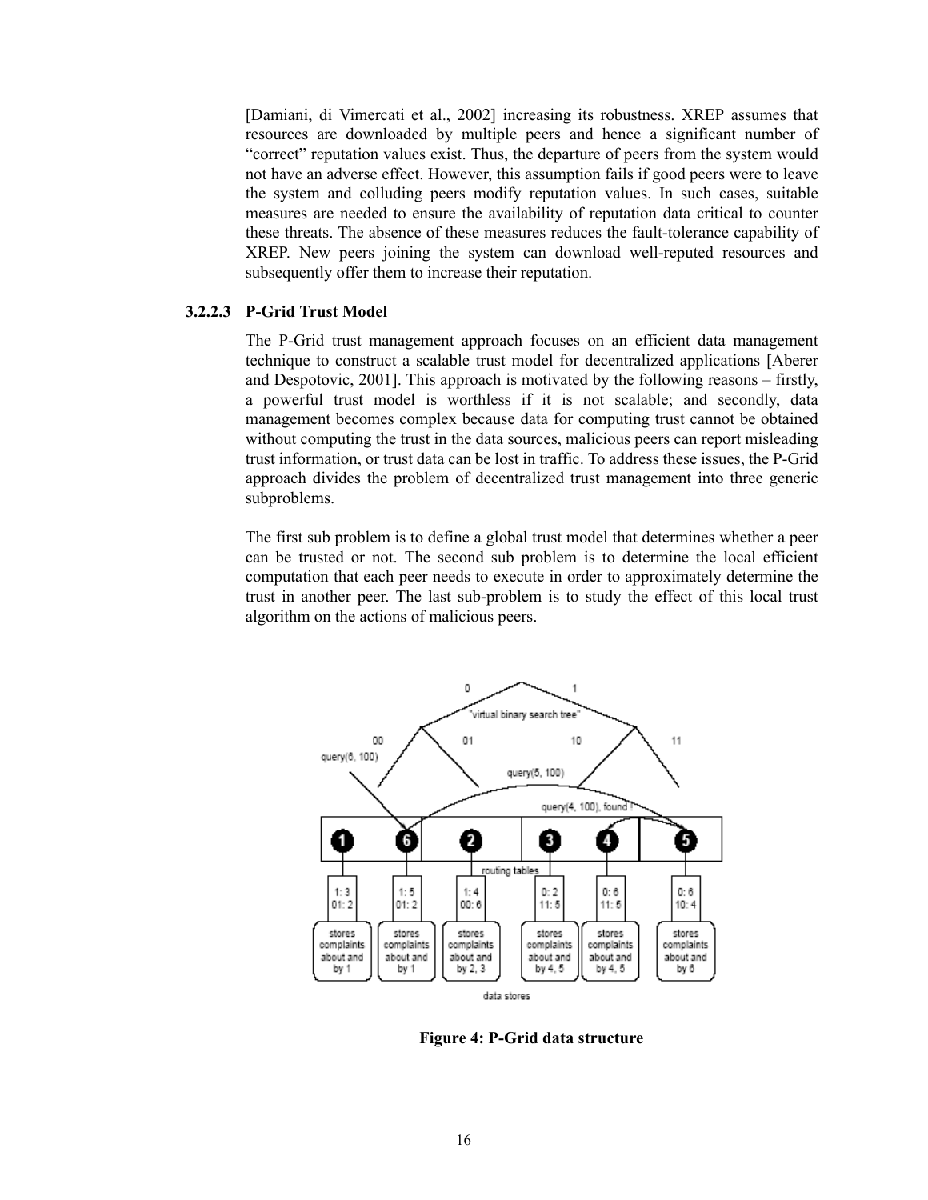[Damiani, di Vimercati et al., 2002] increasing its robustness. XREP assumes that resources are downloaded by multiple peers and hence a significant number of "correct" reputation values exist. Thus, the departure of peers from the system would not have an adverse effect. However, this assumption fails if good peers were to leave the system and colluding peers modify reputation values. In such cases, suitable measures are needed to ensure the availability of reputation data critical to counter these threats. The absence of these measures reduces the fault-tolerance capability of XREP. New peers joining the system can download well-reputed resources and subsequently offer them to increase their reputation.

#### 3.2.2.3 P-Grid Trust Model

The P-Grid trust management approach focuses on an efficient data management technique to construct a scalable trust model for decentralized applications [Aberer and Despotovic, 2001]. This approach is motivated by the following reasons – firstly, a powerful trust model is worthless if it is not scalable; and secondly, data management becomes complex because data for computing trust cannot be obtained without computing the trust in the data sources, malicious peers can report misleading trust information, or trust data can be lost in traffic. To address these issues, the P-Grid approach divides the problem of decentralized trust management into three generic subproblems.

The first sub problem is to define a global trust model that determines whether a peer can be trusted or not. The second sub problem is to determine the local efficient computation that each peer needs to execute in order to approximately determine the trust in another peer. The last sub-problem is to study the effect of this local trust algorithm on the actions of malicious peers.

**Figure 4: P-Grid data structure**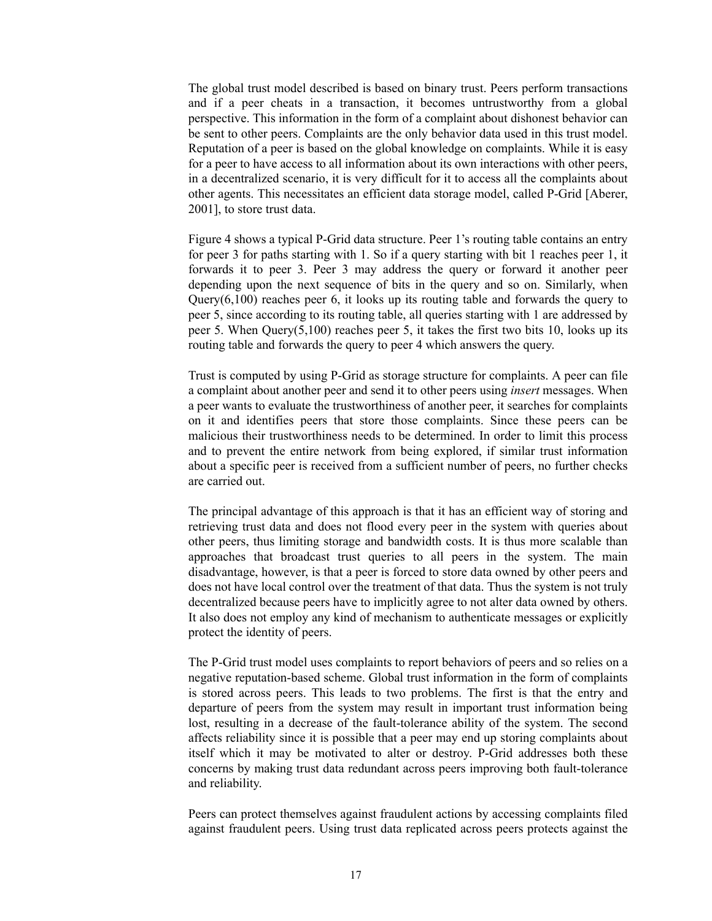The global trust model described is based on binary trust. Peers perform transactions and if a peer cheats in a transaction, it becomes untrustworthy from a global perspective. This information in the form of a complaint about dishonest behavior can be sent to other peers. Complaints are the only behavior data used in this trust model. Reputation of a peer is based on the global knowledge on complaints. While it is easy for a peer to have access to all information about its own interactions with other peers, in a decentralized scenario, it is very difficult for it to access all the complaints about other agents. This necessitates an efficient data storage model, called P-Grid [Aberer, 2001], to store trust data.

Figure 4 shows a typical P-Grid data structure. Peer 1's routing table contains an entry for peer 3 for paths starting with 1. So if a query starting with bit 1 reaches peer 1, it forwards it to peer 3. Peer 3 may address the query or forward it another peer depending upon the next sequence of bits in the query and so on. Similarly, when Query(6,100) reaches peer 6, it looks up its routing table and forwards the query to peer 5, since according to its routing table, all queries starting with 1 are addressed by peer 5. When Query(5,100) reaches peer 5, it takes the first two bits 10, looks up its routing table and forwards the query to peer 4 which answers the query.

Trust is computed by using P-Grid as storage structure for complaints. A peer can file a complaint about another peer and send it to other peers using *insert* messages. When a peer wants to evaluate the trustworthiness of another peer, it searches for complaints on it and identifies peers that store those complaints. Since these peers can be malicious their trustworthiness needs to be determined. In order to limit this process and to prevent the entire network from being explored, if similar trust information about a specific peer is received from a sufficient number of peers, no further checks are carried out.

The principal advantage of this approach is that it has an efficient way of storing and retrieving trust data and does not flood every peer in the system with queries about other peers, thus limiting storage and bandwidth costs. It is thus more scalable than approaches that broadcast trust queries to all peers in the system. The main disadvantage, however, is that a peer is forced to store data owned by other peers and does not have local control over the treatment of that data. Thus the system is not truly decentralized because peers have to implicitly agree to not alter data owned by others. It also does not employ any kind of mechanism to authenticate messages or explicitly protect the identity of peers.

The P-Grid trust model uses complaints to report behaviors of peers and so relies on a negative reputation-based scheme. Global trust information in the form of complaints is stored across peers. This leads to two problems. The first is that the entry and departure of peers from the system may result in important trust information being lost, resulting in a decrease of the fault-tolerance ability of the system. The second affects reliability since it is possible that a peer may end up storing complaints about itself which it may be motivated to alter or destroy. P-Grid addresses both these concerns by making trust data redundant across peers improving both fault-tolerance and reliability.

Peers can protect themselves against fraudulent actions by accessing complaints filed against fraudulent peers. Using trust data replicated across peers protects against the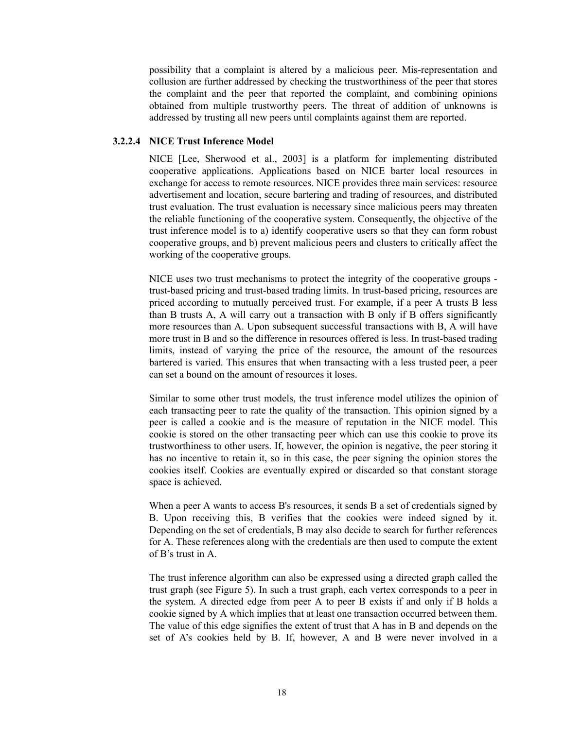possibility that a complaint is altered by a malicious peer. Mis-representation and collusion are further addressed by checking the trustworthiness of the peer that stores the complaint and the peer that reported the complaint, and combining opinions obtained from multiple trustworthy peers. The threat of addition of unknowns is addressed by trusting all new peers until complaints against them are reported.

#### 3.2.2.4 NICE Trust Inference Model

NICE [Lee, Sherwood et al., 2003] is a platform for implementing distributed cooperative applications. Applications based on NICE barter local resources in exchange for access to remote resources. NICE provides three main services: resource advertisement and location, secure bartering and trading of resources, and distributed trust evaluation. The trust evaluation is necessary since malicious peers may threaten the reliable functioning of the cooperative system. Consequently, the objective of the trust inference model is to a) identify cooperative users so that they can form robust cooperative groups, and b) prevent malicious peers and clusters to critically affect the working of the cooperative groups.

NICE uses two trust mechanisms to protect the integrity of the cooperative groups - trust-based pricing and trust-based trading limits. In trust-based pricing, resources are priced according to mutually perceived trust. For example, if a peer A trusts B less than B trusts A, A will carry out a transaction with B only if B offers significantly more resources than A. Upon subsequent successful transactions with B, A will have more trust in B and so the difference in resources offered is less. In trust-based trading limits, instead of varying the price of the resource, the amount of the resources bartered is varied. This ensures that when transacting with a less trusted peer, a peer can set a bound on the amount of resources it loses.

Similar to some other trust models, the trust inference model utilizes the opinion of each transacting peer to rate the quality of the transaction. This opinion signed by a peer is called a cookie and is the measure of reputation in the NICE model. This cookie is stored on the other transacting peer which can use this cookie to prove its trustworthiness to other users. If, however, the opinion is negative, the peer storing it has no incentive to retain it, so in this case, the peer signing the opinion stores the cookies itself. Cookies are eventually expired or discarded so that constant storage space is achieved.

When a peer A wants to access B's resources, it sends B a set of credentials signed by B. Upon receiving this, B verifies that the cookies were indeed signed by it. Depending on the set of credentials, B may also decide to search for further references for A. These references along with the credentials are then used to compute the extent of B's trust in A.

The trust inference algorithm can also be expressed using a directed graph called the trust graph (see Figure 5). In such a trust graph, each vertex corresponds to a peer in the system. A directed edge from peer A to peer B exists if and only if B holds a cookie signed by A which implies that at least one transaction occurred between them. The value of this edge signifies the extent of trust that A has in B and depends on the set of A's cookies held by B. If, however, A and B were never involved in a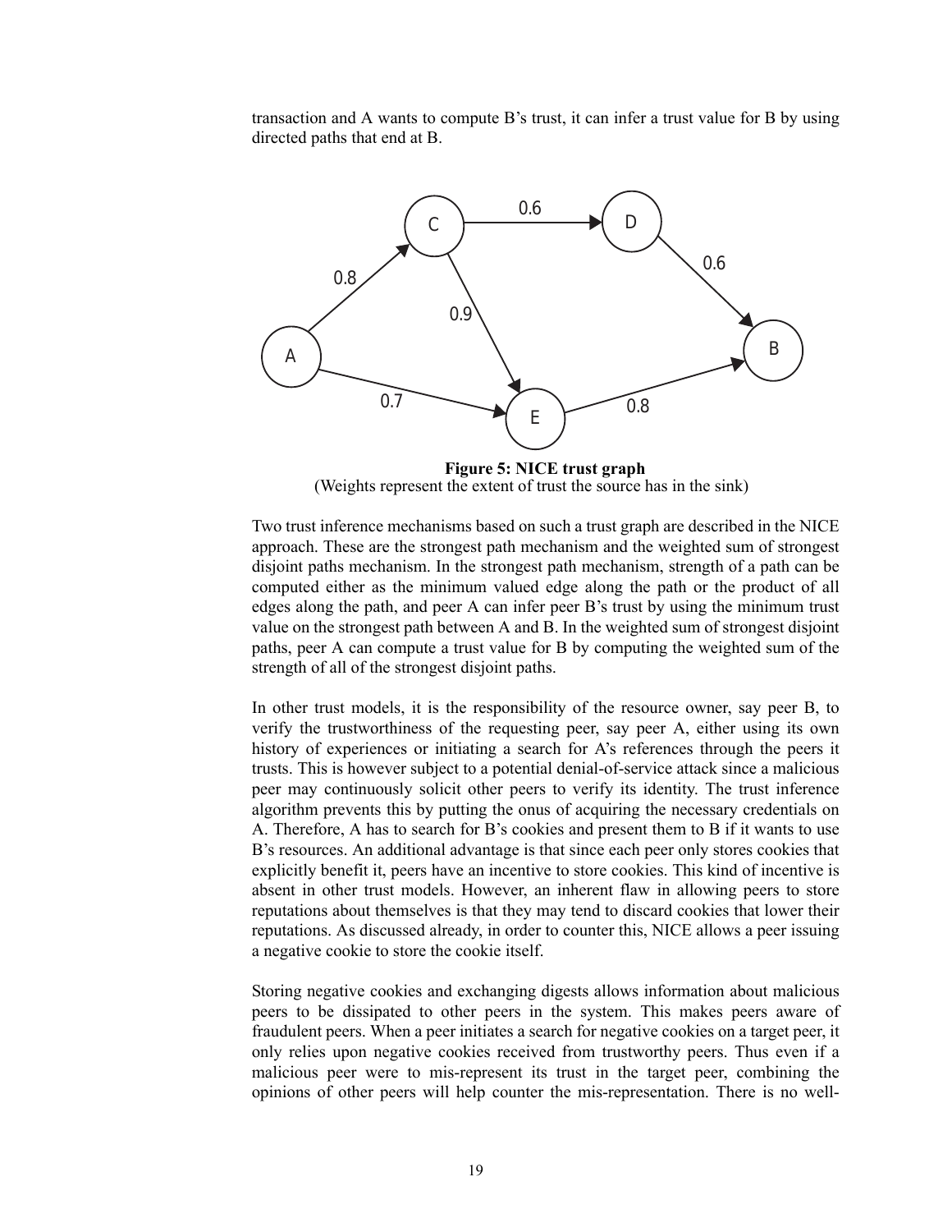transaction and A wants to compute B's trust, it can infer a trust value for B by using directed paths that end at B.

A
C
D
B
E
0.8
0.6
0.9
0.6
0.7
0.8

**Figure 5: NICE trust graph**
(Weights represent the extent of trust the source has in the sink)

Two trust inference mechanisms based on such a trust graph are described in the NICE approach. These are the strongest path mechanism and the weighted sum of strongest disjoint paths mechanism. In the strongest path mechanism, strength of a path can be computed either as the minimum valued edge along the path or the product of all edges along the path, and peer A can infer peer B's trust by using the minimum trust value on the strongest path between A and B. In the weighted sum of strongest disjoint paths, peer A can compute a trust value for B by computing the weighted sum of the strength of all of the strongest disjoint paths.

In other trust models, it is the responsibility of the resource owner, say peer B, to verify the trustworthiness of the requesting peer, say peer A, either using its own history of experiences or initiating a search for A's references through the peers it trusts. This is however subject to a potential denial-of-service attack since a malicious peer may continuously solicit other peers to verify its identity. The trust inference algorithm prevents this by putting the onus of acquiring the necessary credentials on A. Therefore, A has to search for B's cookies and present them to B if it wants to use B's resources. An additional advantage is that since each peer only stores cookies that explicitly benefit it, peers have an incentive to store cookies. This kind of incentive is absent in other trust models. However, an inherent flaw in allowing peers to store reputations about themselves is that they may tend to discard cookies that lower their reputations. As discussed already, in order to counter this, NICE allows a peer issuing a negative cookie to store the cookie itself.

Storing negative cookies and exchanging digests allows information about malicious peers to be dissipated to other peers in the system. This makes peers aware of fraudulent peers. When a peer initiates a search for negative cookies on a target peer, it only relies upon negative cookies received from trustworthy peers. Thus even if a malicious peer were to mis-represent its trust in the target peer, combining the opinions of other peers will help counter the mis-representation. There is no well-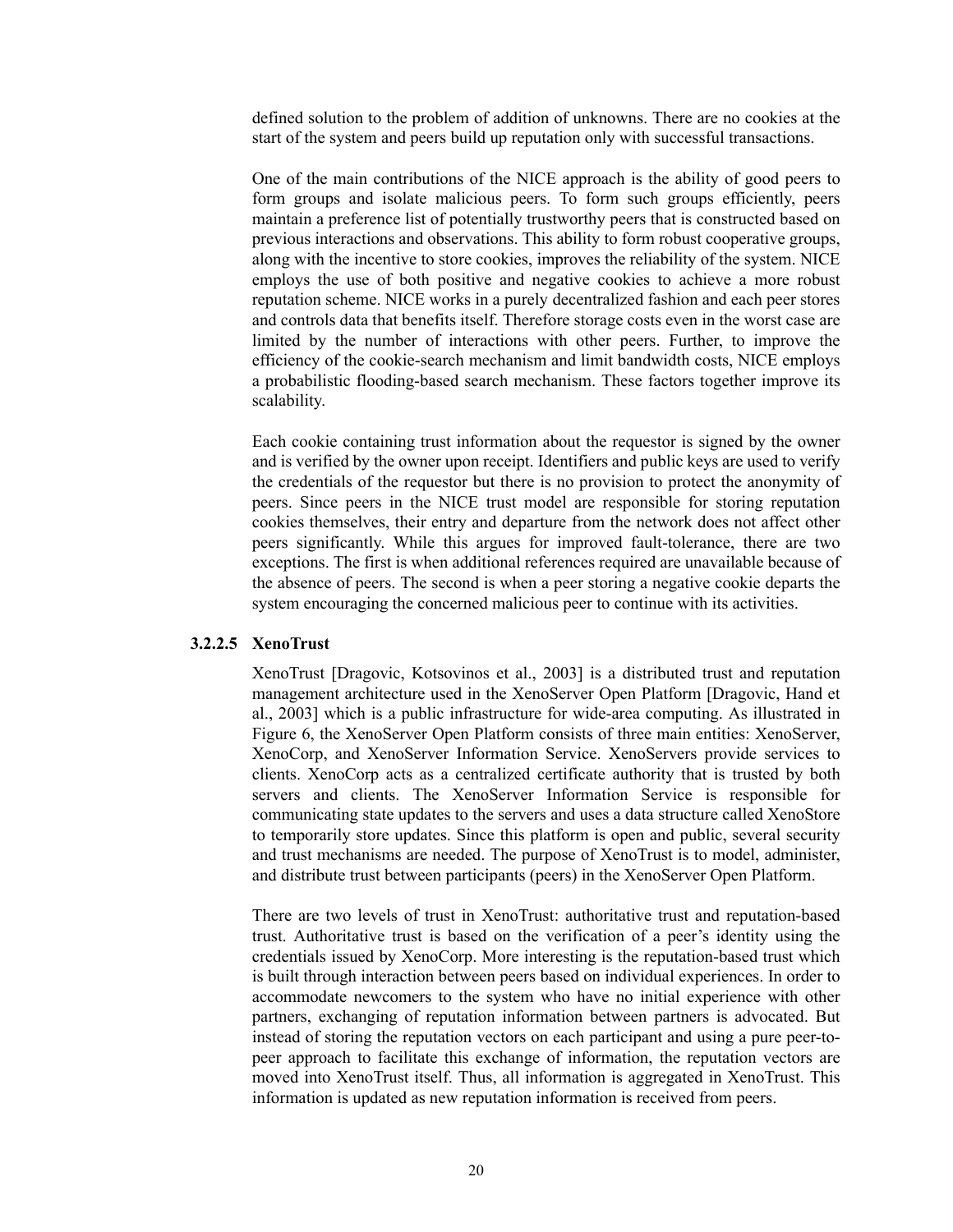defined solution to the problem of addition of unknowns. There are no cookies at the start of the system and peers build up reputation only with successful transactions.

One of the main contributions of the NICE approach is the ability of good peers to form groups and isolate malicious peers. To form such groups efficiently, peers maintain a preference list of potentially trustworthy peers that is constructed based on previous interactions and observations. This ability to form robust cooperative groups, along with the incentive to store cookies, improves the reliability of the system. NICE employs the use of both positive and negative cookies to achieve a more robust reputation scheme. NICE works in a purely decentralized fashion and each peer stores and controls data that benefits itself. Therefore storage costs even in the worst case are limited by the number of interactions with other peers. Further, to improve the efficiency of the cookie-search mechanism and limit bandwidth costs, NICE employs a probabilistic flooding-based search mechanism. These factors together improve its scalability.

Each cookie containing trust information about the requestor is signed by the owner and is verified by the owner upon receipt. Identifiers and public keys are used to verify the credentials of the requestor but there is no provision to protect the anonymity of peers. Since peers in the NICE trust model are responsible for storing reputation cookies themselves, their entry and departure from the network does not affect other peers significantly. While this argues for improved fault-tolerance, there are two exceptions. The first is when additional references required are unavailable because of the absence of peers. The second is when a peer storing a negative cookie departs the system encouraging the concerned malicious peer to continue with its activities.

#### 3.2.2.5 XenoTrust

XenoTrust [Dragovic, Kotsovinos et al., 2003] is a distributed trust and reputation management architecture used in the XenoServer Open Platform [Dragovic, Hand et al., 2003] which is a public infrastructure for wide-area computing. As illustrated in Figure 6, the XenoServer Open Platform consists of three main entities: XenoServer, XenoCorp, and XenoServer Information Service. XenoServers provide services to clients. XenoCorp acts as a centralized certificate authority that is trusted by both servers and clients. The XenoServer Information Service is responsible for communicating state updates to the servers and uses a data structure called XenoStore to temporarily store updates. Since this platform is open and public, several security and trust mechanisms are needed. The purpose of XenoTrust is to model, administer, and distribute trust between participants (peers) in the XenoServer Open Platform.

There are two levels of trust in XenoTrust: authoritative trust and reputation-based trust. Authoritative trust is based on the verification of a peer's identity using the credentials issued by XenoCorp. More interesting is the reputation-based trust which is built through interaction between peers based on individual experiences. In order to accommodate newcomers to the system who have no initial experience with other partners, exchanging of reputation information between partners is advocated. But instead of storing the reputation vectors on each participant and using a pure peer-to-peer approach to facilitate this exchange of information, the reputation vectors are moved into XenoTrust itself. Thus, all information is aggregated in XenoTrust. This information is updated as new reputation information is received from peers.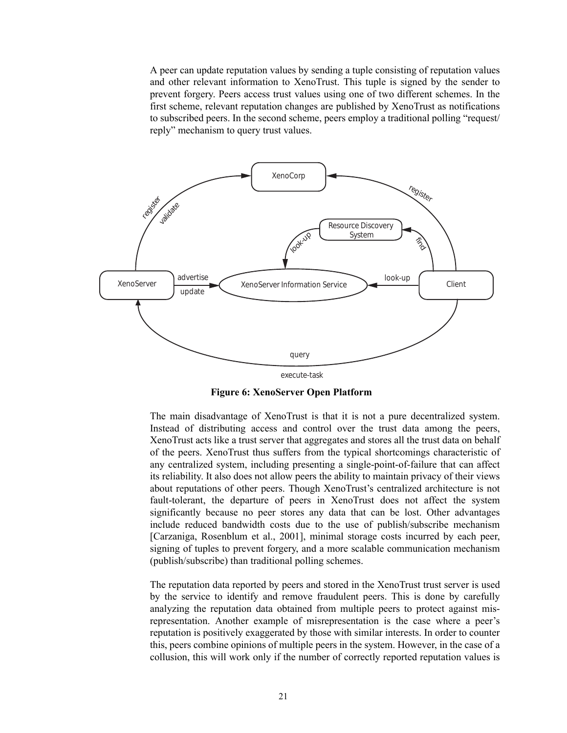A peer can update reputation values by sending a tuple consisting of reputation values and other relevant information to XenoTrust. This tuple is signed by the sender to prevent forgery. Peers access trust values using one of two different schemes. In the first scheme, relevant reputation changes are published by XenoTrust as notifications to subscribed peers. In the second scheme, peers employ a traditional polling "request/reply" mechanism to query trust values.

XenoCorp
register
validate
register
Resource Discovery System
look-up
find
XenoServer
advertise
update
XenoServer Information Service
look-up
Client
query
execute-task

**Figure 6: XenoServer Open Platform**

The main disadvantage of XenoTrust is that it is not a pure decentralized system. Instead of distributing access and control over the trust data among the peers, XenoTrust acts like a trust server that aggregates and stores all the trust data on behalf of the peers. XenoTrust thus suffers from the typical shortcomings characteristic of any centralized system, including presenting a single-point-of-failure that can affect its reliability. It also does not allow peers the ability to maintain privacy of their views about reputations of other peers. Though XenoTrust's centralized architecture is not fault-tolerant, the departure of peers in XenoTrust does not affect the system significantly because no peer stores any data that can be lost. Other advantages include reduced bandwidth costs due to the use of publish/subscribe mechanism [Carzaniga, Rosenblum et al., 2001], minimal storage costs incurred by each peer, signing of tuples to prevent forgery, and a more scalable communication mechanism (publish/subscribe) than traditional polling schemes.

The reputation data reported by peers and stored in the XenoTrust trust server is used by the service to identify and remove fraudulent peers. This is done by carefully analyzing the reputation data obtained from multiple peers to protect against misrepresentation. Another example of misrepresentation is the case where a peer's reputation is positively exaggerated by those with similar interests. In order to counter this, peers combine opinions of multiple peers in the system. However, in the case of a collusion, this will work only if the number of correctly reported reputation values is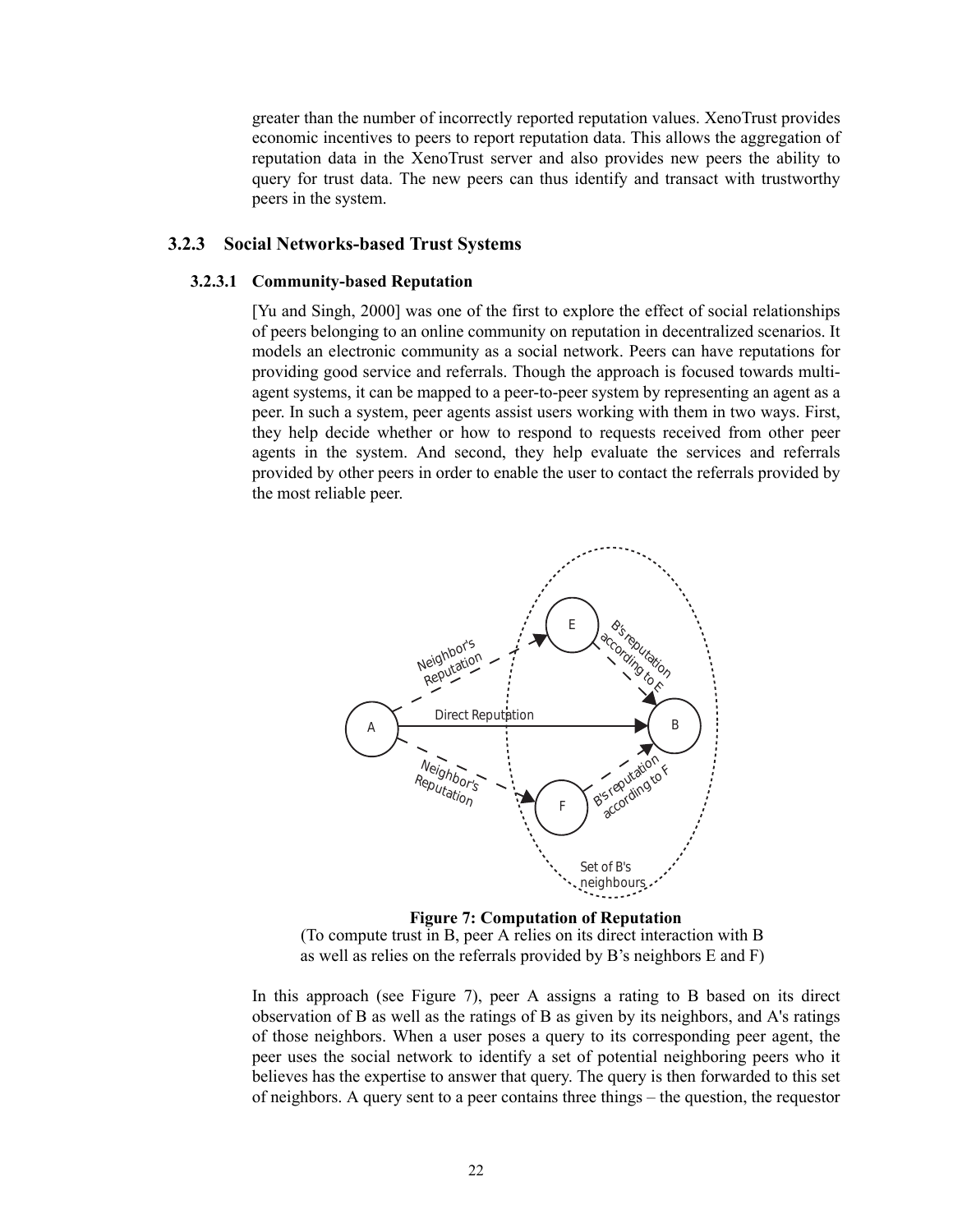greater than the number of incorrectly reported reputation values. XenoTrust provides economic incentives to peers to report reputation data. This allows the aggregation of reputation data in the XenoTrust server and also provides new peers the ability to query for trust data. The new peers can thus identify and transact with trustworthy peers in the system.

### 3.2.3 Social Networks-based Trust Systems

#### 3.2.3.1 Community-based Reputation

[Yu and Singh, 2000] was one of the first to explore the effect of social relationships of peers belonging to an online community on reputation in decentralized scenarios. It models an electronic community as a social network. Peers can have reputations for providing good service and referrals. Though the approach is focused towards multi-agent systems, it can be mapped to a peer-to-peer system by representing an agent as a peer. In such a system, peer agents assist users working with them in two ways. First, they help decide whether or how to respond to requests received from other peer agents in the system. And second, they help evaluate the services and referrals provided by other peers in order to enable the user to contact the referrals provided by the most reliable peer.

Neighbor's Reputation
E
B's reputation according to E
A
Direct Reputation
B
Neighbor's Reputation
F
B's reputation according to F
Set of B's neighbours

**Figure 7: Computation of Reputation**

(To compute trust in B, peer A relies on its direct interaction with B as well as relies on the referrals provided by B's neighbors E and F)

In this approach (see Figure 7), peer A assigns a rating to B based on its direct observation of B as well as the ratings of B as given by its neighbors, and A's ratings of those neighbors. When a user poses a query to its corresponding peer agent, the peer uses the social network to identify a set of potential neighboring peers who it believes has the expertise to answer that query. The query is then forwarded to this set of neighbors. A query sent to a peer contains three things – the question, the requestor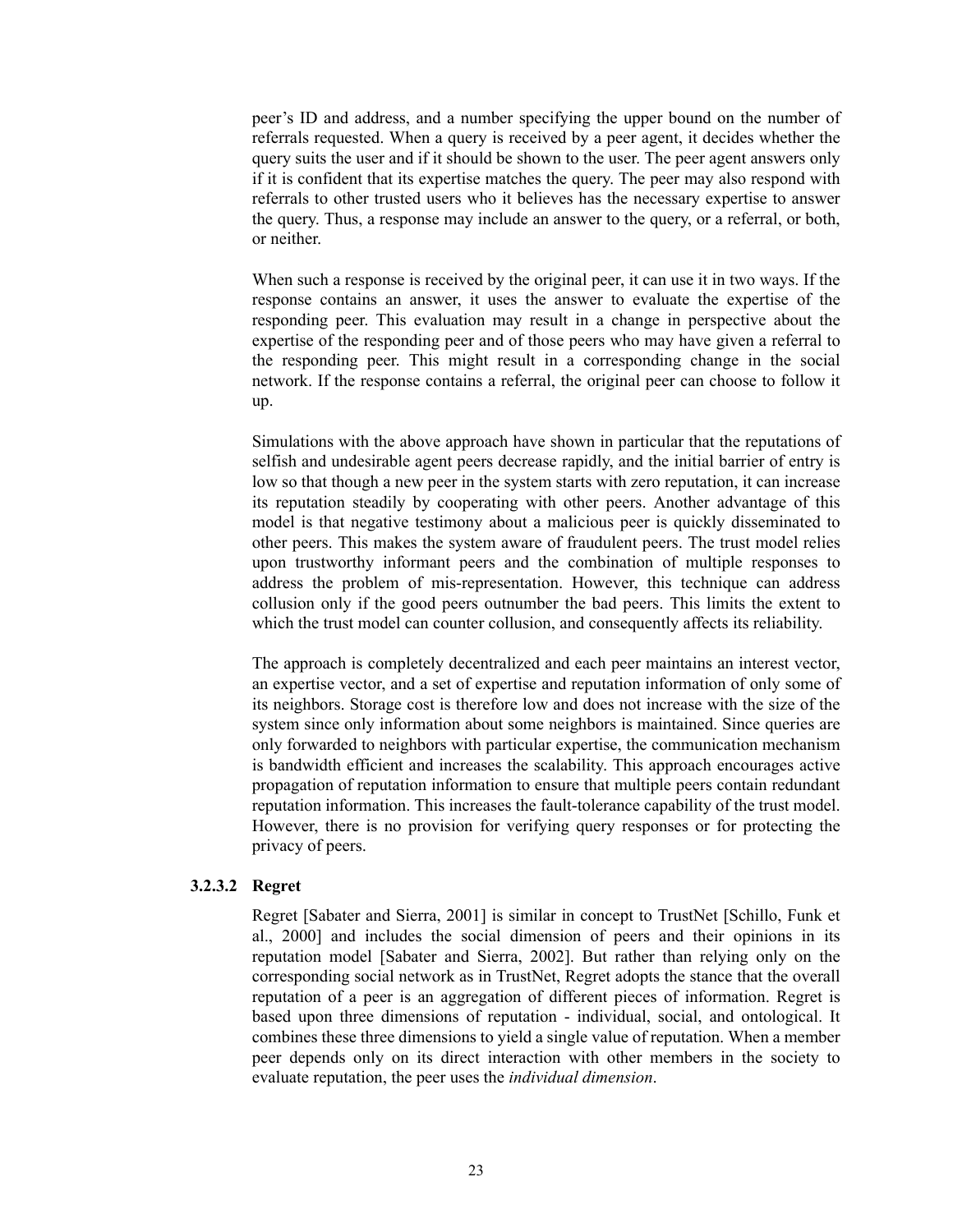peer's ID and address, and a number specifying the upper bound on the number of referrals requested. When a query is received by a peer agent, it decides whether the query suits the user and if it should be shown to the user. The peer agent answers only if it is confident that its expertise matches the query. The peer may also respond with referrals to other trusted users who it believes has the necessary expertise to answer the query. Thus, a response may include an answer to the query, or a referral, or both, or neither.

When such a response is received by the original peer, it can use it in two ways. If the response contains an answer, it uses the answer to evaluate the expertise of the responding peer. This evaluation may result in a change in perspective about the expertise of the responding peer and of those peers who may have given a referral to the responding peer. This might result in a corresponding change in the social network. If the response contains a referral, the original peer can choose to follow it up.

Simulations with the above approach have shown in particular that the reputations of selfish and undesirable agent peers decrease rapidly, and the initial barrier of entry is low so that though a new peer in the system starts with zero reputation, it can increase its reputation steadily by cooperating with other peers. Another advantage of this model is that negative testimony about a malicious peer is quickly disseminated to other peers. This makes the system aware of fraudulent peers. The trust model relies upon trustworthy informant peers and the combination of multiple responses to address the problem of mis-representation. However, this technique can address collusion only if the good peers outnumber the bad peers. This limits the extent to which the trust model can counter collusion, and consequently affects its reliability.

The approach is completely decentralized and each peer maintains an interest vector, an expertise vector, and a set of expertise and reputation information of only some of its neighbors. Storage cost is therefore low and does not increase with the size of the system since only information about some neighbors is maintained. Since queries are only forwarded to neighbors with particular expertise, the communication mechanism is bandwidth efficient and increases the scalability. This approach encourages active propagation of reputation information to ensure that multiple peers contain redundant reputation information. This increases the fault-tolerance capability of the trust model. However, there is no provision for verifying query responses or for protecting the privacy of peers.

#### 3.2.3.2 Regret

Regret [Sabater and Sierra, 2001] is similar in concept to TrustNet [Schillo, Funk et al., 2000] and includes the social dimension of peers and their opinions in its reputation model [Sabater and Sierra, 2002]. But rather than relying only on the corresponding social network as in TrustNet, Regret adopts the stance that the overall reputation of a peer is an aggregation of different pieces of information. Regret is based upon three dimensions of reputation - individual, social, and ontological. It combines these three dimensions to yield a single value of reputation. When a member peer depends only on its direct interaction with other members in the society to evaluate reputation, the peer uses the *individual dimension*.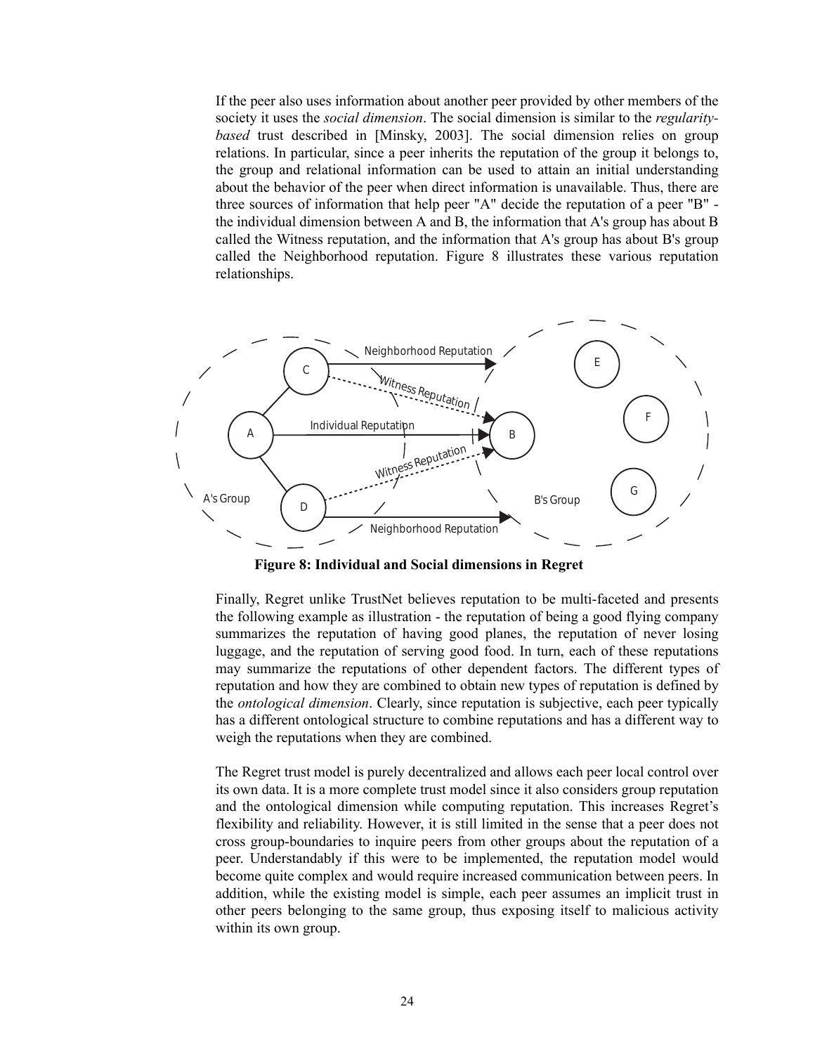If the peer also uses information about another peer provided by other members of the society it uses the *social dimension*. The social dimension is similar to the *regularity-based* trust described in [Minsky, 2003]. The social dimension relies on group relations. In particular, since a peer inherits the reputation of the group it belongs to, the group and relational information can be used to attain an initial understanding about the behavior of the peer when direct information is unavailable. Thus, there are three sources of information that help peer "A" decide the reputation of a peer "B" - the individual dimension between A and B, the information that A's group has about B called the Witness reputation, and the information that A's group has about B's group called the Neighborhood reputation. Figure 8 illustrates these various reputation relationships.

Neighborhood Reputation
Witness Reputation
Individual Reputation
Witness Reputation
Neighborhood Reputation
A's Group
B's Group
A
B
C
D
E
F
G

**Figure 8: Individual and Social dimensions in Regret**

Finally, Regret unlike TrustNet believes reputation to be multi-faceted and presents the following example as illustration - the reputation of being a good flying company summarizes the reputation of having good planes, the reputation of never losing luggage, and the reputation of serving good food. In turn, each of these reputations may summarize the reputations of other dependent factors. The different types of reputation and how they are combined to obtain new types of reputation is defined by the *ontological dimension*. Clearly, since reputation is subjective, each peer typically has a different ontological structure to combine reputations and has a different way to weigh the reputations when they are combined.

The Regret trust model is purely decentralized and allows each peer local control over its own data. It is a more complete trust model since it also considers group reputation and the ontological dimension while computing reputation. This increases Regret's flexibility and reliability. However, it is still limited in the sense that a peer does not cross group-boundaries to inquire peers from other groups about the reputation of a peer. Understandably if this were to be implemented, the reputation model would become quite complex and would require increased communication between peers. In addition, while the existing model is simple, each peer assumes an implicit trust in other peers belonging to the same group, thus exposing itself to malicious activity within its own group.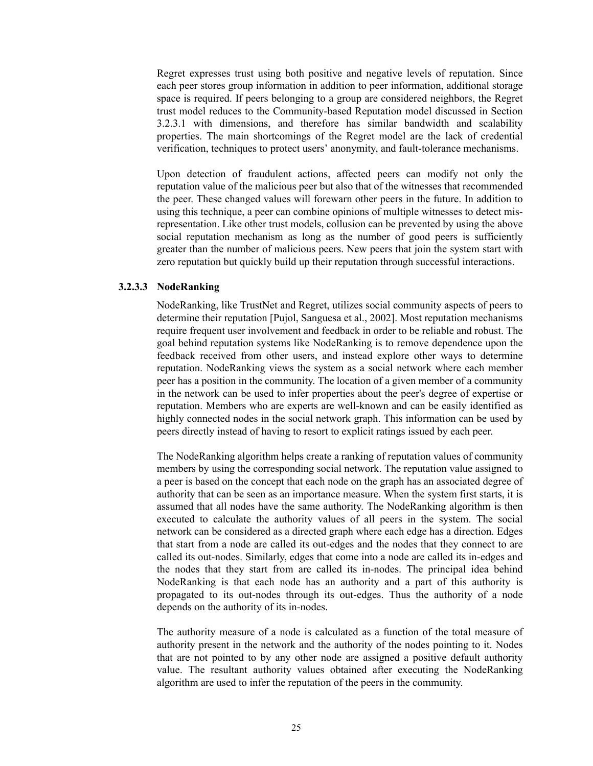Regret expresses trust using both positive and negative levels of reputation. Since each peer stores group information in addition to peer information, additional storage space is required. If peers belonging to a group are considered neighbors, the Regret trust model reduces to the Community-based Reputation model discussed in Section 3.2.3.1 with dimensions, and therefore has similar bandwidth and scalability properties. The main shortcomings of the Regret model are the lack of credential verification, techniques to protect users' anonymity, and fault-tolerance mechanisms.

Upon detection of fraudulent actions, affected peers can modify not only the reputation value of the malicious peer but also that of the witnesses that recommended the peer. These changed values will forewarn other peers in the future. In addition to using this technique, a peer can combine opinions of multiple witnesses to detect misrepresentation. Like other trust models, collusion can be prevented by using the above social reputation mechanism as long as the number of good peers is sufficiently greater than the number of malicious peers. New peers that join the system start with zero reputation but quickly build up their reputation through successful interactions.

#### 3.2.3.3 NodeRanking

NodeRanking, like TrustNet and Regret, utilizes social community aspects of peers to determine their reputation [Pujol, Sanguesa et al., 2002]. Most reputation mechanisms require frequent user involvement and feedback in order to be reliable and robust. The goal behind reputation systems like NodeRanking is to remove dependence upon the feedback received from other users, and instead explore other ways to determine reputation. NodeRanking views the system as a social network where each member peer has a position in the community. The location of a given member of a community in the network can be used to infer properties about the peer's degree of expertise or reputation. Members who are experts are well-known and can be easily identified as highly connected nodes in the social network graph. This information can be used by peers directly instead of having to resort to explicit ratings issued by each peer.

The NodeRanking algorithm helps create a ranking of reputation values of community members by using the corresponding social network. The reputation value assigned to a peer is based on the concept that each node on the graph has an associated degree of authority that can be seen as an importance measure. When the system first starts, it is assumed that all nodes have the same authority. The NodeRanking algorithm is then executed to calculate the authority values of all peers in the system. The social network can be considered as a directed graph where each edge has a direction. Edges that start from a node are called its out-edges and the nodes that they connect to are called its out-nodes. Similarly, edges that come into a node are called its in-edges and the nodes that they start from are called its in-nodes. The principal idea behind NodeRanking is that each node has an authority and a part of this authority is propagated to its out-nodes through its out-edges. Thus the authority of a node depends on the authority of its in-nodes.

The authority measure of a node is calculated as a function of the total measure of authority present in the network and the authority of the nodes pointing to it. Nodes that are not pointed to by any other node are assigned a positive default authority value. The resultant authority values obtained after executing the NodeRanking algorithm are used to infer the reputation of the peers in the community.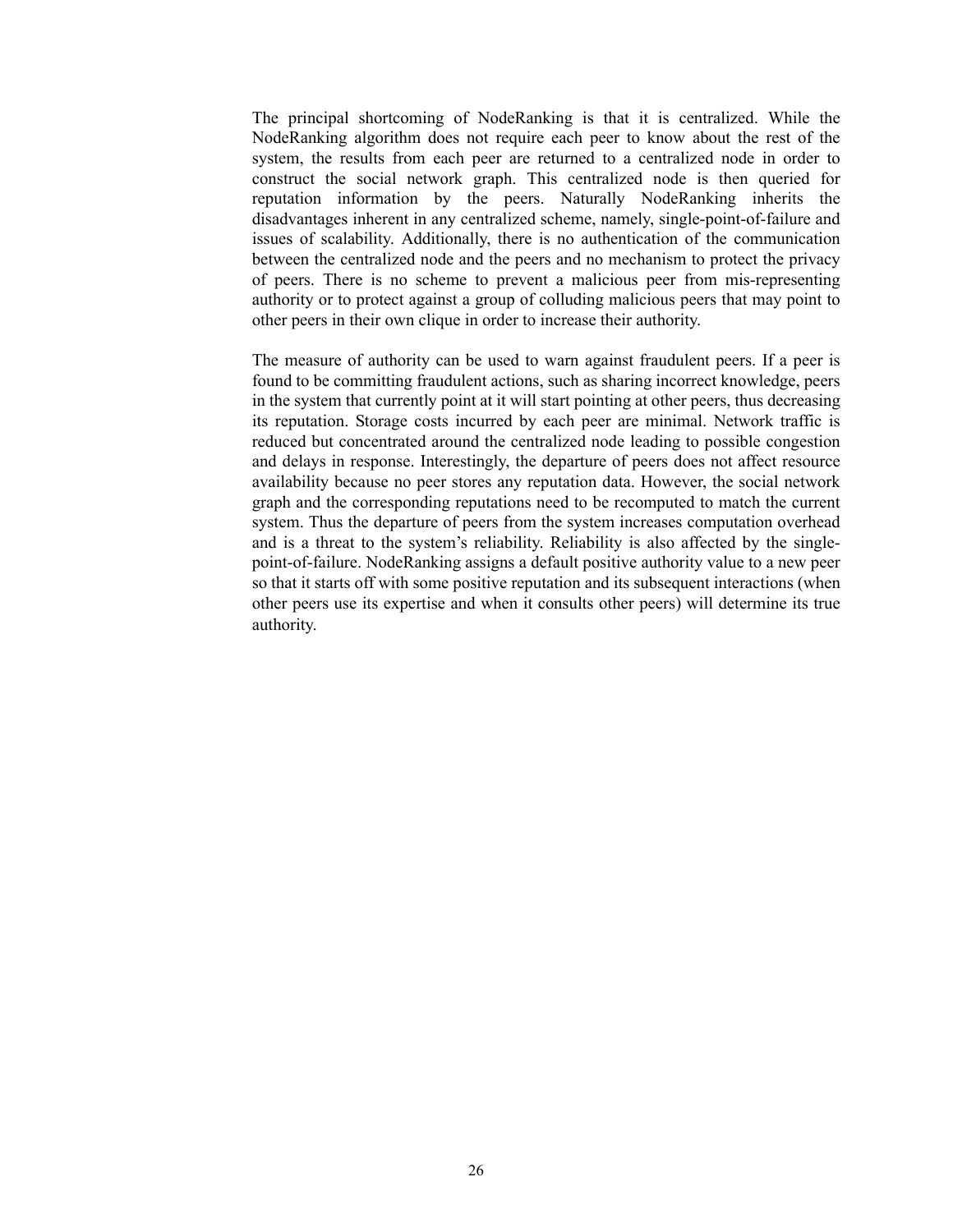The principal shortcoming of NodeRanking is that it is centralized. While the NodeRanking algorithm does not require each peer to know about the rest of the system, the results from each peer are returned to a centralized node in order to construct the social network graph. This centralized node is then queried for reputation information by the peers. Naturally NodeRanking inherits the disadvantages inherent in any centralized scheme, namely, single-point-of-failure and issues of scalability. Additionally, there is no authentication of the communication between the centralized node and the peers and no mechanism to protect the privacy of peers. There is no scheme to prevent a malicious peer from mis-representing authority or to protect against a group of colluding malicious peers that may point to other peers in their own clique in order to increase their authority.

The measure of authority can be used to warn against fraudulent peers. If a peer is found to be committing fraudulent actions, such as sharing incorrect knowledge, peers in the system that currently point at it will start pointing at other peers, thus decreasing its reputation. Storage costs incurred by each peer are minimal. Network traffic is reduced but concentrated around the centralized node leading to possible congestion and delays in response. Interestingly, the departure of peers does not affect resource availability because no peer stores any reputation data. However, the social network graph and the corresponding reputations need to be recomputed to match the current system. Thus the departure of peers from the system increases computation overhead and is a threat to the system's reliability. Reliability is also affected by the single-point-of-failure. NodeRanking assigns a default positive authority value to a new peer so that it starts off with some positive reputation and its subsequent interactions (when other peers use its expertise and when it consults other peers) will determine its true authority.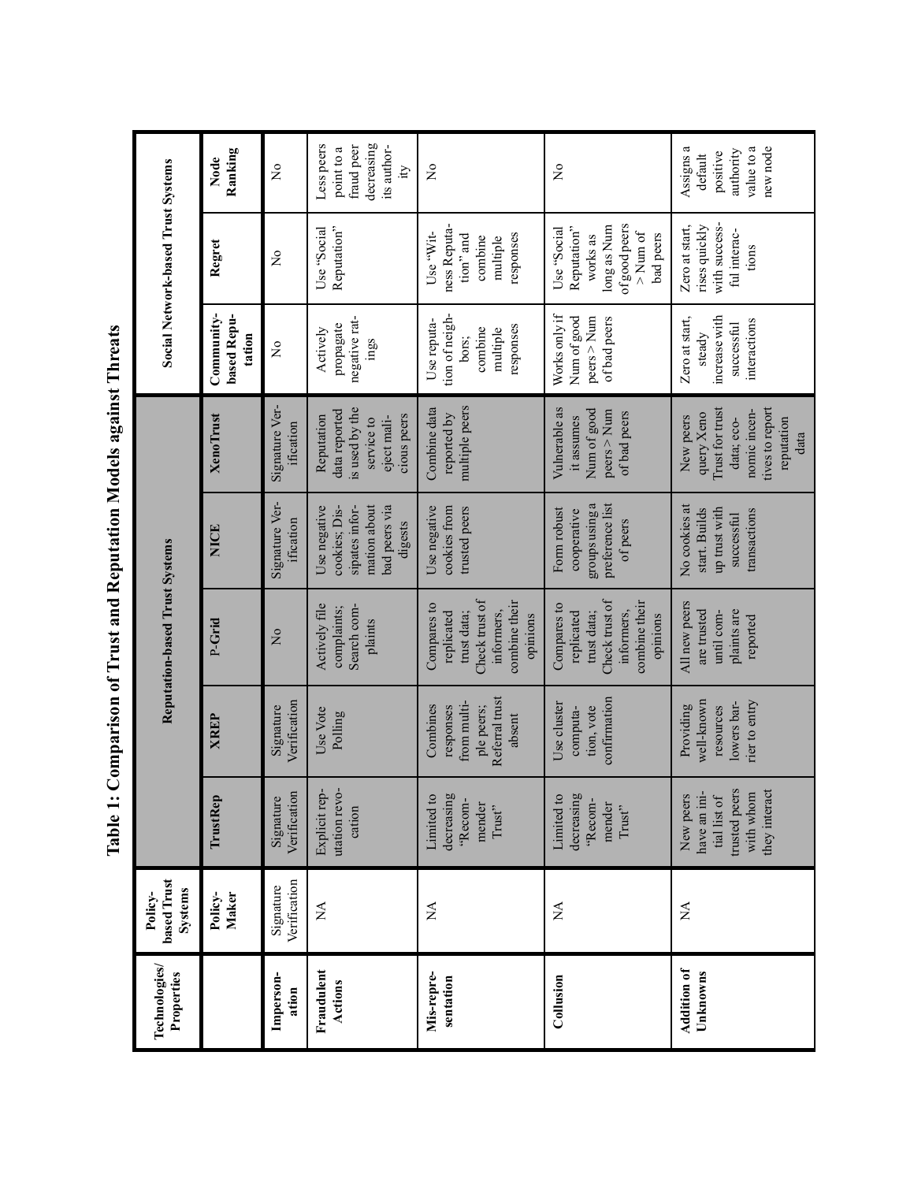# Table 1: Comparison of Trust and Reputation Models against Threats

| Technologies/ Properties | Policy-based Trust Systems | Reputation-based Trust Systems | | | | | Social Network-based Trust Systems | | |
|---|---|---|---|---|---|---|---|---|---|
| | Policy-Maker | TrustRep | XREP | P-Grid | NICE | XenoTrust | Community-based Reputation | Regret | Node Ranking |
| **Impersonation** | Signature Verification | Signature Verification | Signature Verification | No | Signature Verification | Signature Verification | No | No | No |
| **Fraudulent Actions** | NA | Explicit reputation revocation | Use Vote Polling | Actively file complaints; Search complaints | Use negative cookies; Dissipates information about bad peers via digests | Reputation data reported is used by the service to eject malicious peers | Actively propagate negative ratings | Use "Social Reputation" | Less peers point to a fraud peer decreasing its authority |
| **Mis-representation** | NA | Limited to decreasing "Recommender Trust" | Combines responses from multiple peers; Referral trust absent | Compares to replicated trust data; Check trust of informers, combine their opinions | Use negative cookies from trusted peers | Combine data reported by multiple peers | Use reputation of neighbors; combine multiple responses | Use "Witness Reputation" and combine multiple responses | No |
| **Collusion** | NA | Limited to decreasing "Recommender Trust" | Use cluster computation, vote confirmation | Compares to replicated trust data; Check trust of informers, combine their opinions | Form robust cooperative groups using a preference list of peers | Vulnerable as it assumes Num of good peers > Num of bad peers | Works only if Num of good peers > Num of bad peers | Use "Social Reputation" works as long as Num of good peers > Num of bad peers | No |
| **Addition of Unknowns** | NA | New peers have an initial list of trusted peers with whom they interact | Providing well-known resources lowers barrier to entry | All new peers are trusted until complaints are reported | No cookies at start. Builds up trust with successful transactions | New peers query Xeno Trust for trust data; economic incentives to report reputation data | Zero at start, steady increase with successful interactions | Zero at start, rises quickly with successful interactions | Assigns a default positive authority value to a new node |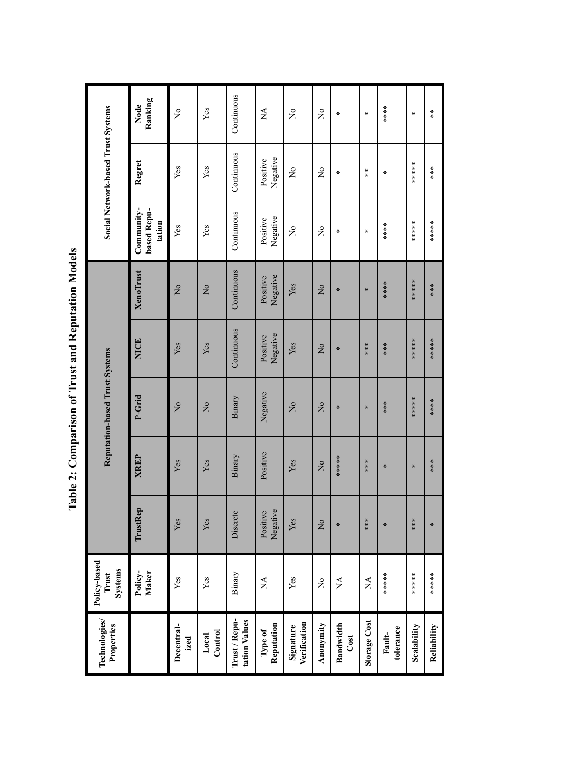# Table 2: Comparison of Trust and Reputation Models

| Technologies/ Properties | Policy-based Trust Systems | Reputation-based Trust Systems | | | | | Social Network-based Trust Systems | | |
|---|---|---|---|---|---|---|---|---|---|
| | Policy-Maker | TrustRep | XREP | P-Grid | NICE | XenoTrust | Community-based Reputation | Regret | Node Ranking |
| Decentralized | Yes | Yes | Yes | No | Yes | No | Yes | Yes | No |
| Local Control | Yes | Yes | Yes | No | Yes | No | Yes | Yes | Yes |
| Trust / Reputation Values | Binary | Discrete | Binary | Binary | Continuous | Continuous | Continuous | Continuous | Continuous |
| Type of Reputation | NA | Positive Negative | Positive | Negative | Positive Negative | Positive Negative | Positive Negative | Positive Negative | NA |
| Signature Verification | Yes | Yes | Yes | No | Yes | Yes | No | No | No |
| Anonymity | No | No | No | No | No | No | No | No | No |
| Bandwidth Cost | NA | * | ***** | * | * | * | * | * | * |
| Storage Cost | NA | *** | *** | * | *** | * | * | ** | * |
| Fault-tolerance | ***** | * | * | *** | *** | **** | **** | * | **** |
| Scalability | ***** | *** | * | ***** | ***** | ***** | ***** | ***** | * |
| Reliability | ***** | * | *** | **** | ***** | *** | ***** | *** | ** |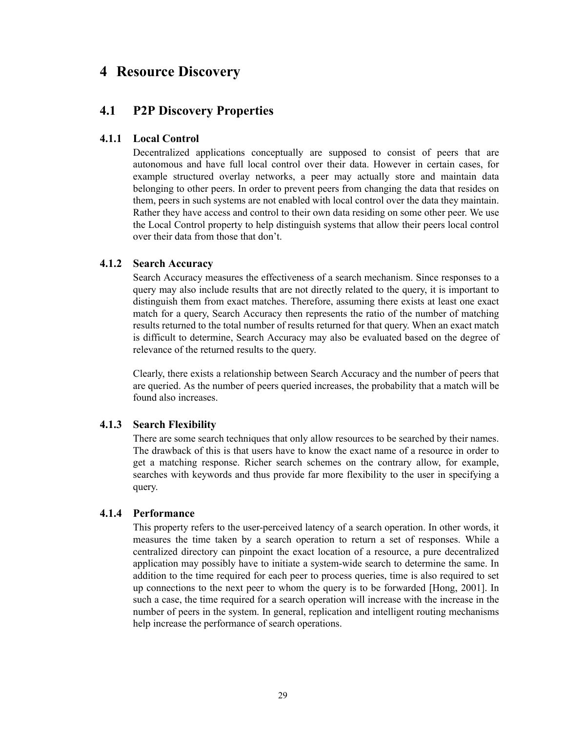# 4 Resource Discovery

## 4.1 P2P Discovery Properties

### 4.1.1 Local Control

Decentralized applications conceptually are supposed to consist of peers that are autonomous and have full local control over their data. However in certain cases, for example structured overlay networks, a peer may actually store and maintain data belonging to other peers. In order to prevent peers from changing the data that resides on them, peers in such systems are not enabled with local control over the data they maintain. Rather they have access and control to their own data residing on some other peer. We use the Local Control property to help distinguish systems that allow their peers local control over their data from those that don't.

### 4.1.2 Search Accuracy

Search Accuracy measures the effectiveness of a search mechanism. Since responses to a query may also include results that are not directly related to the query, it is important to distinguish them from exact matches. Therefore, assuming there exists at least one exact match for a query, Search Accuracy then represents the ratio of the number of matching results returned to the total number of results returned for that query. When an exact match is difficult to determine, Search Accuracy may also be evaluated based on the degree of relevance of the returned results to the query.

Clearly, there exists a relationship between Search Accuracy and the number of peers that are queried. As the number of peers queried increases, the probability that a match will be found also increases.

### 4.1.3 Search Flexibility

There are some search techniques that only allow resources to be searched by their names. The drawback of this is that users have to know the exact name of a resource in order to get a matching response. Richer search schemes on the contrary allow, for example, searches with keywords and thus provide far more flexibility to the user in specifying a query.

### 4.1.4 Performance

This property refers to the user-perceived latency of a search operation. In other words, it measures the time taken by a search operation to return a set of responses. While a centralized directory can pinpoint the exact location of a resource, a pure decentralized application may possibly have to initiate a system-wide search to determine the same. In addition to the time required for each peer to process queries, time is also required to set up connections to the next peer to whom the query is to be forwarded [Hong, 2001]. In such a case, the time required for a search operation will increase with the increase in the number of peers in the system. In general, replication and intelligent routing mechanisms help increase the performance of search operations.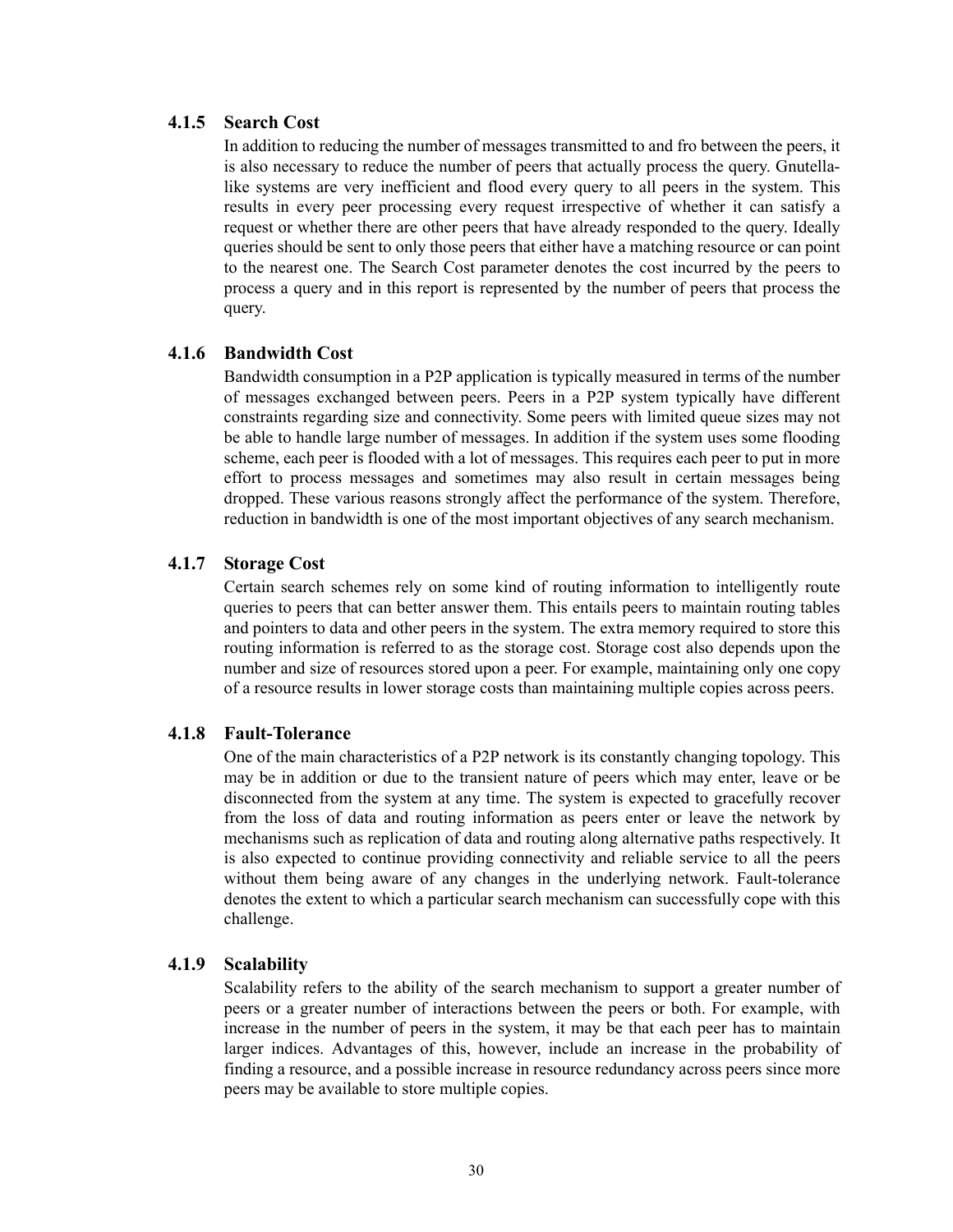### 4.1.5 Search Cost

In addition to reducing the number of messages transmitted to and fro between the peers, it is also necessary to reduce the number of peers that actually process the query. Gnutella-like systems are very inefficient and flood every query to all peers in the system. This results in every peer processing every request irrespective of whether it can satisfy a request or whether there are other peers that have already responded to the query. Ideally queries should be sent to only those peers that either have a matching resource or can point to the nearest one. The Search Cost parameter denotes the cost incurred by the peers to process a query and in this report is represented by the number of peers that process the query.

### 4.1.6 Bandwidth Cost

Bandwidth consumption in a P2P application is typically measured in terms of the number of messages exchanged between peers. Peers in a P2P system typically have different constraints regarding size and connectivity. Some peers with limited queue sizes may not be able to handle large number of messages. In addition if the system uses some flooding scheme, each peer is flooded with a lot of messages. This requires each peer to put in more effort to process messages and sometimes may also result in certain messages being dropped. These various reasons strongly affect the performance of the system. Therefore, reduction in bandwidth is one of the most important objectives of any search mechanism.

### 4.1.7 Storage Cost

Certain search schemes rely on some kind of routing information to intelligently route queries to peers that can better answer them. This entails peers to maintain routing tables and pointers to data and other peers in the system. The extra memory required to store this routing information is referred to as the storage cost. Storage cost also depends upon the number and size of resources stored upon a peer. For example, maintaining only one copy of a resource results in lower storage costs than maintaining multiple copies across peers.

### 4.1.8 Fault-Tolerance

One of the main characteristics of a P2P network is its constantly changing topology. This may be in addition or due to the transient nature of peers which may enter, leave or be disconnected from the system at any time. The system is expected to gracefully recover from the loss of data and routing information as peers enter or leave the network by mechanisms such as replication of data and routing along alternative paths respectively. It is also expected to continue providing connectivity and reliable service to all the peers without them being aware of any changes in the underlying network. Fault-tolerance denotes the extent to which a particular search mechanism can successfully cope with this challenge.

### 4.1.9 Scalability

Scalability refers to the ability of the search mechanism to support a greater number of peers or a greater number of interactions between the peers or both. For example, with increase in the number of peers in the system, it may be that each peer has to maintain larger indices. Advantages of this, however, include an increase in the probability of finding a resource, and a possible increase in resource redundancy across peers since more peers may be available to store multiple copies.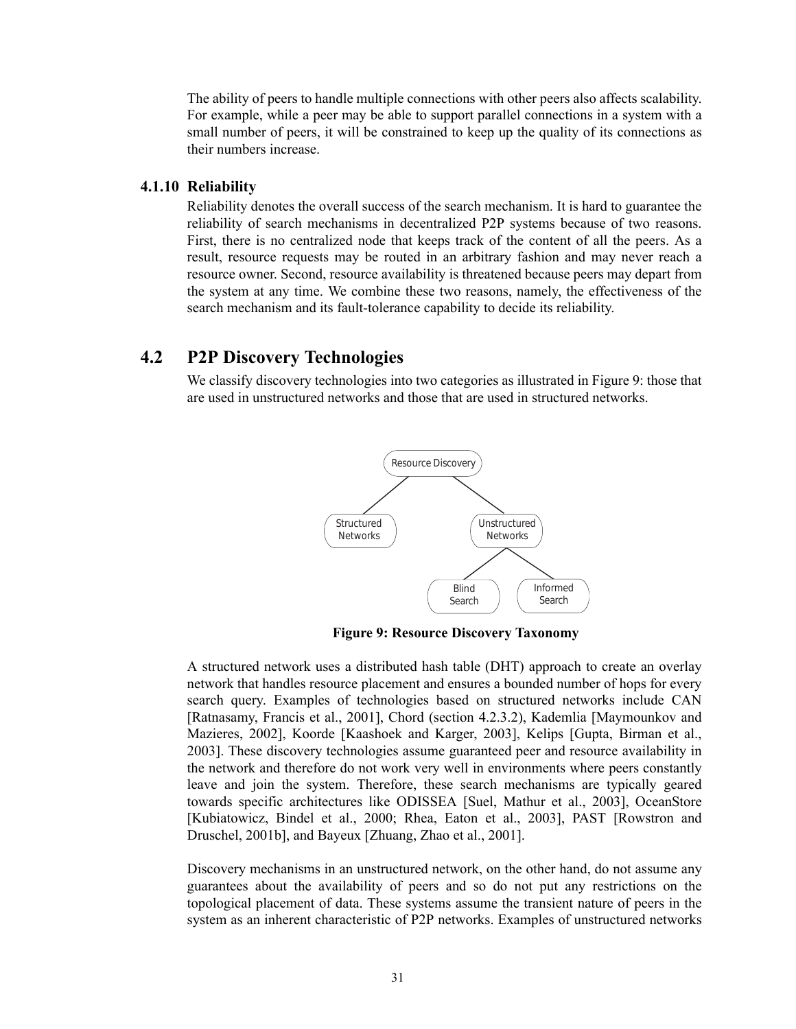The ability of peers to handle multiple connections with other peers also affects scalability. For example, while a peer may be able to support parallel connections in a system with a small number of peers, it will be constrained to keep up the quality of its connections as their numbers increase.

### 4.1.10 Reliability

Reliability denotes the overall success of the search mechanism. It is hard to guarantee the reliability of search mechanisms in decentralized P2P systems because of two reasons. First, there is no centralized node that keeps track of the content of all the peers. As a result, resource requests may be routed in an arbitrary fashion and may never reach a resource owner. Second, resource availability is threatened because peers may depart from the system at any time. We combine these two reasons, namely, the effectiveness of the search mechanism and its fault-tolerance capability to decide its reliability.

## 4.2 P2P Discovery Technologies

We classify discovery technologies into two categories as illustrated in Figure 9: those that are used in unstructured networks and those that are used in structured networks.

Resource Discovery

Structured Networks

Unstructured Networks

Blind Search

Informed Search

**Figure 9: Resource Discovery Taxonomy**

A structured network uses a distributed hash table (DHT) approach to create an overlay network that handles resource placement and ensures a bounded number of hops for every search query. Examples of technologies based on structured networks include CAN [Ratnasamy, Francis et al., 2001], Chord (section 4.2.3.2), Kademlia [Maymounkov and Mazieres, 2002], Koorde [Kaashoek and Karger, 2003], Kelips [Gupta, Birman et al., 2003]. These discovery technologies assume guaranteed peer and resource availability in the network and therefore do not work very well in environments where peers constantly leave and join the system. Therefore, these search mechanisms are typically geared towards specific architectures like ODISSEA [Suel, Mathur et al., 2003], OceanStore [Kubiatowicz, Bindel et al., 2000; Rhea, Eaton et al., 2003], PAST [Rowstron and Druschel, 2001b], and Bayeux [Zhuang, Zhao et al., 2001].

Discovery mechanisms in an unstructured network, on the other hand, do not assume any guarantees about the availability of peers and so do not put any restrictions on the topological placement of data. These systems assume the transient nature of peers in the system as an inherent characteristic of P2P networks. Examples of unstructured networks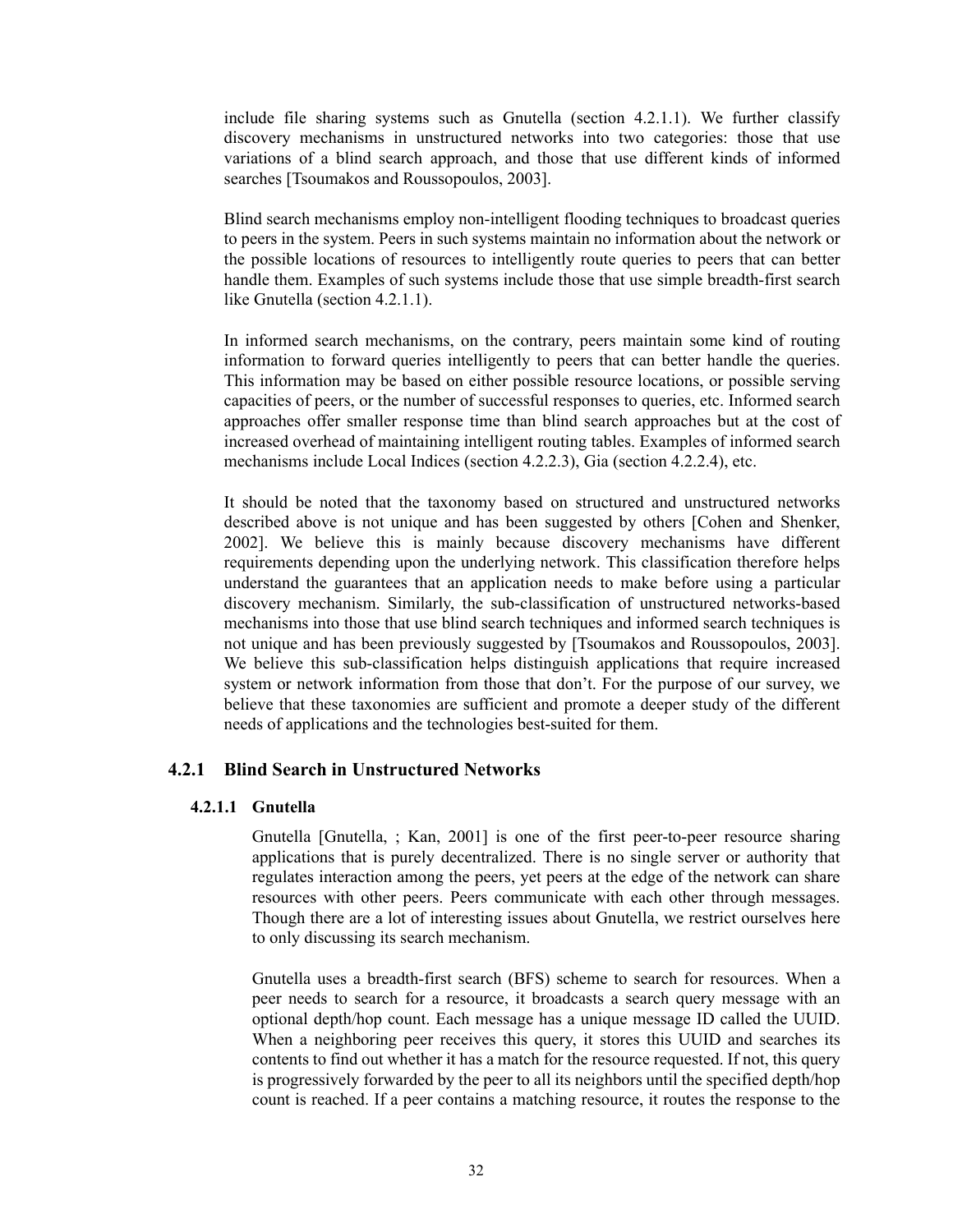include file sharing systems such as Gnutella (section 4.2.1.1). We further classify discovery mechanisms in unstructured networks into two categories: those that use variations of a blind search approach, and those that use different kinds of informed searches [Tsoumakos and Roussopoulos, 2003].

Blind search mechanisms employ non-intelligent flooding techniques to broadcast queries to peers in the system. Peers in such systems maintain no information about the network or the possible locations of resources to intelligently route queries to peers that can better handle them. Examples of such systems include those that use simple breadth-first search like Gnutella (section 4.2.1.1).

In informed search mechanisms, on the contrary, peers maintain some kind of routing information to forward queries intelligently to peers that can better handle the queries. This information may be based on either possible resource locations, or possible serving capacities of peers, or the number of successful responses to queries, etc. Informed search approaches offer smaller response time than blind search approaches but at the cost of increased overhead of maintaining intelligent routing tables. Examples of informed search mechanisms include Local Indices (section 4.2.2.3), Gia (section 4.2.2.4), etc.

It should be noted that the taxonomy based on structured and unstructured networks described above is not unique and has been suggested by others [Cohen and Shenker, 2002]. We believe this is mainly because discovery mechanisms have different requirements depending upon the underlying network. This classification therefore helps understand the guarantees that an application needs to make before using a particular discovery mechanism. Similarly, the sub-classification of unstructured networks-based mechanisms into those that use blind search techniques and informed search techniques is not unique and has been previously suggested by [Tsoumakos and Roussopoulos, 2003]. We believe this sub-classification helps distinguish applications that require increased system or network information from those that don't. For the purpose of our survey, we believe that these taxonomies are sufficient and promote a deeper study of the different needs of applications and the technologies best-suited for them.

### 4.2.1 Blind Search in Unstructured Networks

#### 4.2.1.1 Gnutella

Gnutella [Gnutella, ; Kan, 2001] is one of the first peer-to-peer resource sharing applications that is purely decentralized. There is no single server or authority that regulates interaction among the peers, yet peers at the edge of the network can share resources with other peers. Peers communicate with each other through messages. Though there are a lot of interesting issues about Gnutella, we restrict ourselves here to only discussing its search mechanism.

Gnutella uses a breadth-first search (BFS) scheme to search for resources. When a peer needs to search for a resource, it broadcasts a search query message with an optional depth/hop count. Each message has a unique message ID called the UUID. When a neighboring peer receives this query, it stores this UUID and searches its contents to find out whether it has a match for the resource requested. If not, this query is progressively forwarded by the peer to all its neighbors until the specified depth/hop count is reached. If a peer contains a matching resource, it routes the response to the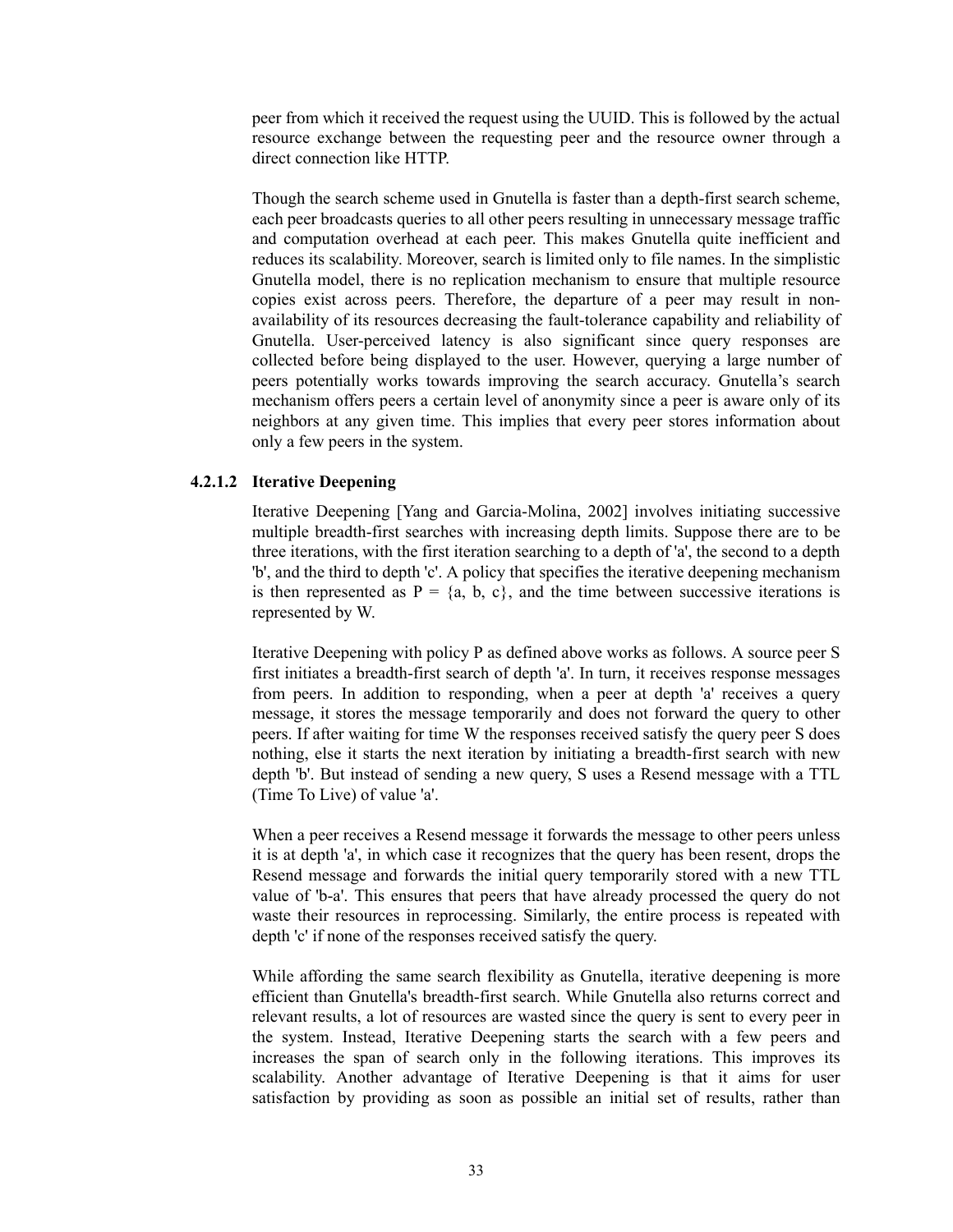peer from which it received the request using the UUID. This is followed by the actual resource exchange between the requesting peer and the resource owner through a direct connection like HTTP.

Though the search scheme used in Gnutella is faster than a depth-first search scheme, each peer broadcasts queries to all other peers resulting in unnecessary message traffic and computation overhead at each peer. This makes Gnutella quite inefficient and reduces its scalability. Moreover, search is limited only to file names. In the simplistic Gnutella model, there is no replication mechanism to ensure that multiple resource copies exist across peers. Therefore, the departure of a peer may result in non-availability of its resources decreasing the fault-tolerance capability and reliability of Gnutella. User-perceived latency is also significant since query responses are collected before being displayed to the user. However, querying a large number of peers potentially works towards improving the search accuracy. Gnutella's search mechanism offers peers a certain level of anonymity since a peer is aware only of its neighbors at any given time. This implies that every peer stores information about only a few peers in the system.

#### 4.2.1.2 Iterative Deepening

Iterative Deepening [Yang and Garcia-Molina, 2002] involves initiating successive multiple breadth-first searches with increasing depth limits. Suppose there are to be three iterations, with the first iteration searching to a depth of 'a', the second to a depth 'b', and the third to depth 'c'. A policy that specifies the iterative deepening mechanism is then represented as $P = \{a, b, c\}$, and the time between successive iterations is represented by W.

Iterative Deepening with policy P as defined above works as follows. A source peer S first initiates a breadth-first search of depth 'a'. In turn, it receives response messages from peers. In addition to responding, when a peer at depth 'a' receives a query message, it stores the message temporarily and does not forward the query to other peers. If after waiting for time W the responses received satisfy the query peer S does nothing, else it starts the next iteration by initiating a breadth-first search with new depth 'b'. But instead of sending a new query, S uses a Resend message with a TTL (Time To Live) of value 'a'.

When a peer receives a Resend message it forwards the message to other peers unless it is at depth 'a', in which case it recognizes that the query has been resent, drops the Resend message and forwards the initial query temporarily stored with a new TTL value of 'b-a'. This ensures that peers that have already processed the query do not waste their resources in reprocessing. Similarly, the entire process is repeated with depth 'c' if none of the responses received satisfy the query.

While affording the same search flexibility as Gnutella, iterative deepening is more efficient than Gnutella's breadth-first search. While Gnutella also returns correct and relevant results, a lot of resources are wasted since the query is sent to every peer in the system. Instead, Iterative Deepening starts the search with a few peers and increases the span of search only in the following iterations. This improves its scalability. Another advantage of Iterative Deepening is that it aims for user satisfaction by providing as soon as possible an initial set of results, rather than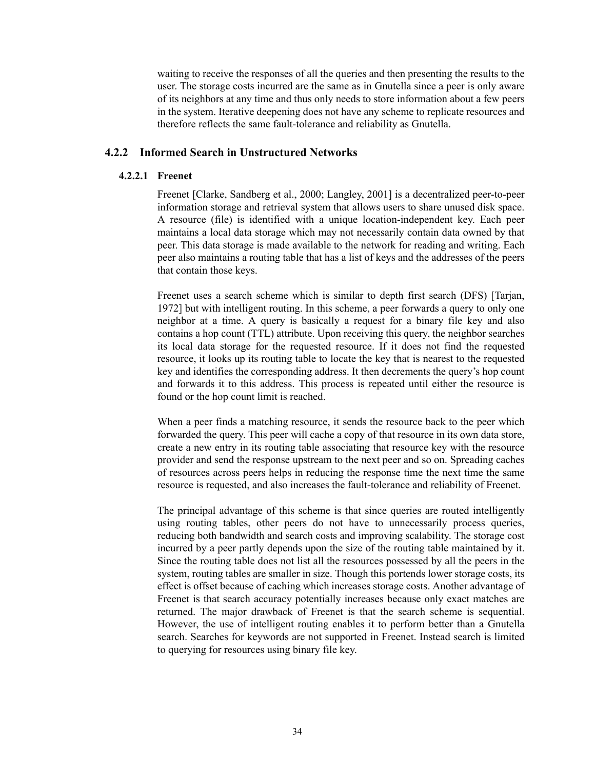waiting to receive the responses of all the queries and then presenting the results to the user. The storage costs incurred are the same as in Gnutella since a peer is only aware of its neighbors at any time and thus only needs to store information about a few peers in the system. Iterative deepening does not have any scheme to replicate resources and therefore reflects the same fault-tolerance and reliability as Gnutella.

### 4.2.2 Informed Search in Unstructured Networks

#### 4.2.2.1 Freenet

Freenet [Clarke, Sandberg et al., 2000; Langley, 2001] is a decentralized peer-to-peer information storage and retrieval system that allows users to share unused disk space. A resource (file) is identified with a unique location-independent key. Each peer maintains a local data storage which may not necessarily contain data owned by that peer. This data storage is made available to the network for reading and writing. Each peer also maintains a routing table that has a list of keys and the addresses of the peers that contain those keys.

Freenet uses a search scheme which is similar to depth first search (DFS) [Tarjan, 1972] but with intelligent routing. In this scheme, a peer forwards a query to only one neighbor at a time. A query is basically a request for a binary file key and also contains a hop count (TTL) attribute. Upon receiving this query, the neighbor searches its local data storage for the requested resource. If it does not find the requested resource, it looks up its routing table to locate the key that is nearest to the requested key and identifies the corresponding address. It then decrements the query's hop count and forwards it to this address. This process is repeated until either the resource is found or the hop count limit is reached.

When a peer finds a matching resource, it sends the resource back to the peer which forwarded the query. This peer will cache a copy of that resource in its own data store, create a new entry in its routing table associating that resource key with the resource provider and send the response upstream to the next peer and so on. Spreading caches of resources across peers helps in reducing the response time the next time the same resource is requested, and also increases the fault-tolerance and reliability of Freenet.

The principal advantage of this scheme is that since queries are routed intelligently using routing tables, other peers do not have to unnecessarily process queries, reducing both bandwidth and search costs and improving scalability. The storage cost incurred by a peer partly depends upon the size of the routing table maintained by it. Since the routing table does not list all the resources possessed by all the peers in the system, routing tables are smaller in size. Though this portends lower storage costs, its effect is offset because of caching which increases storage costs. Another advantage of Freenet is that search accuracy potentially increases because only exact matches are returned. The major drawback of Freenet is that the search scheme is sequential. However, the use of intelligent routing enables it to perform better than a Gnutella search. Searches for keywords are not supported in Freenet. Instead search is limited to querying for resources using binary file key.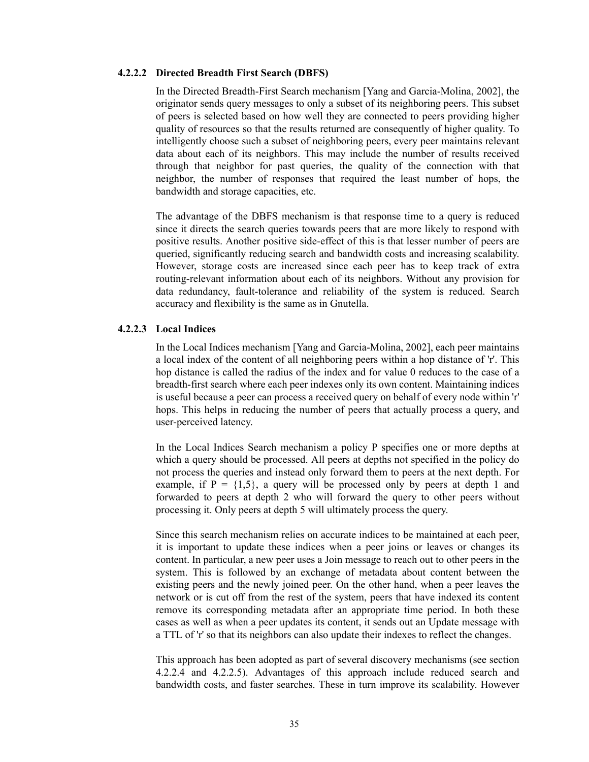#### 4.2.2.2 Directed Breadth First Search (DBFS)

In the Directed Breadth-First Search mechanism [Yang and Garcia-Molina, 2002], the originator sends query messages to only a subset of its neighboring peers. This subset of peers is selected based on how well they are connected to peers providing higher quality of resources so that the results returned are consequently of higher quality. To intelligently choose such a subset of neighboring peers, every peer maintains relevant data about each of its neighbors. This may include the number of results received through that neighbor for past queries, the quality of the connection with that neighbor, the number of responses that required the least number of hops, the bandwidth and storage capacities, etc.

The advantage of the DBFS mechanism is that response time to a query is reduced since it directs the search queries towards peers that are more likely to respond with positive results. Another positive side-effect of this is that lesser number of peers are queried, significantly reducing search and bandwidth costs and increasing scalability. However, storage costs are increased since each peer has to keep track of extra routing-relevant information about each of its neighbors. Without any provision for data redundancy, fault-tolerance and reliability of the system is reduced. Search accuracy and flexibility is the same as in Gnutella.

#### 4.2.2.3 Local Indices

In the Local Indices mechanism [Yang and Garcia-Molina, 2002], each peer maintains a local index of the content of all neighboring peers within a hop distance of 'r'. This hop distance is called the radius of the index and for value 0 reduces to the case of a breadth-first search where each peer indexes only its own content. Maintaining indices is useful because a peer can process a received query on behalf of every node within 'r' hops. This helps in reducing the number of peers that actually process a query, and user-perceived latency.

In the Local Indices Search mechanism a policy P specifies one or more depths at which a query should be processed. All peers at depths not specified in the policy do not process the queries and instead only forward them to peers at the next depth. For example, if P = {1,5}, a query will be processed only by peers at depth 1 and forwarded to peers at depth 2 who will forward the query to other peers without processing it. Only peers at depth 5 will ultimately process the query.

Since this search mechanism relies on accurate indices to be maintained at each peer, it is important to update these indices when a peer joins or leaves or changes its content. In particular, a new peer uses a Join message to reach out to other peers in the system. This is followed by an exchange of metadata about content between the existing peers and the newly joined peer. On the other hand, when a peer leaves the network or is cut off from the rest of the system, peers that have indexed its content remove its corresponding metadata after an appropriate time period. In both these cases as well as when a peer updates its content, it sends out an Update message with a TTL of 'r' so that its neighbors can also update their indexes to reflect the changes.

This approach has been adopted as part of several discovery mechanisms (see section 4.2.2.4 and 4.2.2.5). Advantages of this approach include reduced search and bandwidth costs, and faster searches. These in turn improve its scalability. However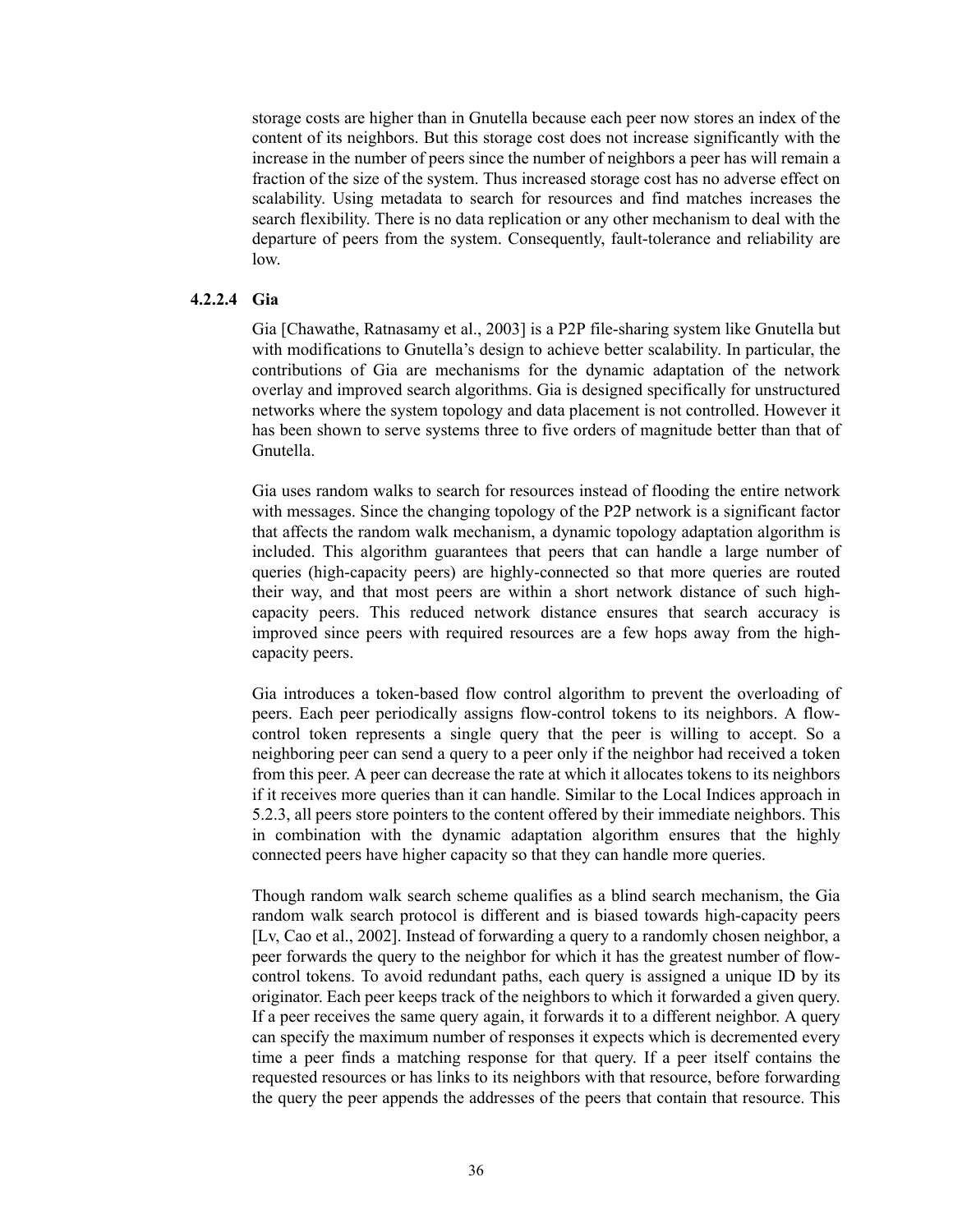storage costs are higher than in Gnutella because each peer now stores an index of the content of its neighbors. But this storage cost does not increase significantly with the increase in the number of peers since the number of neighbors a peer has will remain a fraction of the size of the system. Thus increased storage cost has no adverse effect on scalability. Using metadata to search for resources and find matches increases the search flexibility. There is no data replication or any other mechanism to deal with the departure of peers from the system. Consequently, fault-tolerance and reliability are low.

#### 4.2.2.4 Gia

Gia [Chawathe, Ratnasamy et al., 2003] is a P2P file-sharing system like Gnutella but with modifications to Gnutella's design to achieve better scalability. In particular, the contributions of Gia are mechanisms for the dynamic adaptation of the network overlay and improved search algorithms. Gia is designed specifically for unstructured networks where the system topology and data placement is not controlled. However it has been shown to serve systems three to five orders of magnitude better than that of Gnutella.

Gia uses random walks to search for resources instead of flooding the entire network with messages. Since the changing topology of the P2P network is a significant factor that affects the random walk mechanism, a dynamic topology adaptation algorithm is included. This algorithm guarantees that peers that can handle a large number of queries (high-capacity peers) are highly-connected so that more queries are routed their way, and that most peers are within a short network distance of such high-capacity peers. This reduced network distance ensures that search accuracy is improved since peers with required resources are a few hops away from the high-capacity peers.

Gia introduces a token-based flow control algorithm to prevent the overloading of peers. Each peer periodically assigns flow-control tokens to its neighbors. A flow-control token represents a single query that the peer is willing to accept. So a neighboring peer can send a query to a peer only if the neighbor had received a token from this peer. A peer can decrease the rate at which it allocates tokens to its neighbors if it receives more queries than it can handle. Similar to the Local Indices approach in 5.2.3, all peers store pointers to the content offered by their immediate neighbors. This in combination with the dynamic adaptation algorithm ensures that the highly connected peers have higher capacity so that they can handle more queries.

Though random walk search scheme qualifies as a blind search mechanism, the Gia random walk search protocol is different and is biased towards high-capacity peers [Lv, Cao et al., 2002]. Instead of forwarding a query to a randomly chosen neighbor, a peer forwards the query to the neighbor for which it has the greatest number of flow-control tokens. To avoid redundant paths, each query is assigned a unique ID by its originator. Each peer keeps track of the neighbors to which it forwarded a given query. If a peer receives the same query again, it forwards it to a different neighbor. A query can specify the maximum number of responses it expects which is decremented every time a peer finds a matching response for that query. If a peer itself contains the requested resources or has links to its neighbors with that resource, before forwarding the query the peer appends the addresses of the peers that contain that resource. This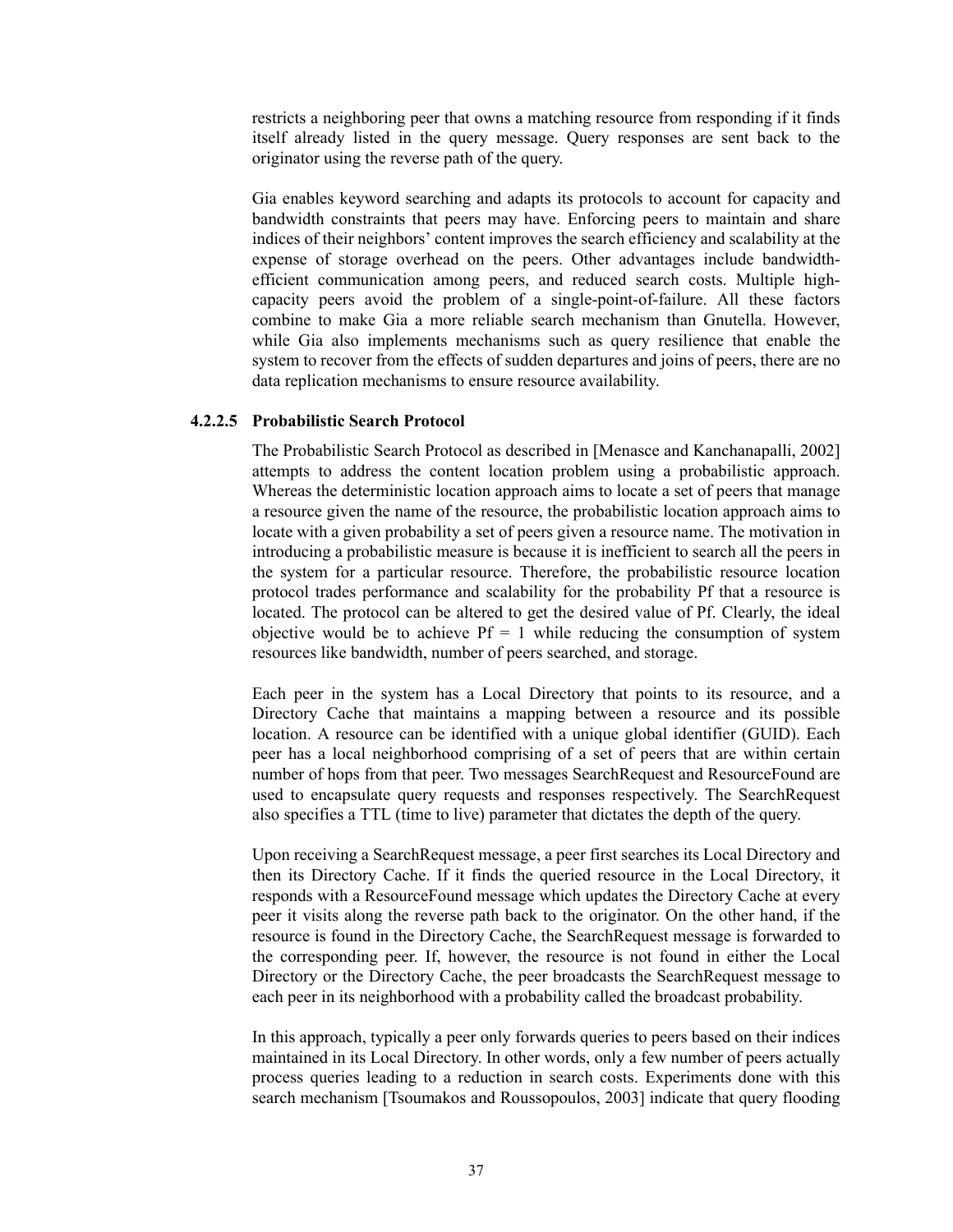restricts a neighboring peer that owns a matching resource from responding if it finds itself already listed in the query message. Query responses are sent back to the originator using the reverse path of the query.

Gia enables keyword searching and adapts its protocols to account for capacity and bandwidth constraints that peers may have. Enforcing peers to maintain and share indices of their neighbors' content improves the search efficiency and scalability at the expense of storage overhead on the peers. Other advantages include bandwidth-efficient communication among peers, and reduced search costs. Multiple high-capacity peers avoid the problem of a single-point-of-failure. All these factors combine to make Gia a more reliable search mechanism than Gnutella. However, while Gia also implements mechanisms such as query resilience that enable the system to recover from the effects of sudden departures and joins of peers, there are no data replication mechanisms to ensure resource availability.

#### 4.2.2.5 Probabilistic Search Protocol

The Probabilistic Search Protocol as described in [Menasce and Kanchanapalli, 2002] attempts to address the content location problem using a probabilistic approach. Whereas the deterministic location approach aims to locate a set of peers that manage a resource given the name of the resource, the probabilistic location approach aims to locate with a given probability a set of peers given a resource name. The motivation in introducing a probabilistic measure is because it is inefficient to search all the peers in the system for a particular resource. Therefore, the probabilistic resource location protocol trades performance and scalability for the probability Pf that a resource is located. The protocol can be altered to get the desired value of Pf. Clearly, the ideal objective would be to achieve Pf = 1 while reducing the consumption of system resources like bandwidth, number of peers searched, and storage.

Each peer in the system has a Local Directory that points to its resource, and a Directory Cache that maintains a mapping between a resource and its possible location. A resource can be identified with a unique global identifier (GUID). Each peer has a local neighborhood comprising of a set of peers that are within certain number of hops from that peer. Two messages SearchRequest and ResourceFound are used to encapsulate query requests and responses respectively. The SearchRequest also specifies a TTL (time to live) parameter that dictates the depth of the query.

Upon receiving a SearchRequest message, a peer first searches its Local Directory and then its Directory Cache. If it finds the queried resource in the Local Directory, it responds with a ResourceFound message which updates the Directory Cache at every peer it visits along the reverse path back to the originator. On the other hand, if the resource is found in the Directory Cache, the SearchRequest message is forwarded to the corresponding peer. If, however, the resource is not found in either the Local Directory or the Directory Cache, the peer broadcasts the SearchRequest message to each peer in its neighborhood with a probability called the broadcast probability.

In this approach, typically a peer only forwards queries to peers based on their indices maintained in its Local Directory. In other words, only a few number of peers actually process queries leading to a reduction in search costs. Experiments done with this search mechanism [Tsoumakos and Roussopoulos, 2003] indicate that query flooding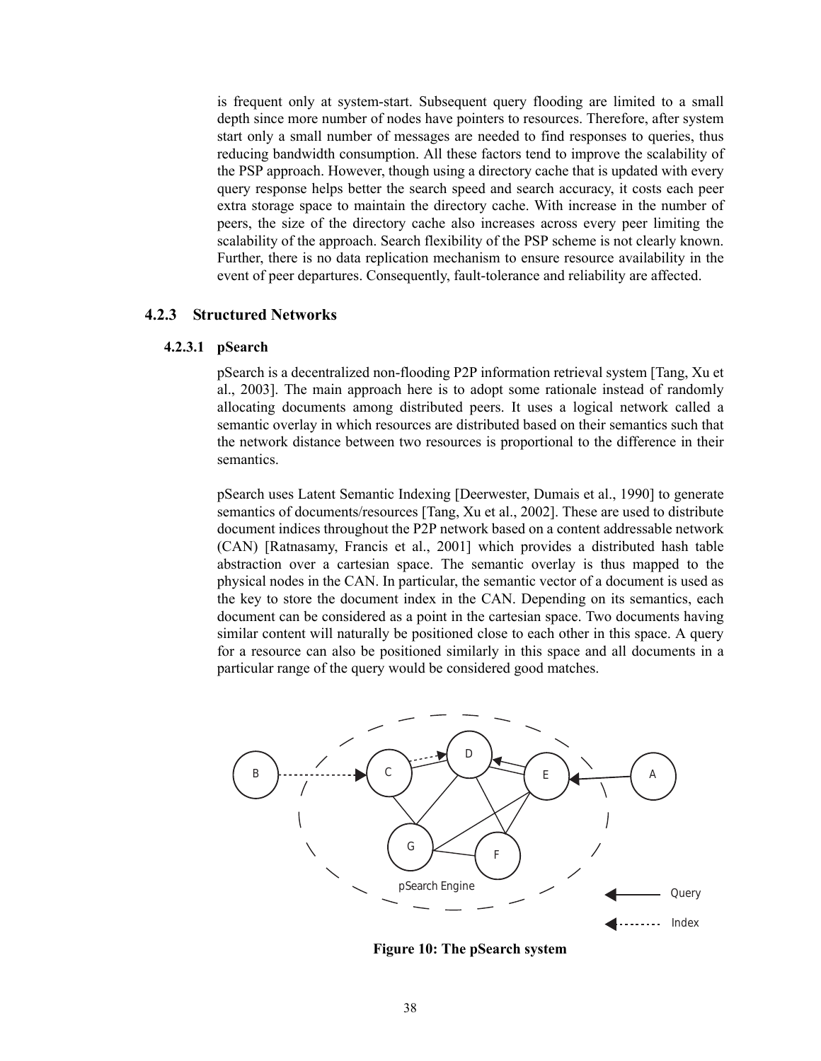is frequent only at system-start. Subsequent query flooding are limited to a small depth since more number of nodes have pointers to resources. Therefore, after system start only a small number of messages are needed to find responses to queries, thus reducing bandwidth consumption. All these factors tend to improve the scalability of the PSP approach. However, though using a directory cache that is updated with every query response helps better the search speed and search accuracy, it costs each peer extra storage space to maintain the directory cache. With increase in the number of peers, the size of the directory cache also increases across every peer limiting the scalability of the approach. Search flexibility of the PSP scheme is not clearly known. Further, there is no data replication mechanism to ensure resource availability in the event of peer departures. Consequently, fault-tolerance and reliability are affected.

### 4.2.3 Structured Networks

#### 4.2.3.1 pSearch

pSearch is a decentralized non-flooding P2P information retrieval system [Tang, Xu et al., 2003]. The main approach here is to adopt some rationale instead of randomly allocating documents among distributed peers. It uses a logical network called a semantic overlay in which resources are distributed based on their semantics such that the network distance between two resources is proportional to the difference in their semantics.

pSearch uses Latent Semantic Indexing [Deerwester, Dumais et al., 1990] to generate semantics of documents/resources [Tang, Xu et al., 2002]. These are used to distribute document indices throughout the P2P network based on a content addressable network (CAN) [Ratnasamy, Francis et al., 2001] which provides a distributed hash table abstraction over a cartesian space. The semantic overlay is thus mapped to the physical nodes in the CAN. In particular, the semantic vector of a document is used as the key to store the document index in the CAN. Depending on its semantics, each document can be considered as a point in the cartesian space. Two documents having similar content will naturally be positioned close to each other in this space. A query for a resource can also be positioned similarly in this space and all documents in a particular range of the query would be considered good matches.

B

C

D

E

A

G

F

pSearch Engine

Query

Index

**Figure 10: The pSearch system**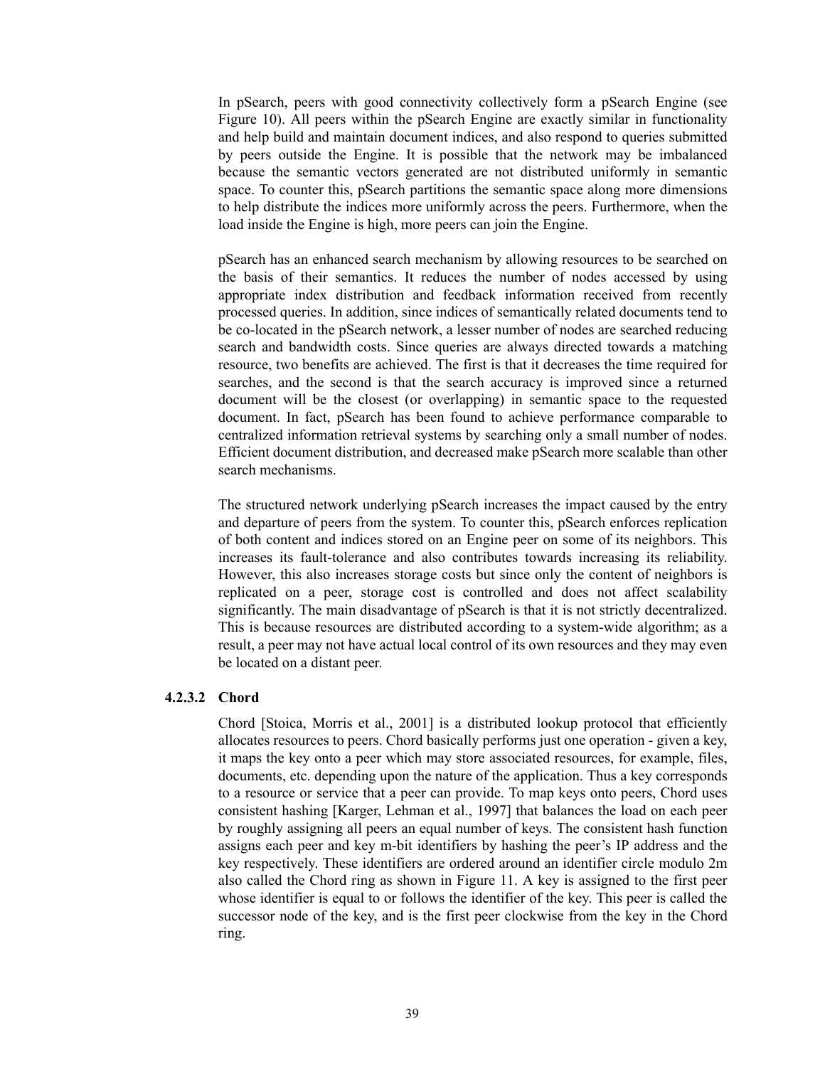In pSearch, peers with good connectivity collectively form a pSearch Engine (see Figure 10). All peers within the pSearch Engine are exactly similar in functionality and help build and maintain document indices, and also respond to queries submitted by peers outside the Engine. It is possible that the network may be imbalanced because the semantic vectors generated are not distributed uniformly in semantic space. To counter this, pSearch partitions the semantic space along more dimensions to help distribute the indices more uniformly across the peers. Furthermore, when the load inside the Engine is high, more peers can join the Engine.

pSearch has an enhanced search mechanism by allowing resources to be searched on the basis of their semantics. It reduces the number of nodes accessed by using appropriate index distribution and feedback information received from recently processed queries. In addition, since indices of semantically related documents tend to be co-located in the pSearch network, a lesser number of nodes are searched reducing search and bandwidth costs. Since queries are always directed towards a matching resource, two benefits are achieved. The first is that it decreases the time required for searches, and the second is that the search accuracy is improved since a returned document will be the closest (or overlapping) in semantic space to the requested document. In fact, pSearch has been found to achieve performance comparable to centralized information retrieval systems by searching only a small number of nodes. Efficient document distribution, and decreased make pSearch more scalable than other search mechanisms.

The structured network underlying pSearch increases the impact caused by the entry and departure of peers from the system. To counter this, pSearch enforces replication of both content and indices stored on an Engine peer on some of its neighbors. This increases its fault-tolerance and also contributes towards increasing its reliability. However, this also increases storage costs but since only the content of neighbors is replicated on a peer, storage cost is controlled and does not affect scalability significantly. The main disadvantage of pSearch is that it is not strictly decentralized. This is because resources are distributed according to a system-wide algorithm; as a result, a peer may not have actual local control of its own resources and they may even be located on a distant peer.

#### 4.2.3.2 Chord

Chord [Stoica, Morris et al., 2001] is a distributed lookup protocol that efficiently allocates resources to peers. Chord basically performs just one operation - given a key, it maps the key onto a peer which may store associated resources, for example, files, documents, etc. depending upon the nature of the application. Thus a key corresponds to a resource or service that a peer can provide. To map keys onto peers, Chord uses consistent hashing [Karger, Lehman et al., 1997] that balances the load on each peer by roughly assigning all peers an equal number of keys. The consistent hash function assigns each peer and key m-bit identifiers by hashing the peer's IP address and the key respectively. These identifiers are ordered around an identifier circle modulo 2m also called the Chord ring as shown in Figure 11. A key is assigned to the first peer whose identifier is equal to or follows the identifier of the key. This peer is called the successor node of the key, and is the first peer clockwise from the key in the Chord ring.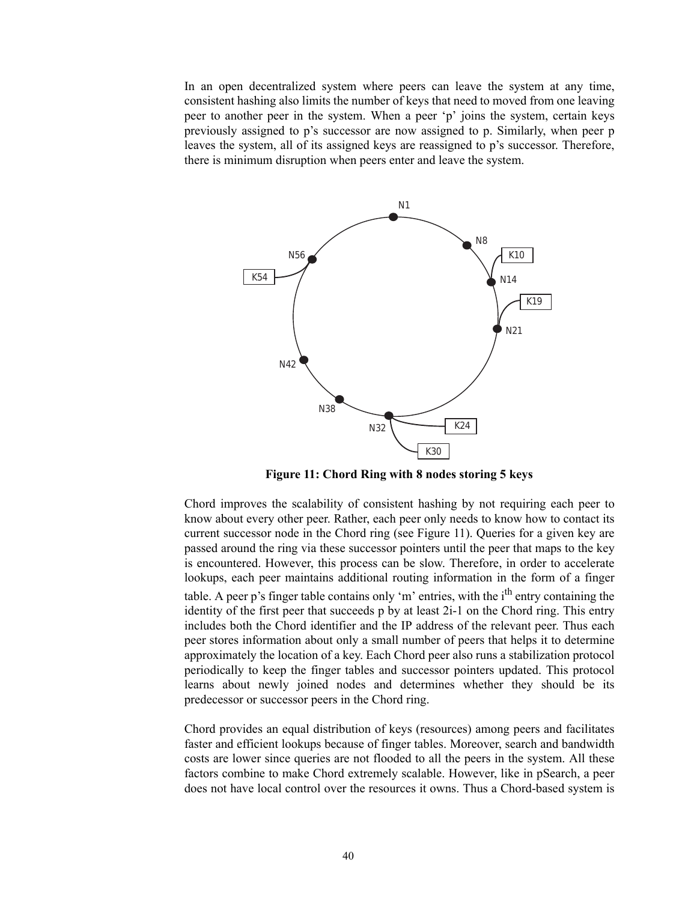In an open decentralized system where peers can leave the system at any time, consistent hashing also limits the number of keys that need to moved from one leaving peer to another peer in the system. When a peer 'p' joins the system, certain keys previously assigned to p's successor are now assigned to p. Similarly, when peer p leaves the system, all of its assigned keys are reassigned to p's successor. Therefore, there is minimum disruption when peers enter and leave the system.

N1
N8
K10
N14
K19
N21
N56
K54
N42
N38
N32
K24
K30

**Figure 11: Chord Ring with 8 nodes storing 5 keys**

Chord improves the scalability of consistent hashing by not requiring each peer to know about every other peer. Rather, each peer only needs to know how to contact its current successor node in the Chord ring (see Figure 11). Queries for a given key are passed around the ring via these successor pointers until the peer that maps to the key is encountered. However, this process can be slow. Therefore, in order to accelerate lookups, each peer maintains additional routing information in the form of a finger table. A peer p's finger table contains only 'm' entries, with the $i^{th}$ entry containing the identity of the first peer that succeeds p by at least 2i-1 on the Chord ring. This entry includes both the Chord identifier and the IP address of the relevant peer. Thus each peer stores information about only a small number of peers that helps it to determine approximately the location of a key. Each Chord peer also runs a stabilization protocol periodically to keep the finger tables and successor pointers updated. This protocol learns about newly joined nodes and determines whether they should be its predecessor or successor peers in the Chord ring.

Chord provides an equal distribution of keys (resources) among peers and facilitates faster and efficient lookups because of finger tables. Moreover, search and bandwidth costs are lower since queries are not flooded to all the peers in the system. All these factors combine to make Chord extremely scalable. However, like in pSearch, a peer does not have local control over the resources it owns. Thus a Chord-based system is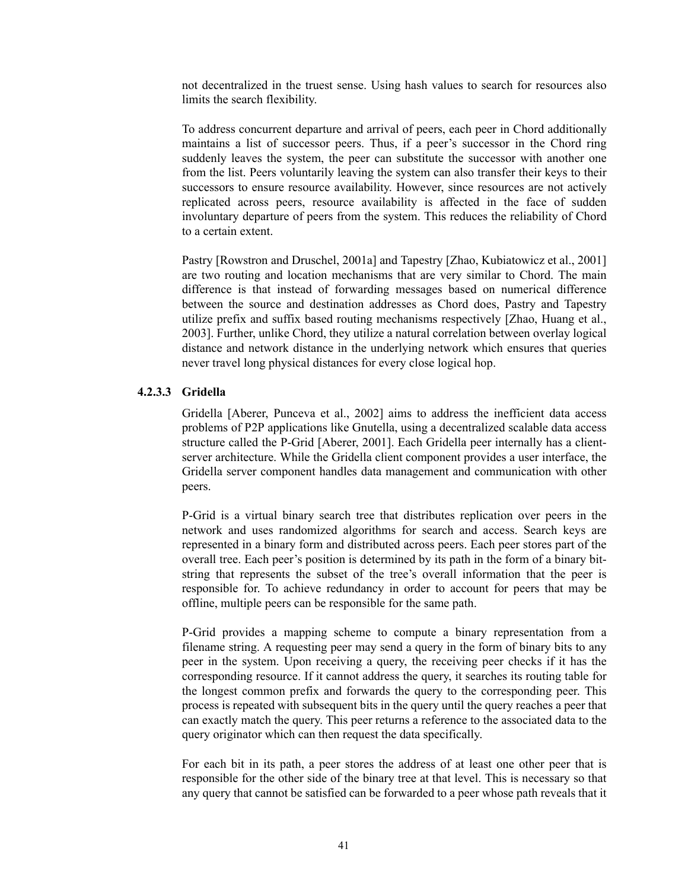not decentralized in the truest sense. Using hash values to search for resources also limits the search flexibility.

To address concurrent departure and arrival of peers, each peer in Chord additionally maintains a list of successor peers. Thus, if a peer's successor in the Chord ring suddenly leaves the system, the peer can substitute the successor with another one from the list. Peers voluntarily leaving the system can also transfer their keys to their successors to ensure resource availability. However, since resources are not actively replicated across peers, resource availability is affected in the face of sudden involuntary departure of peers from the system. This reduces the reliability of Chord to a certain extent.

Pastry [Rowstron and Druschel, 2001a] and Tapestry [Zhao, Kubiatowicz et al., 2001] are two routing and location mechanisms that are very similar to Chord. The main difference is that instead of forwarding messages based on numerical difference between the source and destination addresses as Chord does, Pastry and Tapestry utilize prefix and suffix based routing mechanisms respectively [Zhao, Huang et al., 2003]. Further, unlike Chord, they utilize a natural correlation between overlay logical distance and network distance in the underlying network which ensures that queries never travel long physical distances for every close logical hop.

#### 4.2.3.3 Gridella

Gridella [Aberer, Punceva et al., 2002] aims to address the inefficient data access problems of P2P applications like Gnutella, using a decentralized scalable data access structure called the P-Grid [Aberer, 2001]. Each Gridella peer internally has a client-server architecture. While the Gridella client component provides a user interface, the Gridella server component handles data management and communication with other peers.

P-Grid is a virtual binary search tree that distributes replication over peers in the network and uses randomized algorithms for search and access. Search keys are represented in a binary form and distributed across peers. Each peer stores part of the overall tree. Each peer's position is determined by its path in the form of a binary bit-string that represents the subset of the tree's overall information that the peer is responsible for. To achieve redundancy in order to account for peers that may be offline, multiple peers can be responsible for the same path.

P-Grid provides a mapping scheme to compute a binary representation from a filename string. A requesting peer may send a query in the form of binary bits to any peer in the system. Upon receiving a query, the receiving peer checks if it has the corresponding resource. If it cannot address the query, it searches its routing table for the longest common prefix and forwards the query to the corresponding peer. This process is repeated with subsequent bits in the query until the query reaches a peer that can exactly match the query. This peer returns a reference to the associated data to the query originator which can then request the data specifically.

For each bit in its path, a peer stores the address of at least one other peer that is responsible for the other side of the binary tree at that level. This is necessary so that any query that cannot be satisfied can be forwarded to a peer whose path reveals that it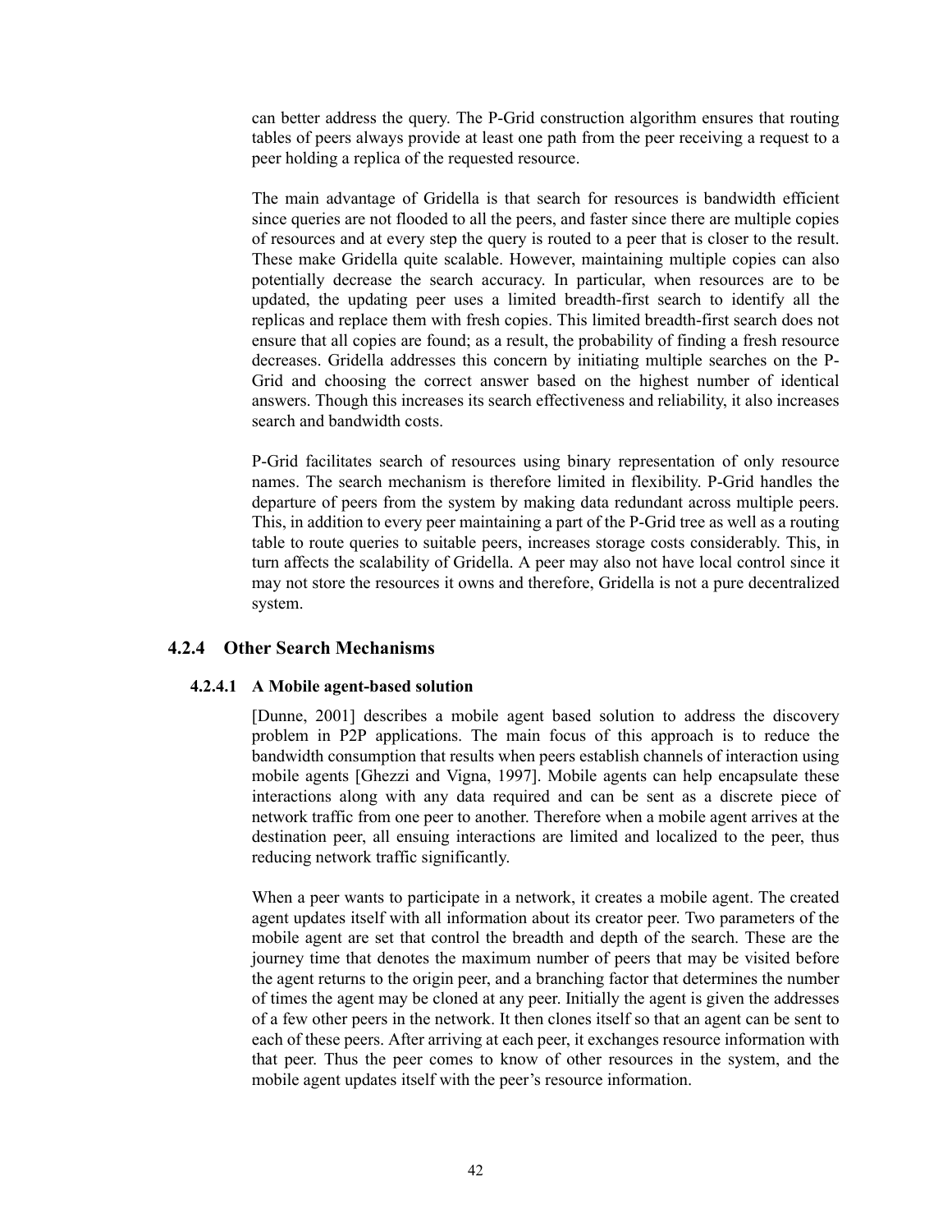can better address the query. The P-Grid construction algorithm ensures that routing tables of peers always provide at least one path from the peer receiving a request to a peer holding a replica of the requested resource.

The main advantage of Gridella is that search for resources is bandwidth efficient since queries are not flooded to all the peers, and faster since there are multiple copies of resources and at every step the query is routed to a peer that is closer to the result. These make Gridella quite scalable. However, maintaining multiple copies can also potentially decrease the search accuracy. In particular, when resources are to be updated, the updating peer uses a limited breadth-first search to identify all the replicas and replace them with fresh copies. This limited breadth-first search does not ensure that all copies are found; as a result, the probability of finding a fresh resource decreases. Gridella addresses this concern by initiating multiple searches on the P-Grid and choosing the correct answer based on the highest number of identical answers. Though this increases its search effectiveness and reliability, it also increases search and bandwidth costs.

P-Grid facilitates search of resources using binary representation of only resource names. The search mechanism is therefore limited in flexibility. P-Grid handles the departure of peers from the system by making data redundant across multiple peers. This, in addition to every peer maintaining a part of the P-Grid tree as well as a routing table to route queries to suitable peers, increases storage costs considerably. This, in turn affects the scalability of Gridella. A peer may also not have local control since it may not store the resources it owns and therefore, Gridella is not a pure decentralized system.

### 4.2.4 Other Search Mechanisms

#### 4.2.4.1 A Mobile agent-based solution

[Dunne, 2001] describes a mobile agent based solution to address the discovery problem in P2P applications. The main focus of this approach is to reduce the bandwidth consumption that results when peers establish channels of interaction using mobile agents [Ghezzi and Vigna, 1997]. Mobile agents can help encapsulate these interactions along with any data required and can be sent as a discrete piece of network traffic from one peer to another. Therefore when a mobile agent arrives at the destination peer, all ensuing interactions are limited and localized to the peer, thus reducing network traffic significantly.

When a peer wants to participate in a network, it creates a mobile agent. The created agent updates itself with all information about its creator peer. Two parameters of the mobile agent are set that control the breadth and depth of the search. These are the journey time that denotes the maximum number of peers that may be visited before the agent returns to the origin peer, and a branching factor that determines the number of times the agent may be cloned at any peer. Initially the agent is given the addresses of a few other peers in the network. It then clones itself so that an agent can be sent to each of these peers. After arriving at each peer, it exchanges resource information with that peer. Thus the peer comes to know of other resources in the system, and the mobile agent updates itself with the peer's resource information.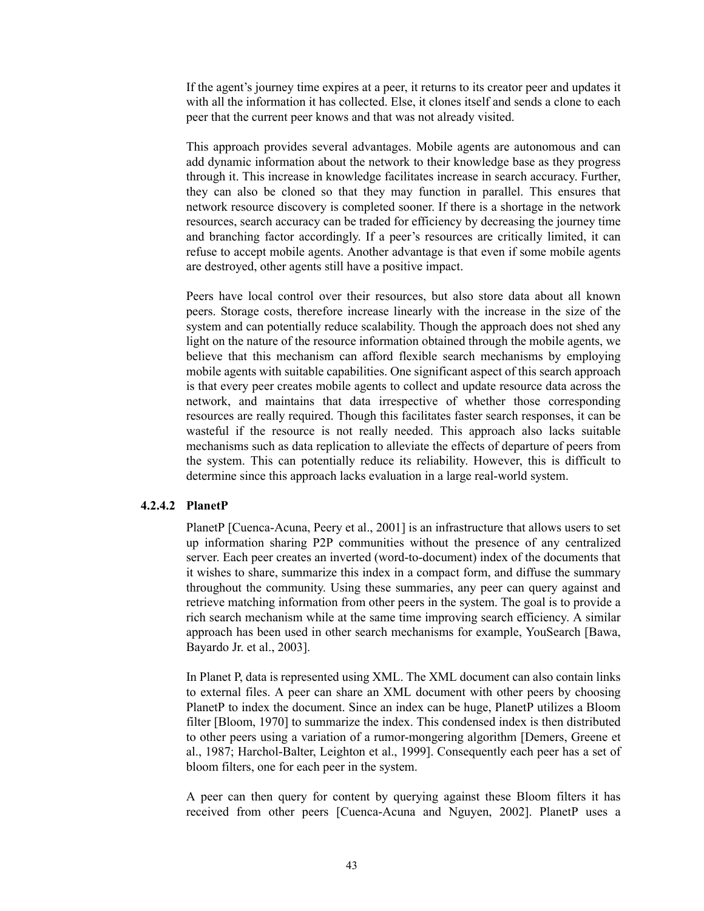If the agent's journey time expires at a peer, it returns to its creator peer and updates it with all the information it has collected. Else, it clones itself and sends a clone to each peer that the current peer knows and that was not already visited.

This approach provides several advantages. Mobile agents are autonomous and can add dynamic information about the network to their knowledge base as they progress through it. This increase in knowledge facilitates increase in search accuracy. Further, they can also be cloned so that they may function in parallel. This ensures that network resource discovery is completed sooner. If there is a shortage in the network resources, search accuracy can be traded for efficiency by decreasing the journey time and branching factor accordingly. If a peer's resources are critically limited, it can refuse to accept mobile agents. Another advantage is that even if some mobile agents are destroyed, other agents still have a positive impact.

Peers have local control over their resources, but also store data about all known peers. Storage costs, therefore increase linearly with the increase in the size of the system and can potentially reduce scalability. Though the approach does not shed any light on the nature of the resource information obtained through the mobile agents, we believe that this mechanism can afford flexible search mechanisms by employing mobile agents with suitable capabilities. One significant aspect of this search approach is that every peer creates mobile agents to collect and update resource data across the network, and maintains that data irrespective of whether those corresponding resources are really required. Though this facilitates faster search responses, it can be wasteful if the resource is not really needed. This approach also lacks suitable mechanisms such as data replication to alleviate the effects of departure of peers from the system. This can potentially reduce its reliability. However, this is difficult to determine since this approach lacks evaluation in a large real-world system.

#### 4.2.4.2 PlanetP

PlanetP [Cuenca-Acuna, Peery et al., 2001] is an infrastructure that allows users to set up information sharing P2P communities without the presence of any centralized server. Each peer creates an inverted (word-to-document) index of the documents that it wishes to share, summarize this index in a compact form, and diffuse the summary throughout the community. Using these summaries, any peer can query against and retrieve matching information from other peers in the system. The goal is to provide a rich search mechanism while at the same time improving search efficiency. A similar approach has been used in other search mechanisms for example, YouSearch [Bawa, Bayardo Jr. et al., 2003].

In Planet P, data is represented using XML. The XML document can also contain links to external files. A peer can share an XML document with other peers by choosing PlanetP to index the document. Since an index can be huge, PlanetP utilizes a Bloom filter [Bloom, 1970] to summarize the index. This condensed index is then distributed to other peers using a variation of a rumor-mongering algorithm [Demers, Greene et al., 1987; Harchol-Balter, Leighton et al., 1999]. Consequently each peer has a set of bloom filters, one for each peer in the system.

A peer can then query for content by querying against these Bloom filters it has received from other peers [Cuenca-Acuna and Nguyen, 2002]. PlanetP uses a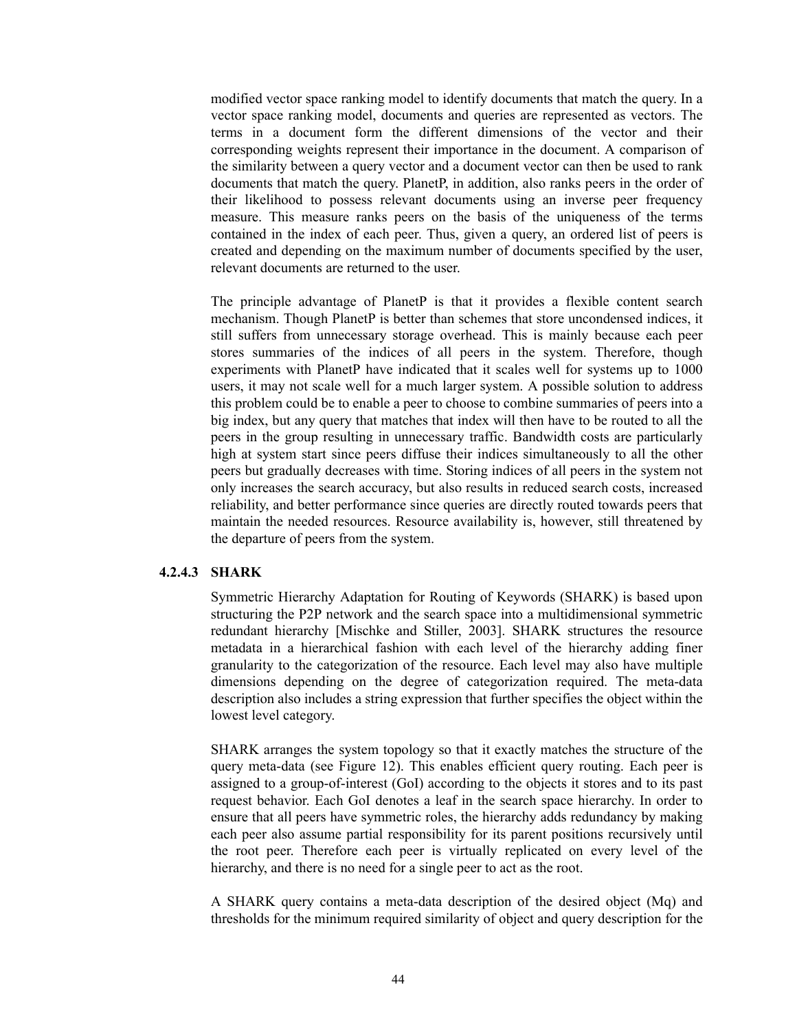modified vector space ranking model to identify documents that match the query. In a vector space ranking model, documents and queries are represented as vectors. The terms in a document form the different dimensions of the vector and their corresponding weights represent their importance in the document. A comparison of the similarity between a query vector and a document vector can then be used to rank documents that match the query. PlanetP, in addition, also ranks peers in the order of their likelihood to possess relevant documents using an inverse peer frequency measure. This measure ranks peers on the basis of the uniqueness of the terms contained in the index of each peer. Thus, given a query, an ordered list of peers is created and depending on the maximum number of documents specified by the user, relevant documents are returned to the user.

The principle advantage of PlanetP is that it provides a flexible content search mechanism. Though PlanetP is better than schemes that store uncondensed indices, it still suffers from unnecessary storage overhead. This is mainly because each peer stores summaries of the indices of all peers in the system. Therefore, though experiments with PlanetP have indicated that it scales well for systems up to 1000 users, it may not scale well for a much larger system. A possible solution to address this problem could be to enable a peer to choose to combine summaries of peers into a big index, but any query that matches that index will then have to be routed to all the peers in the group resulting in unnecessary traffic. Bandwidth costs are particularly high at system start since peers diffuse their indices simultaneously to all the other peers but gradually decreases with time. Storing indices of all peers in the system not only increases the search accuracy, but also results in reduced search costs, increased reliability, and better performance since queries are directly routed towards peers that maintain the needed resources. Resource availability is, however, still threatened by the departure of peers from the system.

#### 4.2.4.3 SHARK

Symmetric Hierarchy Adaptation for Routing of Keywords (SHARK) is based upon structuring the P2P network and the search space into a multidimensional symmetric redundant hierarchy [Mischke and Stiller, 2003]. SHARK structures the resource metadata in a hierarchical fashion with each level of the hierarchy adding finer granularity to the categorization of the resource. Each level may also have multiple dimensions depending on the degree of categorization required. The meta-data description also includes a string expression that further specifies the object within the lowest level category.

SHARK arranges the system topology so that it exactly matches the structure of the query meta-data (see Figure 12). This enables efficient query routing. Each peer is assigned to a group-of-interest (GoI) according to the objects it stores and to its past request behavior. Each GoI denotes a leaf in the search space hierarchy. In order to ensure that all peers have symmetric roles, the hierarchy adds redundancy by making each peer also assume partial responsibility for its parent positions recursively until the root peer. Therefore each peer is virtually replicated on every level of the hierarchy, and there is no need for a single peer to act as the root.

A SHARK query contains a meta-data description of the desired object (Mq) and thresholds for the minimum required similarity of object and query description for the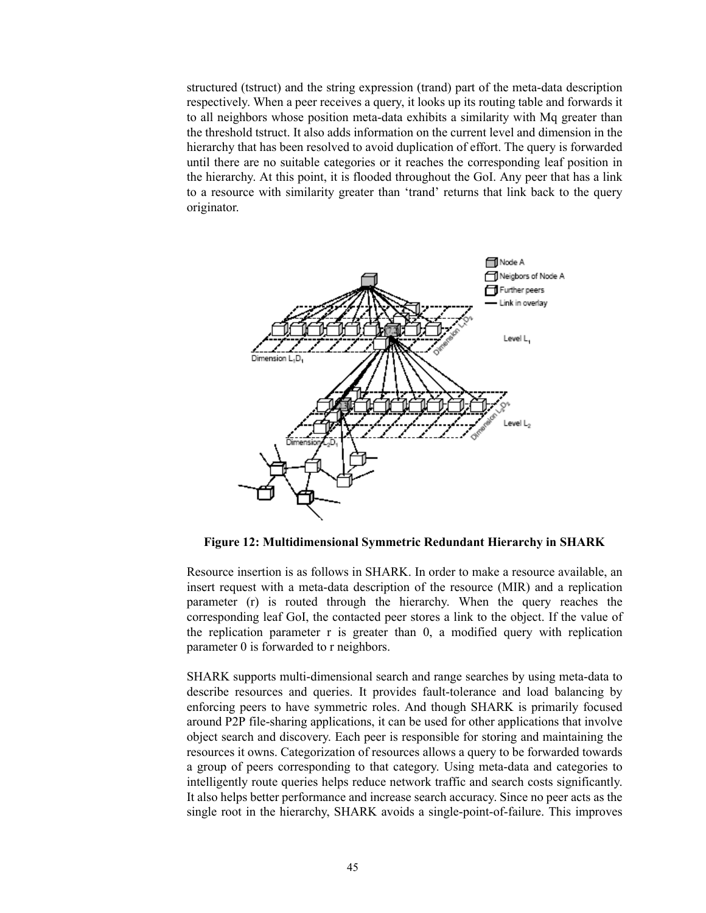structured (tstruct) and the string expression (trand) part of the meta-data description respectively. When a peer receives a query, it looks up its routing table and forwards it to all neighbors whose position meta-data exhibits a similarity with Mq greater than the threshold tstruct. It also adds information on the current level and dimension in the hierarchy that has been resolved to avoid duplication of effort. The query is forwarded until there are no suitable categories or it reaches the corresponding leaf position in the hierarchy. At this point, it is flooded throughout the GoI. Any peer that has a link to a resource with similarity greater than 'trand' returns that link back to the query originator.

Node A
Neigbors of Node A
Further peers
Link in overlay
Level $L_1$
Dimension $L_1D_1$
Dimension $L_1D_2$
Level $L_2$
Dimension $L_2D_1$
Dimension $L_2D_2$

**Figure 12: Multidimensional Symmetric Redundant Hierarchy in SHARK**

Resource insertion is as follows in SHARK. In order to make a resource available, an insert request with a meta-data description of the resource (MIR) and a replication parameter (r) is routed through the hierarchy. When the query reaches the corresponding leaf GoI, the contacted peer stores a link to the object. If the value of the replication parameter r is greater than 0, a modified query with replication parameter 0 is forwarded to r neighbors.

SHARK supports multi-dimensional search and range searches by using meta-data to describe resources and queries. It provides fault-tolerance and load balancing by enforcing peers to have symmetric roles. And though SHARK is primarily focused around P2P file-sharing applications, it can be used for other applications that involve object search and discovery. Each peer is responsible for storing and maintaining the resources it owns. Categorization of resources allows a query to be forwarded towards a group of peers corresponding to that category. Using meta-data and categories to intelligently route queries helps reduce network traffic and search costs significantly. It also helps better performance and increase search accuracy. Since no peer acts as the single root in the hierarchy, SHARK avoids a single-point-of-failure. This improves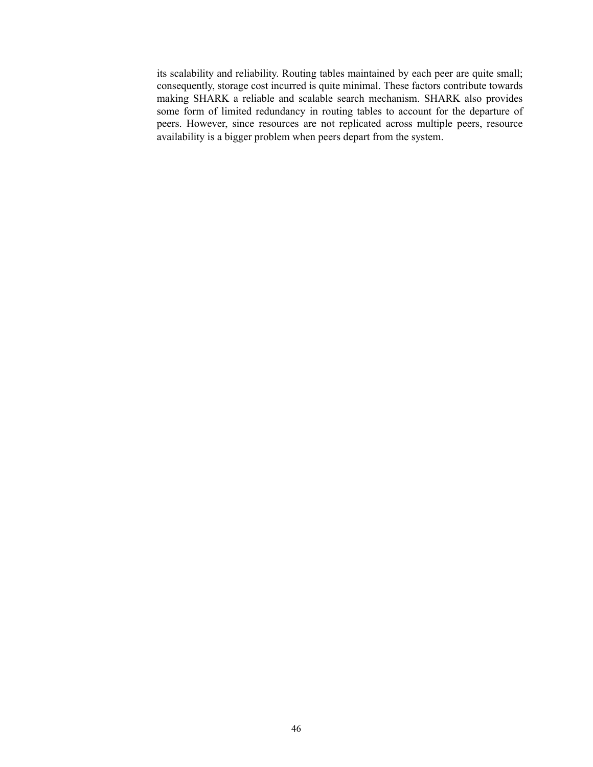its scalability and reliability. Routing tables maintained by each peer are quite small; consequently, storage cost incurred is quite minimal. These factors contribute towards making SHARK a reliable and scalable search mechanism. SHARK also provides some form of limited redundancy in routing tables to account for the departure of peers. However, since resources are not replicated across multiple peers, resource availability is a bigger problem when peers depart from the system.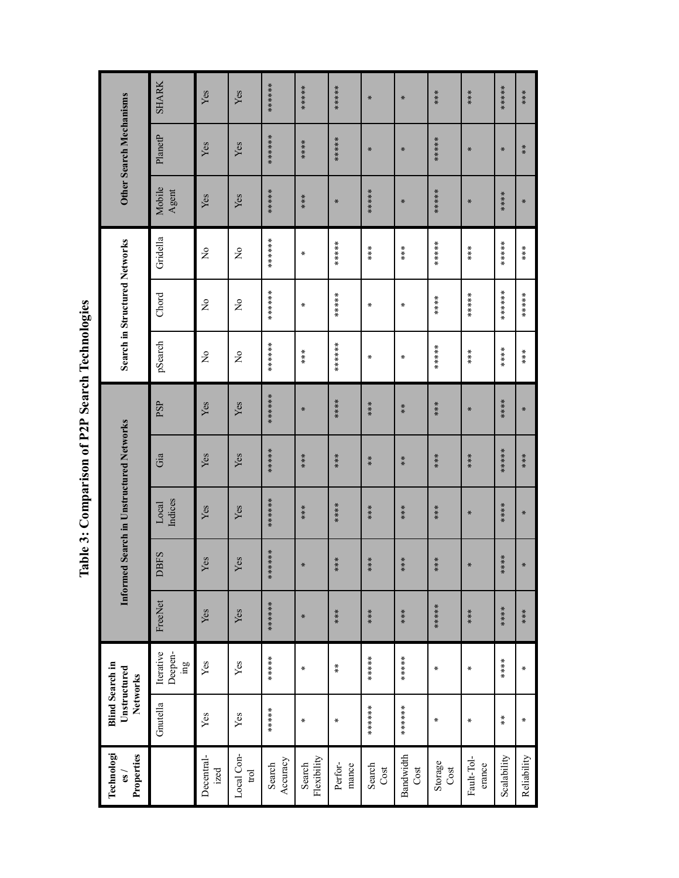**Table 3: Comparison of P2P Search Technologies**

| Technologies / Properties | Blind Search in Unstructured Networks | | Informed Search in Unstructured Networks | | | | | Search in Structured Networks | | | Other Search Mechanisms | | |
|---|---|---|---|---|---|---|---|---|---|---|---|---|---|
| | Gnutella | Iterative Deepening | FreeNet | DBFS | Local Indices | Gia | PSP | pSearch | Chord | Gridella | Mobile Agent | PlanetP | SHARK |
| Decentralized | Yes | Yes | Yes | Yes | Yes | Yes | Yes | No | No | No | Yes | Yes | Yes |
| Local Control | Yes | Yes | Yes | Yes | Yes | Yes | Yes | No | No | No | Yes | Yes | Yes |
| Search Accuracy | ***** | ***** | ****** | ****** | ****** | ***** | ****** | ****** | ****** | ****** | ***** | ****** | ****** |
| Search Flexibility | * | * | * | * | *** | *** | * | *** | * | * | *** | **** | ***** |
| Performance | * | ** | *** | *** | **** | *** | **** | ****** | ***** | ***** | * | ***** | ***** |
| Search Cost | ****** | ***** | *** | *** | *** | ** | *** | * | * | *** | ***** | * | * |
| Bandwidth Cost | ****** | ***** | *** | *** | *** | ** | ** | * | * | *** | * | * | * |
| Storage Cost | * | * | ***** | *** | *** | *** | *** | ***** | **** | ***** | ***** | ***** | *** |
| Fault-Tolerance | * | * | *** | * | * | *** | * | *** | ***** | *** | * | * | *** |
| Scalability | ** | **** | **** | **** | **** | ***** | **** | **** | ****** | ***** | **** | * | ***** |
| Reliability | * | * | *** | * | * | *** | * | *** | ***** | *** | * | ** | *** |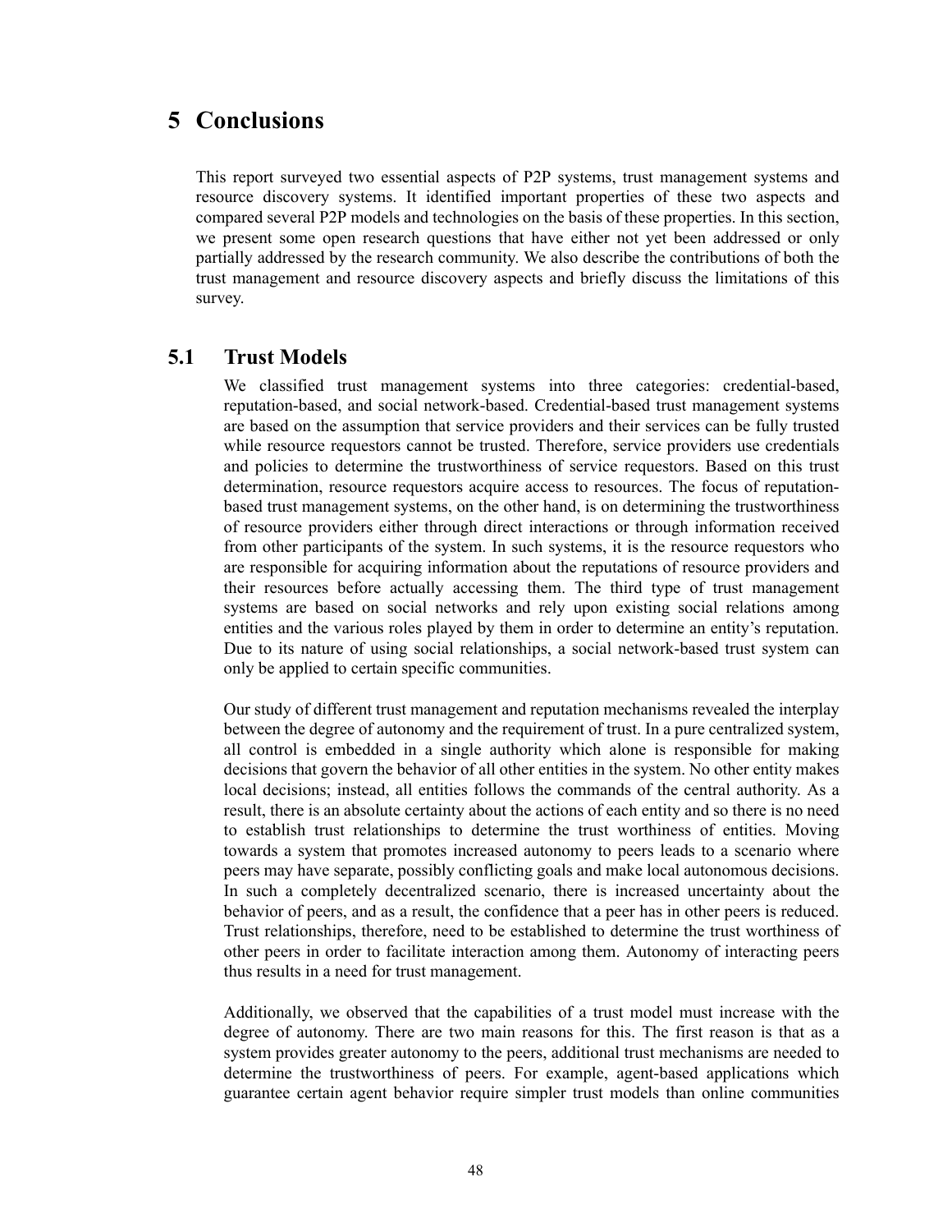# 5 Conclusions

This report surveyed two essential aspects of P2P systems, trust management systems and resource discovery systems. It identified important properties of these two aspects and compared several P2P models and technologies on the basis of these properties. In this section, we present some open research questions that have either not yet been addressed or only partially addressed by the research community. We also describe the contributions of both the trust management and resource discovery aspects and briefly discuss the limitations of this survey.

## 5.1 Trust Models

We classified trust management systems into three categories: credential-based, reputation-based, and social network-based. Credential-based trust management systems are based on the assumption that service providers and their services can be fully trusted while resource requestors cannot be trusted. Therefore, service providers use credentials and policies to determine the trustworthiness of service requestors. Based on this trust determination, resource requestors acquire access to resources. The focus of reputation-based trust management systems, on the other hand, is on determining the trustworthiness of resource providers either through direct interactions or through information received from other participants of the system. In such systems, it is the resource requestors who are responsible for acquiring information about the reputations of resource providers and their resources before actually accessing them. The third type of trust management systems are based on social networks and rely upon existing social relations among entities and the various roles played by them in order to determine an entity's reputation. Due to its nature of using social relationships, a social network-based trust system can only be applied to certain specific communities.

Our study of different trust management and reputation mechanisms revealed the interplay between the degree of autonomy and the requirement of trust. In a pure centralized system, all control is embedded in a single authority which alone is responsible for making decisions that govern the behavior of all other entities in the system. No other entity makes local decisions; instead, all entities follows the commands of the central authority. As a result, there is an absolute certainty about the actions of each entity and so there is no need to establish trust relationships to determine the trust worthiness of entities. Moving towards a system that promotes increased autonomy to peers leads to a scenario where peers may have separate, possibly conflicting goals and make local autonomous decisions. In such a completely decentralized scenario, there is increased uncertainty about the behavior of peers, and as a result, the confidence that a peer has in other peers is reduced. Trust relationships, therefore, need to be established to determine the trust worthiness of other peers in order to facilitate interaction among them. Autonomy of interacting peers thus results in a need for trust management.

Additionally, we observed that the capabilities of a trust model must increase with the degree of autonomy. There are two main reasons for this. The first reason is that as a system provides greater autonomy to the peers, additional trust mechanisms are needed to determine the trustworthiness of peers. For example, agent-based applications which guarantee certain agent behavior require simpler trust models than online communities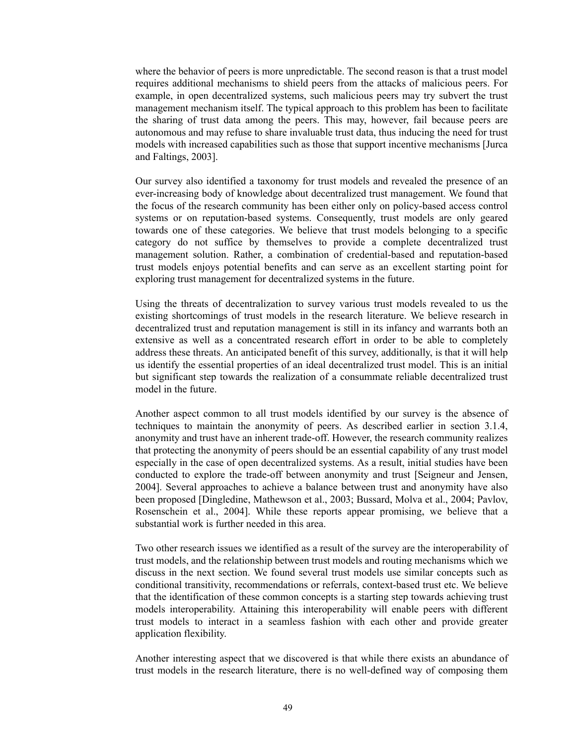where the behavior of peers is more unpredictable. The second reason is that a trust model requires additional mechanisms to shield peers from the attacks of malicious peers. For example, in open decentralized systems, such malicious peers may try subvert the trust management mechanism itself. The typical approach to this problem has been to facilitate the sharing of trust data among the peers. This may, however, fail because peers are autonomous and may refuse to share invaluable trust data, thus inducing the need for trust models with increased capabilities such as those that support incentive mechanisms [Jurca and Faltings, 2003].

Our survey also identified a taxonomy for trust models and revealed the presence of an ever-increasing body of knowledge about decentralized trust management. We found that the focus of the research community has been either only on policy-based access control systems or on reputation-based systems. Consequently, trust models are only geared towards one of these categories. We believe that trust models belonging to a specific category do not suffice by themselves to provide a complete decentralized trust management solution. Rather, a combination of credential-based and reputation-based trust models enjoys potential benefits and can serve as an excellent starting point for exploring trust management for decentralized systems in the future.

Using the threats of decentralization to survey various trust models revealed to us the existing shortcomings of trust models in the research literature. We believe research in decentralized trust and reputation management is still in its infancy and warrants both an extensive as well as a concentrated research effort in order to be able to completely address these threats. An anticipated benefit of this survey, additionally, is that it will help us identify the essential properties of an ideal decentralized trust model. This is an initial but significant step towards the realization of a consummate reliable decentralized trust model in the future.

Another aspect common to all trust models identified by our survey is the absence of techniques to maintain the anonymity of peers. As described earlier in section 3.1.4, anonymity and trust have an inherent trade-off. However, the research community realizes that protecting the anonymity of peers should be an essential capability of any trust model especially in the case of open decentralized systems. As a result, initial studies have been conducted to explore the trade-off between anonymity and trust [Seigneur and Jensen, 2004]. Several approaches to achieve a balance between trust and anonymity have also been proposed [Dingledine, Mathewson et al., 2003; Bussard, Molva et al., 2004; Pavlov, Rosenschein et al., 2004]. While these reports appear promising, we believe that a substantial work is further needed in this area.

Two other research issues we identified as a result of the survey are the interoperability of trust models, and the relationship between trust models and routing mechanisms which we discuss in the next section. We found several trust models use similar concepts such as conditional transitivity, recommendations or referrals, context-based trust etc. We believe that the identification of these common concepts is a starting step towards achieving trust models interoperability. Attaining this interoperability will enable peers with different trust models to interact in a seamless fashion with each other and provide greater application flexibility.

Another interesting aspect that we discovered is that while there exists an abundance of trust models in the research literature, there is no well-defined way of composing them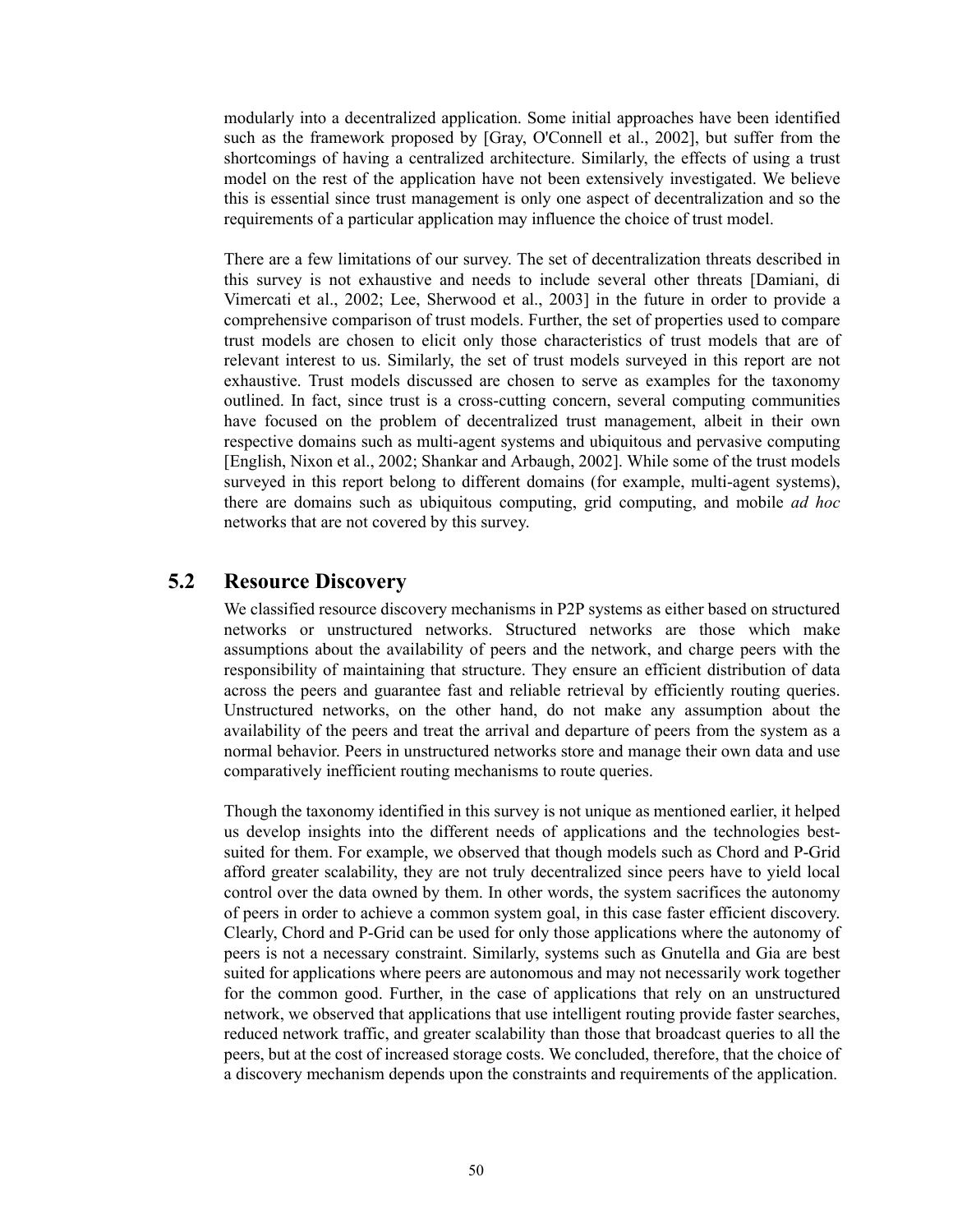modularly into a decentralized application. Some initial approaches have been identified such as the framework proposed by [Gray, O'Connell et al., 2002], but suffer from the shortcomings of having a centralized architecture. Similarly, the effects of using a trust model on the rest of the application have not been extensively investigated. We believe this is essential since trust management is only one aspect of decentralization and so the requirements of a particular application may influence the choice of trust model.

There are a few limitations of our survey. The set of decentralization threats described in this survey is not exhaustive and needs to include several other threats [Damiani, di Vimercati et al., 2002; Lee, Sherwood et al., 2003] in the future in order to provide a comprehensive comparison of trust models. Further, the set of properties used to compare trust models are chosen to elicit only those characteristics of trust models that are of relevant interest to us. Similarly, the set of trust models surveyed in this report are not exhaustive. Trust models discussed are chosen to serve as examples for the taxonomy outlined. In fact, since trust is a cross-cutting concern, several computing communities have focused on the problem of decentralized trust management, albeit in their own respective domains such as multi-agent systems and ubiquitous and pervasive computing [English, Nixon et al., 2002; Shankar and Arbaugh, 2002]. While some of the trust models surveyed in this report belong to different domains (for example, multi-agent systems), there are domains such as ubiquitous computing, grid computing, and mobile *ad hoc* networks that are not covered by this survey.

## 5.2 Resource Discovery

We classified resource discovery mechanisms in P2P systems as either based on structured networks or unstructured networks. Structured networks are those which make assumptions about the availability of peers and the network, and charge peers with the responsibility of maintaining that structure. They ensure an efficient distribution of data across the peers and guarantee fast and reliable retrieval by efficiently routing queries. Unstructured networks, on the other hand, do not make any assumption about the availability of the peers and treat the arrival and departure of peers from the system as a normal behavior. Peers in unstructured networks store and manage their own data and use comparatively inefficient routing mechanisms to route queries.

Though the taxonomy identified in this survey is not unique as mentioned earlier, it helped us develop insights into the different needs of applications and the technologies best-suited for them. For example, we observed that though models such as Chord and P-Grid afford greater scalability, they are not truly decentralized since peers have to yield local control over the data owned by them. In other words, the system sacrifices the autonomy of peers in order to achieve a common system goal, in this case faster efficient discovery. Clearly, Chord and P-Grid can be used for only those applications where the autonomy of peers is not a necessary constraint. Similarly, systems such as Gnutella and Gia are best suited for applications where peers are autonomous and may not necessarily work together for the common good. Further, in the case of applications that rely on an unstructured network, we observed that applications that use intelligent routing provide faster searches, reduced network traffic, and greater scalability than those that broadcast queries to all the peers, but at the cost of increased storage costs. We concluded, therefore, that the choice of a discovery mechanism depends upon the constraints and requirements of the application.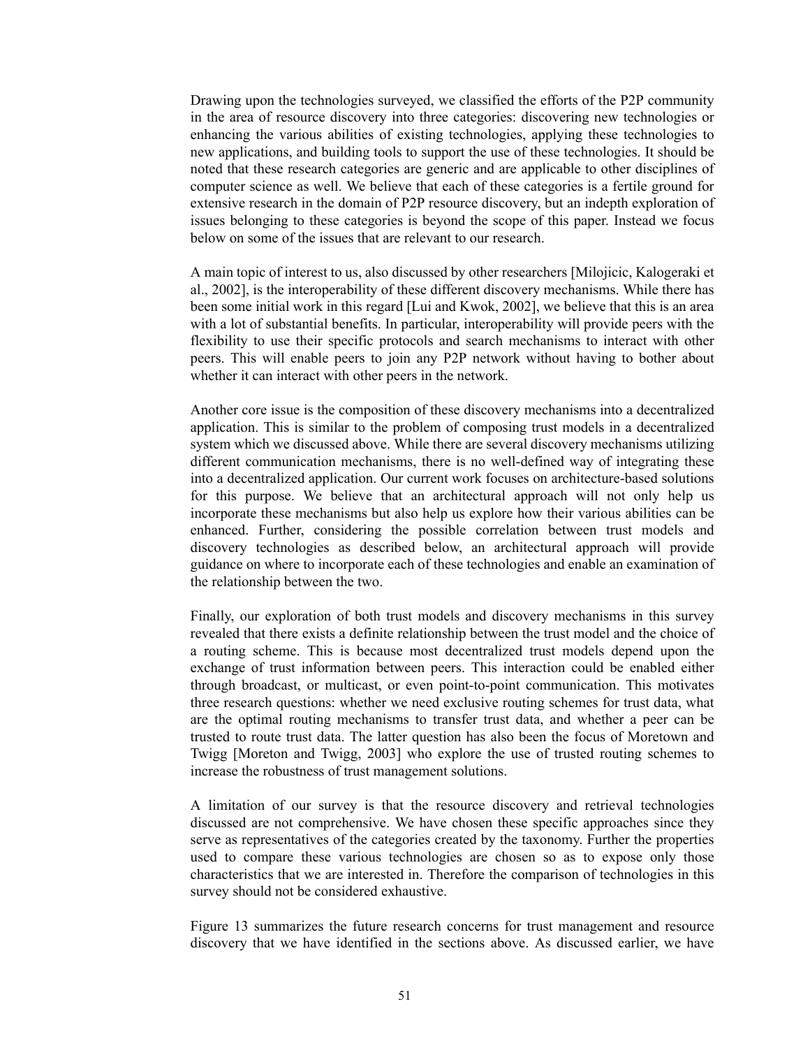Drawing upon the technologies surveyed, we classified the efforts of the P2P community in the area of resource discovery into three categories: discovering new technologies or enhancing the various abilities of existing technologies, applying these technologies to new applications, and building tools to support the use of these technologies. It should be noted that these research categories are generic and are applicable to other disciplines of computer science as well. We believe that each of these categories is a fertile ground for extensive research in the domain of P2P resource discovery, but an indepth exploration of issues belonging to these categories is beyond the scope of this paper. Instead we focus below on some of the issues that are relevant to our research.

A main topic of interest to us, also discussed by other researchers [Milojicic, Kalogeraki et al., 2002], is the interoperability of these different discovery mechanisms. While there has been some initial work in this regard [Lui and Kwok, 2002], we believe that this is an area with a lot of substantial benefits. In particular, interoperability will provide peers with the flexibility to use their specific protocols and search mechanisms to interact with other peers. This will enable peers to join any P2P network without having to bother about whether it can interact with other peers in the network.

Another core issue is the composition of these discovery mechanisms into a decentralized application. This is similar to the problem of composing trust models in a decentralized system which we discussed above. While there are several discovery mechanisms utilizing different communication mechanisms, there is no well-defined way of integrating these into a decentralized application. Our current work focuses on architecture-based solutions for this purpose. We believe that an architectural approach will not only help us incorporate these mechanisms but also help us explore how their various abilities can be enhanced. Further, considering the possible correlation between trust models and discovery technologies as described below, an architectural approach will provide guidance on where to incorporate each of these technologies and enable an examination of the relationship between the two.

Finally, our exploration of both trust models and discovery mechanisms in this survey revealed that there exists a definite relationship between the trust model and the choice of a routing scheme. This is because most decentralized trust models depend upon the exchange of trust information between peers. This interaction could be enabled either through broadcast, or multicast, or even point-to-point communication. This motivates three research questions: whether we need exclusive routing schemes for trust data, what are the optimal routing mechanisms to transfer trust data, and whether a peer can be trusted to route trust data. The latter question has also been the focus of Moretown and Twigg [Moreton and Twigg, 2003] who explore the use of trusted routing schemes to increase the robustness of trust management solutions.

A limitation of our survey is that the resource discovery and retrieval technologies discussed are not comprehensive. We have chosen these specific approaches since they serve as representatives of the categories created by the taxonomy. Further the properties used to compare these various technologies are chosen so as to expose only those characteristics that we are interested in. Therefore the comparison of technologies in this survey should not be considered exhaustive.

Figure 13 summarizes the future research concerns for trust management and resource discovery that we have identified in the sections above. As discussed earlier, we have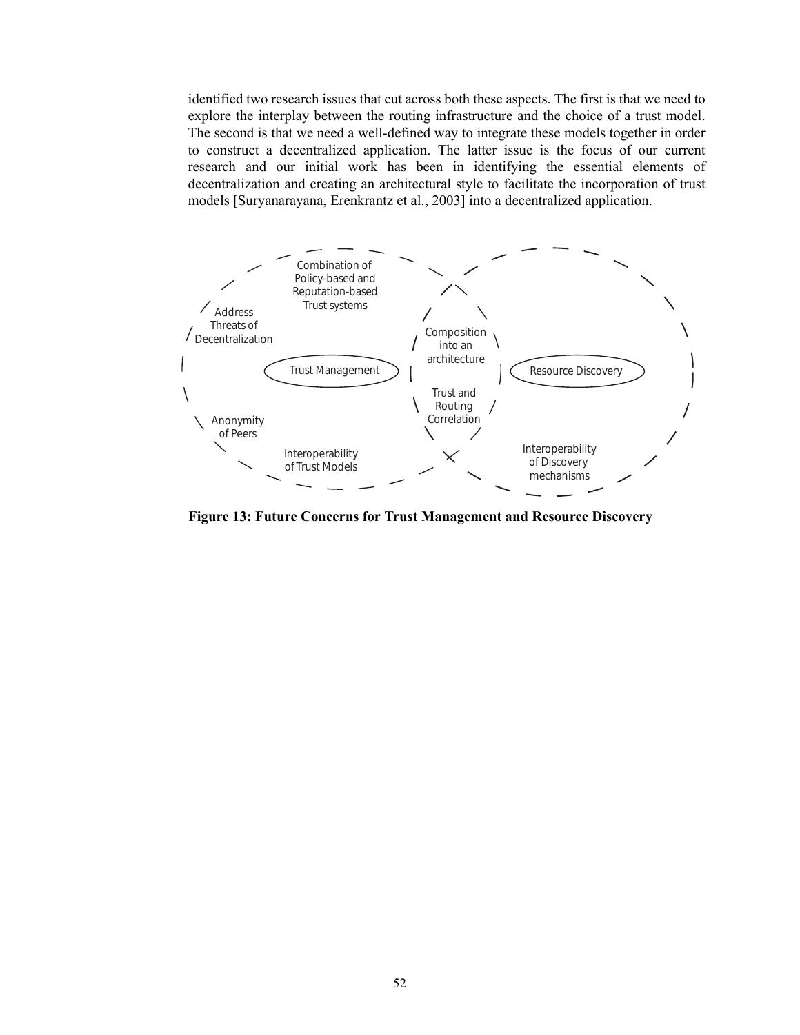identified two research issues that cut across both these aspects. The first is that we need to explore the interplay between the routing infrastructure and the choice of a trust model. The second is that we need a well-defined way to integrate these models together in order to construct a decentralized application. The latter issue is the focus of our current research and our initial work has been in identifying the essential elements of decentralization and creating an architectural style to facilitate the incorporation of trust models [Suryanarayana, Erenkrantz et al., 2003] into a decentralized application.

Combination of Policy-based and Reputation-based Trust systems

Address Threats of Decentralization

Trust Management

Anonymity of Peers

Interoperability of Trust Models

Composition into an architecture

Trust and Routing Correlation

Resource Discovery

Interoperability of Discovery mechanisms

**Figure 13: Future Concerns for Trust Management and Resource Discovery**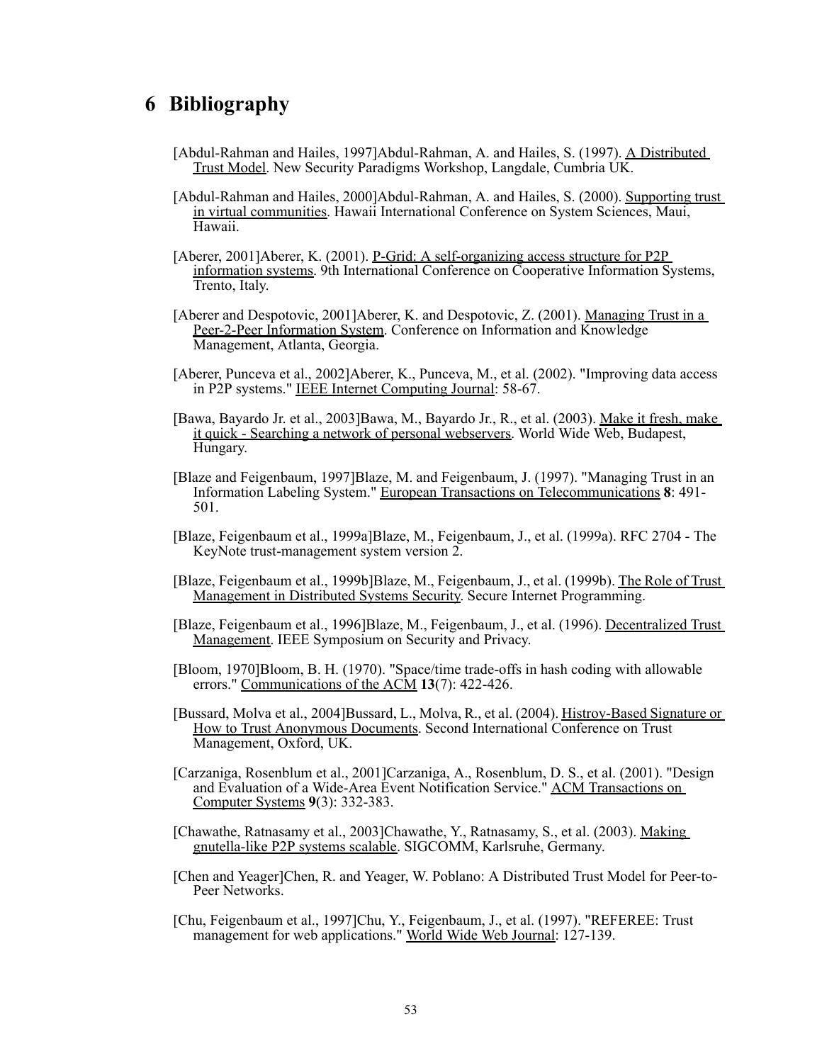# 6 Bibliography

[Abdul-Rahman and Hailes, 1997]Abdul-Rahman, A. and Hailes, S. (1997). A Distributed Trust Model. New Security Paradigms Workshop, Langdale, Cumbria UK.

[Abdul-Rahman and Hailes, 2000]Abdul-Rahman, A. and Hailes, S. (2000). Supporting trust in virtual communities. Hawaii International Conference on System Sciences, Maui, Hawaii.

[Aberer, 2001]Aberer, K. (2001). P-Grid: A self-organizing access structure for P2P information systems. 9th International Conference on Cooperative Information Systems, Trento, Italy.

[Aberer and Despotovic, 2001]Aberer, K. and Despotovic, Z. (2001). Managing Trust in a Peer-2-Peer Information System. Conference on Information and Knowledge Management, Atlanta, Georgia.

[Aberer, Punceva et al., 2002]Aberer, K., Punceva, M., et al. (2002). "Improving data access in P2P systems." IEEE Internet Computing Journal: 58-67.

[Bawa, Bayardo Jr. et al., 2003]Bawa, M., Bayardo Jr., R., et al. (2003). Make it fresh, make it quick - Searching a network of personal webservers. World Wide Web, Budapest, Hungary.

[Blaze and Feigenbaum, 1997]Blaze, M. and Feigenbaum, J. (1997). "Managing Trust in an Information Labeling System." European Transactions on Telecommunications **8**: 491-501.

[Blaze, Feigenbaum et al., 1999a]Blaze, M., Feigenbaum, J., et al. (1999a). RFC 2704 - The KeyNote trust-management system version 2.

[Blaze, Feigenbaum et al., 1999b]Blaze, M., Feigenbaum, J., et al. (1999b). The Role of Trust Management in Distributed Systems Security. Secure Internet Programming.

[Blaze, Feigenbaum et al., 1996]Blaze, M., Feigenbaum, J., et al. (1996). Decentralized Trust Management. IEEE Symposium on Security and Privacy.

[Bloom, 1970]Bloom, B. H. (1970). "Space/time trade-offs in hash coding with allowable errors." Communications of the ACM **13**(7): 422-426.

[Bussard, Molva et al., 2004]Bussard, L., Molva, R., et al. (2004). Histroy-Based Signature or How to Trust Anonymous Documents. Second International Conference on Trust Management, Oxford, UK.

[Carzaniga, Rosenblum et al., 2001]Carzaniga, A., Rosenblum, D. S., et al. (2001). "Design and Evaluation of a Wide-Area Event Notification Service." ACM Transactions on Computer Systems **9**(3): 332-383.

[Chawathe, Ratnasamy et al., 2003]Chawathe, Y., Ratnasamy, S., et al. (2003). Making gnutella-like P2P systems scalable. SIGCOMM, Karlsruhe, Germany.

[Chen and Yeager]Chen, R. and Yeager, W. Poblano: A Distributed Trust Model for Peer-to-Peer Networks.

[Chu, Feigenbaum et al., 1997]Chu, Y., Feigenbaum, J., et al. (1997). "REFEREE: Trust management for web applications." World Wide Web Journal: 127-139.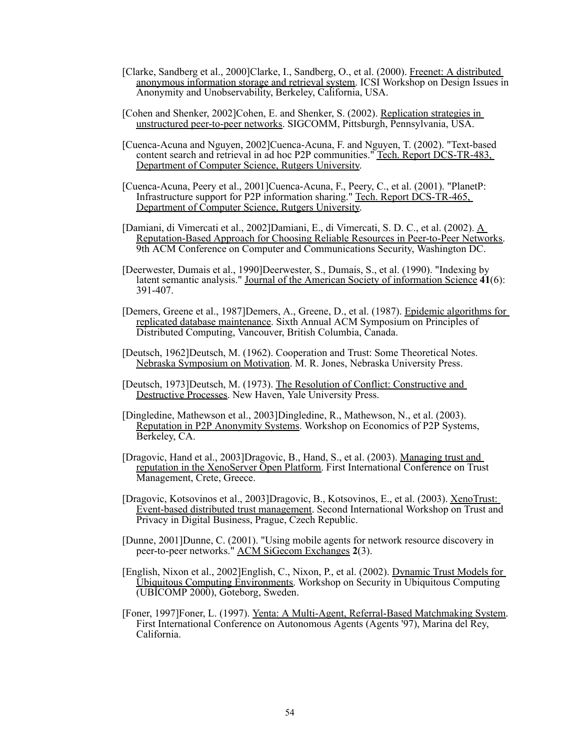[Clarke, Sandberg et al., 2000]Clarke, I., Sandberg, O., et al. (2000). Freenet: A distributed anonymous information storage and retrieval system. ICSI Workshop on Design Issues in Anonymity and Unobservability, Berkeley, California, USA.

[Cohen and Shenker, 2002]Cohen, E. and Shenker, S. (2002). Replication strategies in unstructured peer-to-peer networks. SIGCOMM, Pittsburgh, Pennsylvania, USA.

[Cuenca-Acuna and Nguyen, 2002]Cuenca-Acuna, F. and Nguyen, T. (2002). "Text-based content search and retrieval in ad hoc P2P communities." Tech. Report DCS-TR-483, Department of Computer Science, Rutgers University.

[Cuenca-Acuna, Peery et al., 2001]Cuenca-Acuna, F., Peery, C., et al. (2001). "PlanetP: Infrastructure support for P2P information sharing." Tech. Report DCS-TR-465, Department of Computer Science, Rutgers University.

[Damiani, di Vimercati et al., 2002]Damiani, E., di Vimercati, S. D. C., et al. (2002). A Reputation-Based Approach for Choosing Reliable Resources in Peer-to-Peer Networks. 9th ACM Conference on Computer and Communications Security, Washington DC.

[Deerwester, Dumais et al., 1990]Deerwester, S., Dumais, S., et al. (1990). "Indexing by latent semantic analysis." Journal of the American Society of information Science **41**(6): 391-407.

[Demers, Greene et al., 1987]Demers, A., Greene, D., et al. (1987). Epidemic algorithms for replicated database maintenance. Sixth Annual ACM Symposium on Principles of Distributed Computing, Vancouver, British Columbia, Canada.

[Deutsch, 1962]Deutsch, M. (1962). Cooperation and Trust: Some Theoretical Notes. Nebraska Symposium on Motivation. M. R. Jones, Nebraska University Press.

[Deutsch, 1973]Deutsch, M. (1973). The Resolution of Conflict: Constructive and Destructive Processes. New Haven, Yale University Press.

[Dingledine, Mathewson et al., 2003]Dingledine, R., Mathewson, N., et al. (2003). Reputation in P2P Anonymity Systems. Workshop on Economics of P2P Systems, Berkeley, CA.

[Dragovic, Hand et al., 2003]Dragovic, B., Hand, S., et al. (2003). Managing trust and reputation in the XenoServer Open Platform. First International Conference on Trust Management, Crete, Greece.

[Dragovic, Kotsovinos et al., 2003]Dragovic, B., Kotsovinos, E., et al. (2003). XenoTrust: Event-based distributed trust management. Second International Workshop on Trust and Privacy in Digital Business, Prague, Czech Republic.

[Dunne, 2001]Dunne, C. (2001). "Using mobile agents for network resource discovery in peer-to-peer networks." ACM SiGecom Exchanges **2**(3).

[English, Nixon et al., 2002]English, C., Nixon, P., et al. (2002). Dynamic Trust Models for Ubiquitous Computing Environments. Workshop on Security in Ubiquitous Computing (UBICOMP 2000), Goteborg, Sweden.

[Foner, 1997]Foner, L. (1997). Yenta: A Multi-Agent, Referral-Based Matchmaking System. First International Conference on Autonomous Agents (Agents '97), Marina del Rey, California.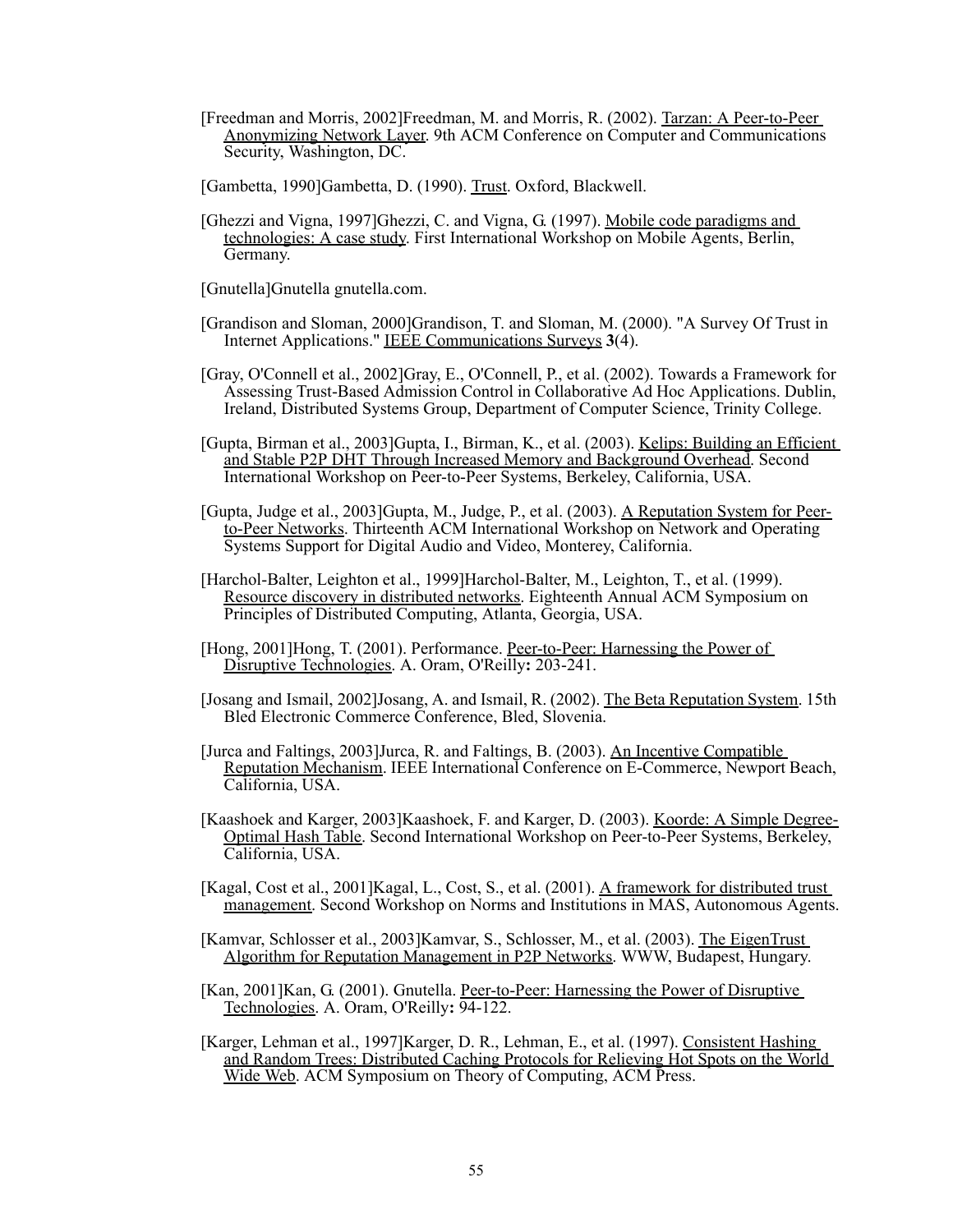[Freedman and Morris, 2002]Freedman, M. and Morris, R. (2002). Tarzan: A Peer-to-Peer Anonymizing Network Layer. 9th ACM Conference on Computer and Communications Security, Washington, DC.

[Gambetta, 1990]Gambetta, D. (1990). Trust. Oxford, Blackwell.

[Ghezzi and Vigna, 1997]Ghezzi, C. and Vigna, G. (1997). Mobile code paradigms and technologies: A case study. First International Workshop on Mobile Agents, Berlin, Germany.

[Gnutella]Gnutella gnutella.com.

[Grandison and Sloman, 2000]Grandison, T. and Sloman, M. (2000). "A Survey Of Trust in Internet Applications." IEEE Communications Surveys **3**(4).

[Gray, O'Connell et al., 2002]Gray, E., O'Connell, P., et al. (2002). Towards a Framework for Assessing Trust-Based Admission Control in Collaborative Ad Hoc Applications. Dublin, Ireland, Distributed Systems Group, Department of Computer Science, Trinity College.

[Gupta, Birman et al., 2003]Gupta, I., Birman, K., et al. (2003). Kelips: Building an Efficient and Stable P2P DHT Through Increased Memory and Background Overhead. Second International Workshop on Peer-to-Peer Systems, Berkeley, California, USA.

[Gupta, Judge et al., 2003]Gupta, M., Judge, P., et al. (2003). A Reputation System for Peer-to-Peer Networks. Thirteenth ACM International Workshop on Network and Operating Systems Support for Digital Audio and Video, Monterey, California.

[Harchol-Balter, Leighton et al., 1999]Harchol-Balter, M., Leighton, T., et al. (1999). Resource discovery in distributed networks. Eighteenth Annual ACM Symposium on Principles of Distributed Computing, Atlanta, Georgia, USA.

[Hong, 2001]Hong, T. (2001). Performance. Peer-to-Peer: Harnessing the Power of Disruptive Technologies. A. Oram, O'Reilly**:** 203-241.

[Josang and Ismail, 2002]Josang, A. and Ismail, R. (2002). The Beta Reputation System. 15th Bled Electronic Commerce Conference, Bled, Slovenia.

[Jurca and Faltings, 2003]Jurca, R. and Faltings, B. (2003). An Incentive Compatible Reputation Mechanism. IEEE International Conference on E-Commerce, Newport Beach, California, USA.

[Kaashoek and Karger, 2003]Kaashoek, F. and Karger, D. (2003). Koorde: A Simple Degree-Optimal Hash Table. Second International Workshop on Peer-to-Peer Systems, Berkeley, California, USA.

[Kagal, Cost et al., 2001]Kagal, L., Cost, S., et al. (2001). A framework for distributed trust management. Second Workshop on Norms and Institutions in MAS, Autonomous Agents.

[Kamvar, Schlosser et al., 2003]Kamvar, S., Schlosser, M., et al. (2003). The EigenTrust Algorithm for Reputation Management in P2P Networks. WWW, Budapest, Hungary.

[Kan, 2001]Kan, G. (2001). Gnutella. Peer-to-Peer: Harnessing the Power of Disruptive Technologies. A. Oram, O'Reilly**:** 94-122.

[Karger, Lehman et al., 1997]Karger, D. R., Lehman, E., et al. (1997). Consistent Hashing and Random Trees: Distributed Caching Protocols for Relieving Hot Spots on the World Wide Web. ACM Symposium on Theory of Computing, ACM Press.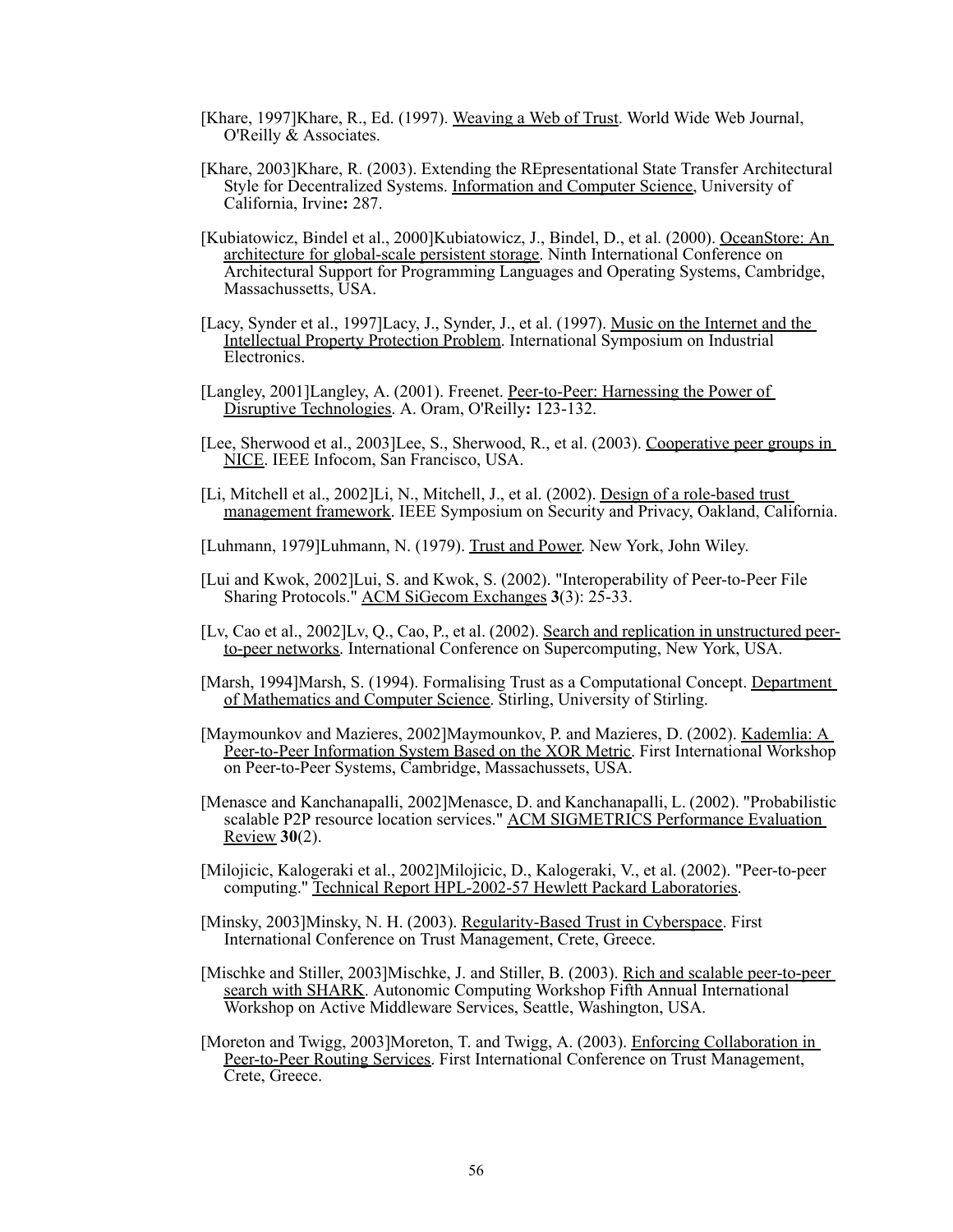[Khare, 1997]Khare, R., Ed. (1997). Weaving a Web of Trust. World Wide Web Journal, O'Reilly & Associates.

[Khare, 2003]Khare, R. (2003). Extending the REpresentational State Transfer Architectural Style for Decentralized Systems. Information and Computer Science, University of California, Irvine**:** 287.

[Kubiatowicz, Bindel et al., 2000]Kubiatowicz, J., Bindel, D., et al. (2000). OceanStore: An architecture for global-scale persistent storage. Ninth International Conference on Architectural Support for Programming Languages and Operating Systems, Cambridge, Massachussetts, USA.

[Lacy, Synder et al., 1997]Lacy, J., Synder, J., et al. (1997). Music on the Internet and the Intellectual Property Protection Problem. International Symposium on Industrial Electronics.

[Langley, 2001]Langley, A. (2001). Freenet. Peer-to-Peer: Harnessing the Power of Disruptive Technologies. A. Oram, O'Reilly**:** 123-132.

[Lee, Sherwood et al., 2003]Lee, S., Sherwood, R., et al. (2003). Cooperative peer groups in NICE. IEEE Infocom, San Francisco, USA.

[Li, Mitchell et al., 2002]Li, N., Mitchell, J., et al. (2002). Design of a role-based trust management framework. IEEE Symposium on Security and Privacy, Oakland, California.

[Luhmann, 1979]Luhmann, N. (1979). Trust and Power. New York, John Wiley.

[Lui and Kwok, 2002]Lui, S. and Kwok, S. (2002). "Interoperability of Peer-to-Peer File Sharing Protocols." ACM SiGecom Exchanges **3**(3): 25-33.

[Lv, Cao et al., 2002]Lv, Q., Cao, P., et al. (2002). Search and replication in unstructured peer-to-peer networks. International Conference on Supercomputing, New York, USA.

[Marsh, 1994]Marsh, S. (1994). Formalising Trust as a Computational Concept. Department of Mathematics and Computer Science. Stirling, University of Stirling.

[Maymounkov and Mazieres, 2002]Maymounkov, P. and Mazieres, D. (2002). Kademlia: A Peer-to-Peer Information System Based on the XOR Metric. First International Workshop on Peer-to-Peer Systems, Cambridge, Massachussets, USA.

[Menasce and Kanchanapalli, 2002]Menasce, D. and Kanchanapalli, L. (2002). "Probabilistic scalable P2P resource location services." ACM SIGMETRICS Performance Evaluation Review **30**(2).

[Milojicic, Kalogeraki et al., 2002]Milojicic, D., Kalogeraki, V., et al. (2002). "Peer-to-peer computing." Technical Report HPL-2002-57 Hewlett Packard Laboratories.

[Minsky, 2003]Minsky, N. H. (2003). Regularity-Based Trust in Cyberspace. First International Conference on Trust Management, Crete, Greece.

[Mischke and Stiller, 2003]Mischke, J. and Stiller, B. (2003). Rich and scalable peer-to-peer search with SHARK. Autonomic Computing Workshop Fifth Annual International Workshop on Active Middleware Services, Seattle, Washington, USA.

[Moreton and Twigg, 2003]Moreton, T. and Twigg, A. (2003). Enforcing Collaboration in Peer-to-Peer Routing Services. First International Conference on Trust Management, Crete, Greece.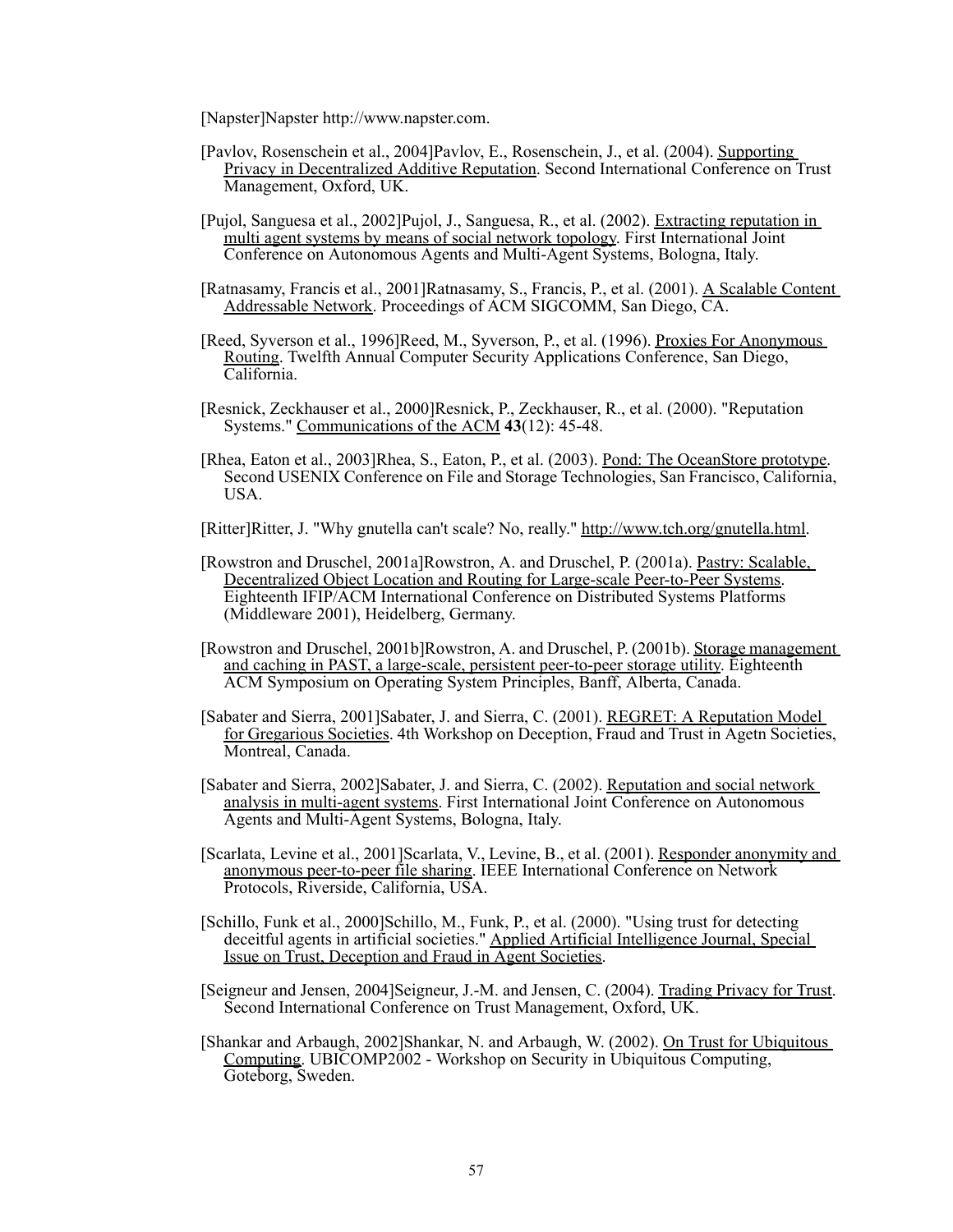[Napster]Napster http://www.napster.com.

[Pavlov, Rosenschein et al., 2004]Pavlov, E., Rosenschein, J., et al. (2004). Supporting Privacy in Decentralized Additive Reputation. Second International Conference on Trust Management, Oxford, UK.

[Pujol, Sanguesa et al., 2002]Pujol, J., Sanguesa, R., et al. (2002). Extracting reputation in multi agent systems by means of social network topology. First International Joint Conference on Autonomous Agents and Multi-Agent Systems, Bologna, Italy.

[Ratnasamy, Francis et al., 2001]Ratnasamy, S., Francis, P., et al. (2001). A Scalable Content Addressable Network. Proceedings of ACM SIGCOMM, San Diego, CA.

[Reed, Syverson et al., 1996]Reed, M., Syverson, P., et al. (1996). Proxies For Anonymous Routing. Twelfth Annual Computer Security Applications Conference, San Diego, California.

[Resnick, Zeckhauser et al., 2000]Resnick, P., Zeckhauser, R., et al. (2000). "Reputation Systems." Communications of the ACM **43**(12): 45-48.

[Rhea, Eaton et al., 2003]Rhea, S., Eaton, P., et al. (2003). Pond: The OceanStore prototype. Second USENIX Conference on File and Storage Technologies, San Francisco, California, USA.

[Ritter]Ritter, J. "Why gnutella can't scale? No, really." http://www.tch.org/gnutella.html.

[Rowstron and Druschel, 2001a]Rowstron, A. and Druschel, P. (2001a). Pastry: Scalable, Decentralized Object Location and Routing for Large-scale Peer-to-Peer Systems. Eighteenth IFIP/ACM International Conference on Distributed Systems Platforms (Middleware 2001), Heidelberg, Germany.

[Rowstron and Druschel, 2001b]Rowstron, A. and Druschel, P. (2001b). Storage management and caching in PAST, a large-scale, persistent peer-to-peer storage utility. Eighteenth ACM Symposium on Operating System Principles, Banff, Alberta, Canada.

[Sabater and Sierra, 2001]Sabater, J. and Sierra, C. (2001). REGRET: A Reputation Model for Gregarious Societies. 4th Workshop on Deception, Fraud and Trust in Agetn Societies, Montreal, Canada.

[Sabater and Sierra, 2002]Sabater, J. and Sierra, C. (2002). Reputation and social network analysis in multi-agent systems. First International Joint Conference on Autonomous Agents and Multi-Agent Systems, Bologna, Italy.

[Scarlata, Levine et al., 2001]Scarlata, V., Levine, B., et al. (2001). Responder anonymity and anonymous peer-to-peer file sharing. IEEE International Conference on Network Protocols, Riverside, California, USA.

[Schillo, Funk et al., 2000]Schillo, M., Funk, P., et al. (2000). "Using trust for detecting deceitful agents in artificial societies." Applied Artificial Intelligence Journal, Special Issue on Trust, Deception and Fraud in Agent Societies.

[Seigneur and Jensen, 2004]Seigneur, J.-M. and Jensen, C. (2004). Trading Privacy for Trust. Second International Conference on Trust Management, Oxford, UK.

[Shankar and Arbaugh, 2002]Shankar, N. and Arbaugh, W. (2002). On Trust for Ubiquitous Computing. UBICOMP2002 - Workshop on Security in Ubiquitous Computing, Goteborg, Sweden.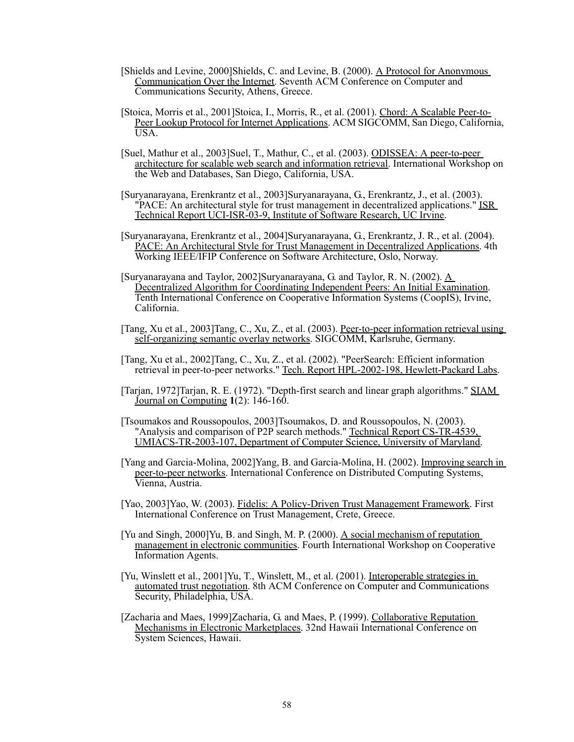[Shields and Levine, 2000]Shields, C. and Levine, B. (2000). A Protocol for Anonymous Communication Over the Internet. Seventh ACM Conference on Computer and Communications Security, Athens, Greece.

[Stoica, Morris et al., 2001]Stoica, I., Morris, R., et al. (2001). Chord: A Scalable Peer-to-Peer Lookup Protocol for Internet Applications. ACM SIGCOMM, San Diego, California, USA.

[Suel, Mathur et al., 2003]Suel, T., Mathur, C., et al. (2003). ODISSEA: A peer-to-peer architecture for scalable web search and information retrieval. International Workshop on the Web and Databases, San Diego, California, USA.

[Suryanarayana, Erenkrantz et al., 2003]Suryanarayana, G., Erenkrantz, J., et al. (2003). "PACE: An architectural style for trust management in decentralized applications." ISR Technical Report UCI-ISR-03-9, Institute of Software Research, UC Irvine.

[Suryanarayana, Erenkrantz et al., 2004]Suryanarayana, G., Erenkrantz, J. R., et al. (2004). PACE: An Architectural Style for Trust Management in Decentralized Applications. 4th Working IEEE/IFIP Conference on Software Architecture, Oslo, Norway.

[Suryanarayana and Taylor, 2002]Suryanarayana, G. and Taylor, R. N. (2002). A Decentralized Algorithm for Coordinating Independent Peers: An Initial Examination. Tenth International Conference on Cooperative Information Systems (CoopIS), Irvine, California.

[Tang, Xu et al., 2003]Tang, C., Xu, Z., et al. (2003). Peer-to-peer information retrieval using self-organizing semantic overlay networks. SIGCOMM, Karlsruhe, Germany.

[Tang, Xu et al., 2002]Tang, C., Xu, Z., et al. (2002). "PeerSearch: Efficient information retrieval in peer-to-peer networks." Tech. Report HPL-2002-198, Hewlett-Packard Labs.

[Tarjan, 1972]Tarjan, R. E. (1972). "Depth-first search and linear graph algorithms." SIAM Journal on Computing **1**(2): 146-160.

[Tsoumakos and Roussopoulos, 2003]Tsoumakos, D. and Roussopoulos, N. (2003). "Analysis and comparison of P2P search methods." Technical Report CS-TR-4539, UMIACS-TR-2003-107, Department of Computer Science, University of Maryland.

[Yang and Garcia-Molina, 2002]Yang, B. and Garcia-Molina, H. (2002). Improving search in peer-to-peer networks. International Conference on Distributed Computing Systems, Vienna, Austria.

[Yao, 2003]Yao, W. (2003). Fidelis: A Policy-Driven Trust Management Framework. First International Conference on Trust Management, Crete, Greece.

[Yu and Singh, 2000]Yu, B. and Singh, M. P. (2000). A social mechanism of reputation management in electronic communities. Fourth International Workshop on Cooperative Information Agents.

[Yu, Winslett et al., 2001]Yu, T., Winslett, M., et al. (2001). Interoperable strategies in automated trust negotiation. 8th ACM Conference on Computer and Communications Security, Philadelphia, USA.

[Zacharia and Maes, 1999]Zacharia, G. and Maes, P. (1999). Collaborative Reputation Mechanisms in Electronic Marketplaces. 32nd Hawaii International Conference on System Sciences, Hawaii.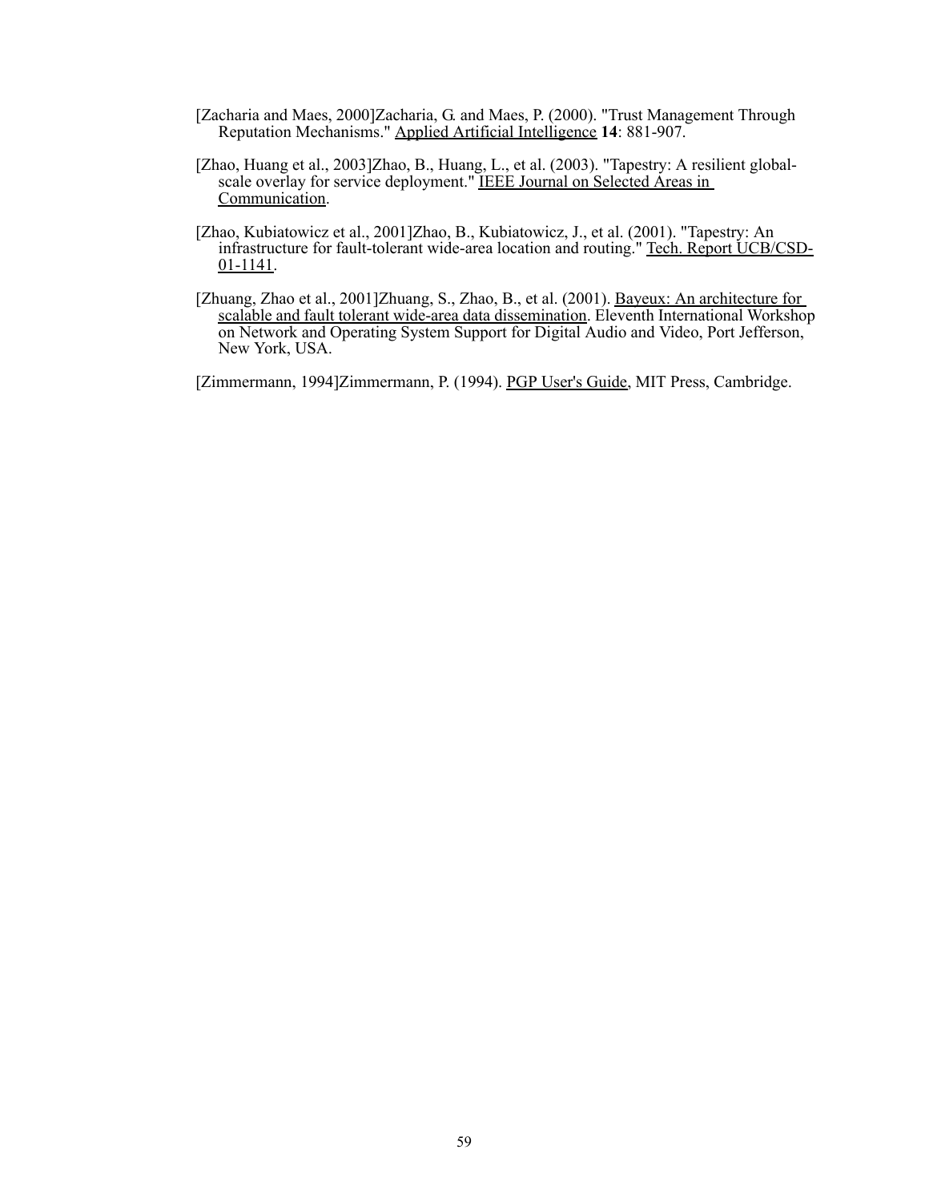[Zacharia and Maes, 2000]Zacharia, G. and Maes, P. (2000). "Trust Management Through Reputation Mechanisms." Applied Artificial Intelligence **14**: 881-907.

[Zhao, Huang et al., 2003]Zhao, B., Huang, L., et al. (2003). "Tapestry: A resilient global-scale overlay for service deployment." IEEE Journal on Selected Areas in Communication.

[Zhao, Kubiatowicz et al., 2001]Zhao, B., Kubiatowicz, J., et al. (2001). "Tapestry: An infrastructure for fault-tolerant wide-area location and routing." Tech. Report UCB/CSD-01-1141.

[Zhuang, Zhao et al., 2001]Zhuang, S., Zhao, B., et al. (2001). Bayeux: An architecture for scalable and fault tolerant wide-area data dissemination. Eleventh International Workshop on Network and Operating System Support for Digital Audio and Video, Port Jefferson, New York, USA.

[Zimmermann, 1994]Zimmermann, P. (1994). PGP User's Guide, MIT Press, Cambridge.